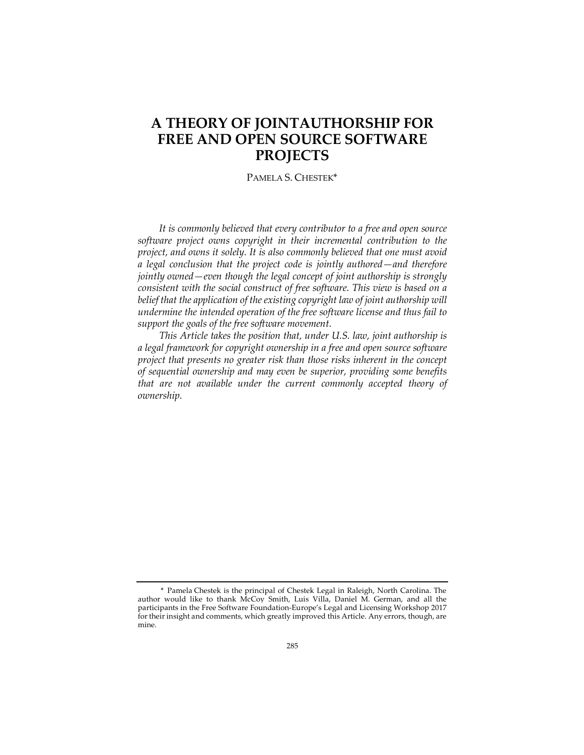# A THEORY OF JOINTAUTHORSHIP FOR FREE AND OPEN SOURCE SOFTWARE PROJECTS

PAMELA S. CHESTEK*

*It is commonly believed that every contributor to a free and open source software project owns copyright in their incremental contribution to the project, and owns it solely. It is also commonly believed that one must avoid a legal conclusion that the project code is jointly authored—and therefore jointly owned—even though the legal concept of joint authorship is strongly consistent with the social construct of free software. This view is based on a belief that the application of the existing copyright law of joint authorship will undermine the intended operation of the free software license and thus fail to support the goals of the free software movement.*

*This Article takes the position that, under U.S. law, joint authorship is a legal framework for copyright ownership in a free and open source software project that presents no greater risk than those risks inherent in the concept of sequential ownership and may even be superior, providing some benefits that are not available under the current commonly accepted theory of ownership.*

---

\* Pamela Chestek is the principal of Chestek Legal in Raleigh, North Carolina. The author would like to thank McCoy Smith, Luis Villa, Daniel M. German, and all the participants in the Free Software Foundation-Europe's Legal and Licensing Workshop 2017 for their insight and comments, which greatly improved this Article. Any errors, though, are mine.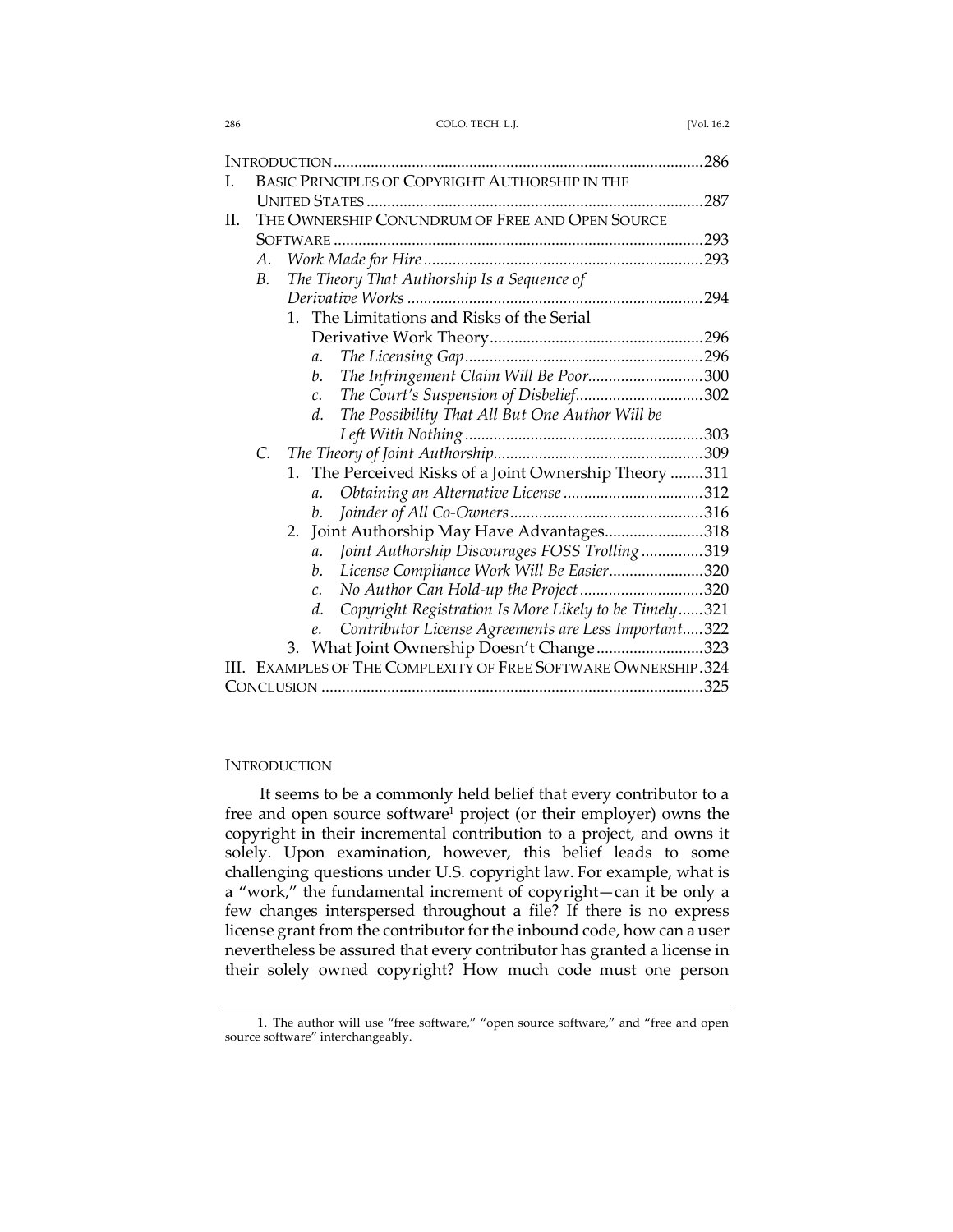| | |
|---|---|
| INTRODUCTION | 286 |
| I. BASIC PRINCIPLES OF COPYRIGHT AUTHORSHIP IN THE UNITED STATES | 287 |
| II. THE OWNERSHIP CONUNDRUM OF FREE AND OPEN SOURCE SOFTWARE | 293 |
| A. *Work Made for Hire* | 293 |
| B. *The Theory That Authorship Is a Sequence of Derivative Works* | 294 |
| 1. The Limitations and Risks of the Serial Derivative Work Theory | 296 |
| a. *The Licensing Gap* | 296 |
| b. *The Infringement Claim Will Be Poor* | 300 |
| c. *The Court's Suspension of Disbelief* | 302 |
| d. *The Possibility That All But One Author Will be Left With Nothing* | 303 |
| C. *The Theory of Joint Authorship* | 309 |
| 1. The Perceived Risks of a Joint Ownership Theory | 311 |
| a. *Obtaining an Alternative License* | 312 |
| b. *Joinder of All Co-Owners* | 316 |
| 2. Joint Authorship May Have Advantages | 318 |
| a. *Joint Authorship Discourages FOSS Trolling* | 319 |
| b. *License Compliance Work Will Be Easier* | 320 |
| c. *No Author Can Hold-up the Project* | 320 |
| d. *Copyright Registration Is More Likely to be Timely* | 321 |
| e. *Contributor License Agreements are Less Important* | 322 |
| 3. What Joint Ownership Doesn't Change | 323 |
| III. EXAMPLES OF THE COMPLEXITY OF FREE SOFTWARE OWNERSHIP | 324 |
| CONCLUSION | 325 |

## INTRODUCTION

It seems to be a commonly held belief that every contributor to a free and open source software[1] project (or their employer) owns the copyright in their incremental contribution to a project, and owns it solely. Upon examination, however, this belief leads to some challenging questions under U.S. copyright law. For example, what is a "work," the fundamental increment of copyright—can it be only a few changes interspersed throughout a file? If there is no express license grant from the contributor for the inbound code, how can a user nevertheless be assured that every contributor has granted a license in their solely owned copyright? How much code must one person

---

1. The author will use "free software," "open source software," and "free and open source software" interchangeably.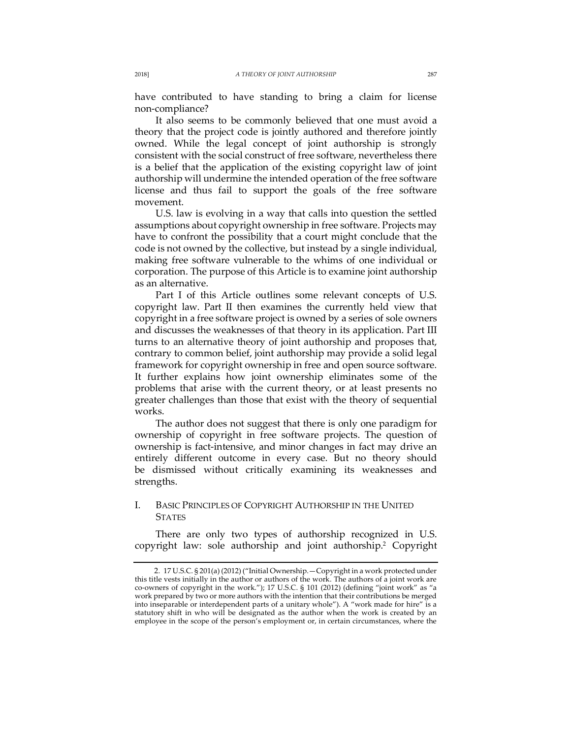have contributed to have standing to bring a claim for license non-compliance?

It also seems to be commonly believed that one must avoid a theory that the project code is jointly authored and therefore jointly owned. While the legal concept of joint authorship is strongly consistent with the social construct of free software, nevertheless there is a belief that the application of the existing copyright law of joint authorship will undermine the intended operation of the free software license and thus fail to support the goals of the free software movement.

U.S. law is evolving in a way that calls into question the settled assumptions about copyright ownership in free software. Projects may have to confront the possibility that a court might conclude that the code is not owned by the collective, but instead by a single individual, making free software vulnerable to the whims of one individual or corporation. The purpose of this Article is to examine joint authorship as an alternative.

Part I of this Article outlines some relevant concepts of U.S. copyright law. Part II then examines the currently held view that copyright in a free software project is owned by a series of sole owners and discusses the weaknesses of that theory in its application. Part III turns to an alternative theory of joint authorship and proposes that, contrary to common belief, joint authorship may provide a solid legal framework for copyright ownership in free and open source software. It further explains how joint ownership eliminates some of the problems that arise with the current theory, or at least presents no greater challenges than those that exist with the theory of sequential works.

The author does not suggest that there is only one paradigm for ownership of copyright in free software projects. The question of ownership is fact-intensive, and minor changes in fact may drive an entirely different outcome in every case. But no theory should be dismissed without critically examining its weaknesses and strengths.

## I. BASIC PRINCIPLES OF COPYRIGHT AUTHORSHIP IN THE UNITED STATES

There are only two types of authorship recognized in U.S. copyright law: sole authorship and joint authorship.[2] Copyright

---

2. 17 U.S.C. § 201(a) (2012) ("Initial Ownership.—Copyright in a work protected under this title vests initially in the author or authors of the work. The authors of a joint work are co-owners of copyright in the work."); 17 U.S.C. § 101 (2012) (defining "joint work" as "a work prepared by two or more authors with the intention that their contributions be merged into inseparable or interdependent parts of a unitary whole"). A "work made for hire" is a statutory shift in who will be designated as the author when the work is created by an employee in the scope of the person's employment or, in certain circumstances, where the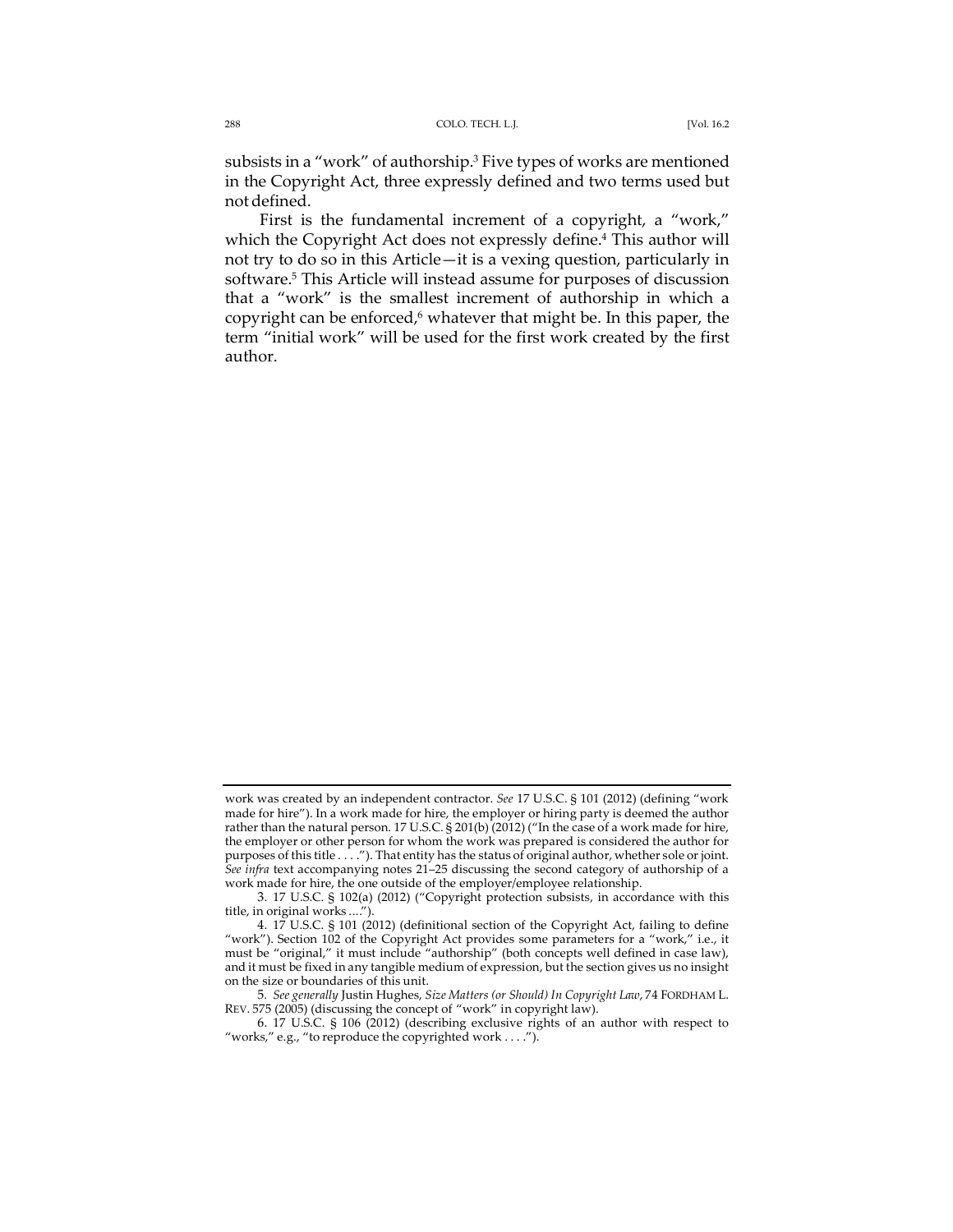subsists in a "work" of authorship.[3] Five types of works are mentioned in the Copyright Act, three expressly defined and two terms used but not defined.

First is the fundamental increment of a copyright, a "work," which the Copyright Act does not expressly define.[4] This author will not try to do so in this Article—it is a vexing question, particularly in software.[5] This Article will instead assume for purposes of discussion that a "work" is the smallest increment of authorship in which a copyright can be enforced,[6] whatever that might be. In this paper, the term "initial work" will be used for the first work created by the first author.

---

work was created by an independent contractor. *See* 17 U.S.C. § 101 (2012) (defining "work made for hire"). In a work made for hire, the employer or hiring party is deemed the author rather than the natural person. 17 U.S.C. § 201(b) (2012) ("In the case of a work made for hire, the employer or other person for whom the work was prepared is considered the author for purposes of this title . . . ."). That entity has the status of original author, whether sole or joint. *See infra* text accompanying notes 21–25 discussing the second category of authorship of a work made for hire, the one outside of the employer/employee relationship.

3. 17 U.S.C. § 102(a) (2012) ("Copyright protection subsists, in accordance with this title, in original works ....").

4. 17 U.S.C. § 101 (2012) (definitional section of the Copyright Act, failing to define "work"). Section 102 of the Copyright Act provides some parameters for a "work," i.e., it must be "original," it must include "authorship" (both concepts well defined in case law), and it must be fixed in any tangible medium of expression, but the section gives us no insight on the size or boundaries of this unit.

5. *See generally* Justin Hughes, *Size Matters (or Should) In Copyright Law*, 74 FORDHAM L. REV. 575 (2005) (discussing the concept of "work" in copyright law).

6. 17 U.S.C. § 106 (2012) (describing exclusive rights of an author with respect to "works," e.g., "to reproduce the copyrighted work . . . .").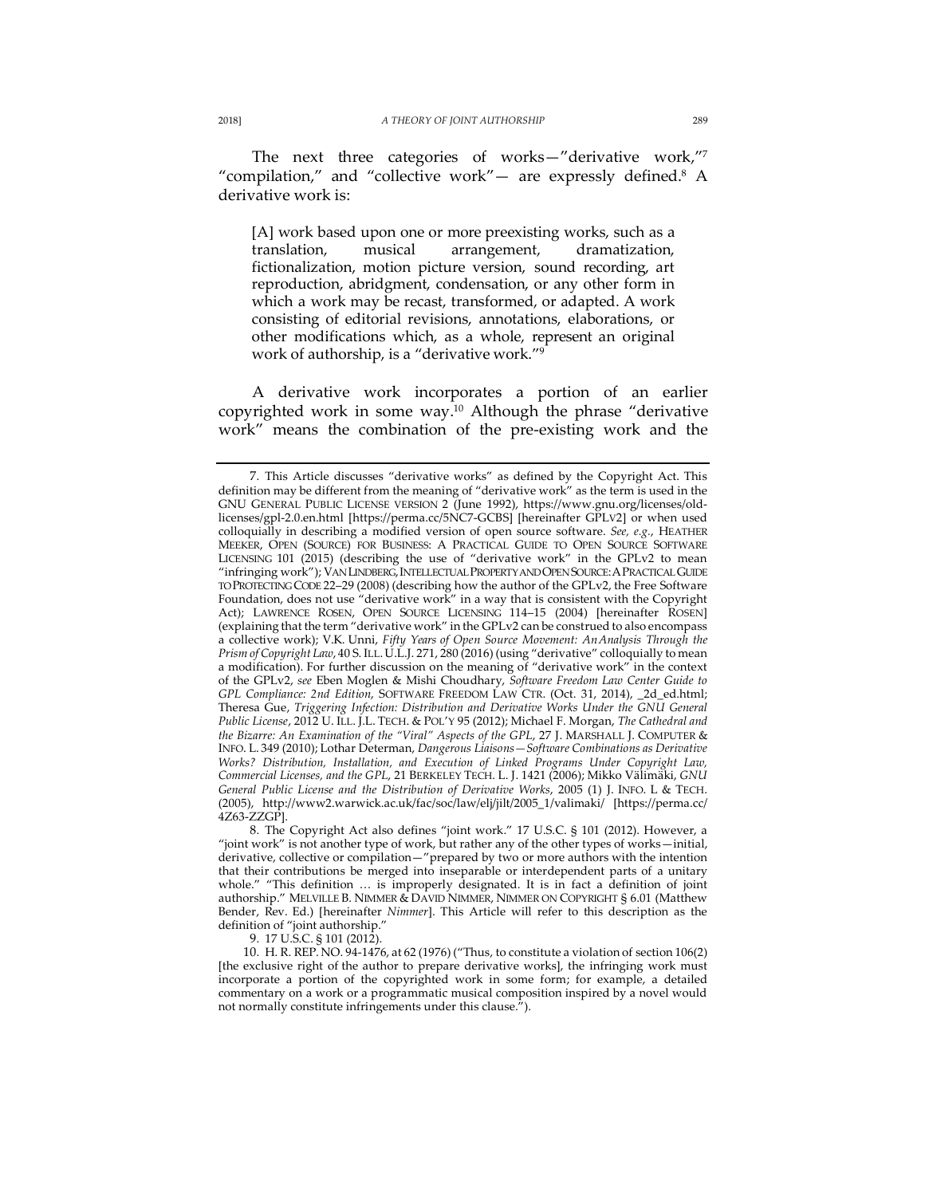The next three categories of works—"derivative work,"[7] "compilation," and "collective work"— are expressly defined.[8] A derivative work is:

> [A] work based upon one or more preexisting works, such as a translation, musical arrangement, dramatization, fictionalization, motion picture version, sound recording, art reproduction, abridgment, condensation, or any other form in which a work may be recast, transformed, or adapted. A work consisting of editorial revisions, annotations, elaborations, or other modifications which, as a whole, represent an original work of authorship, is a "derivative work."[9]

A derivative work incorporates a portion of an earlier copyrighted work in some way.[10] Although the phrase "derivative work" means the combination of the pre-existing work and the

---

7. This Article discusses "derivative works" as defined by the Copyright Act. This definition may be different from the meaning of "derivative work" as the term is used in the GNU GENERAL PUBLIC LICENSE VERSION 2 (June 1992), https://www.gnu.org/licenses/old-licenses/gpl-2.0.en.html [https://perma.cc/5NC7-GCBS] [hereinafter GPLV2] or when used colloquially in describing a modified version of open source software. *See, e.g.*, HEATHER MEEKER, OPEN (SOURCE) FOR BUSINESS: A PRACTICAL GUIDE TO OPEN SOURCE SOFTWARE LICENSING 101 (2015) (describing the use of "derivative work" in the GPLv2 to mean "infringing work"); VAN LINDBERG, INTELLECTUAL PROPERTY AND OPEN SOURCE: A PRACTICAL GUIDE TO PROTECTING CODE 22–29 (2008) (describing how the author of the GPLv2, the Free Software Foundation, does not use "derivative work" in a way that is consistent with the Copyright Act); LAWRENCE ROSEN, OPEN SOURCE LICENSING 114–15 (2004) [hereinafter ROSEN] (explaining that the term "derivative work" in the GPLv2 can be construed to also encompass a collective work); V.K. Unni, *Fifty Years of Open Source Movement: An Analysis Through the Prism of Copyright Law*, 40 S. ILL. U.L.J. 271, 280 (2016) (using "derivative" colloquially to mean a modification). For further discussion on the meaning of "derivative work" in the context of the GPLv2, *see* Eben Moglen & Mishi Choudhary, *Software Freedom Law Center Guide to GPL Compliance: 2nd Edition*, SOFTWARE FREEDOM LAW CTR. (Oct. 31, 2014), _2d_ed.html; Theresa Gue, *Triggering Infection: Distribution and Derivative Works Under the GNU General Public License*, 2012 U. ILL. J.L. TECH. & POL'Y 95 (2012); Michael F. Morgan, *The Cathedral and the Bizarre: An Examination of the "Viral" Aspects of the GPL*, 27 J. MARSHALL J. COMPUTER & INFO. L. 349 (2010); Lothar Determan, *Dangerous Liaisons—Software Combinations as Derivative Works? Distribution, Installation, and Execution of Linked Programs Under Copyright Law, Commercial Licenses, and the GPL*, 21 BERKELEY TECH. L. J. 1421 (2006); Mikko Välimäki, *GNU General Public License and the Distribution of Derivative Works*, 2005 (1) J. INFO. L & TECH. (2005), http://www2.warwick.ac.uk/fac/soc/law/elj/jilt/2005_1/valimaki/ [https://perma.cc/4Z63-ZZGP].

8. The Copyright Act also defines "joint work." 17 U.S.C. § 101 (2012). However, a "joint work" is not another type of work, but rather any of the other types of works—initial, derivative, collective or compilation—"prepared by two or more authors with the intention that their contributions be merged into inseparable or interdependent parts of a unitary whole." "This definition … is improperly designated. It is in fact a definition of joint authorship." MELVILLE B. NIMMER & DAVID NIMMER, NIMMER ON COPYRIGHT § 6.01 (Matthew Bender, Rev. Ed.) [hereinafter *Nimmer*]. This Article will refer to this description as the definition of "joint authorship."

9. 17 U.S.C. § 101 (2012).

10. H. R. REP. NO. 94-1476, at 62 (1976) ("Thus, to constitute a violation of section 106(2) [the exclusive right of the author to prepare derivative works], the infringing work must incorporate a portion of the copyrighted work in some form; for example, a detailed commentary on a work or a programmatic musical composition inspired by a novel would not normally constitute infringements under this clause.").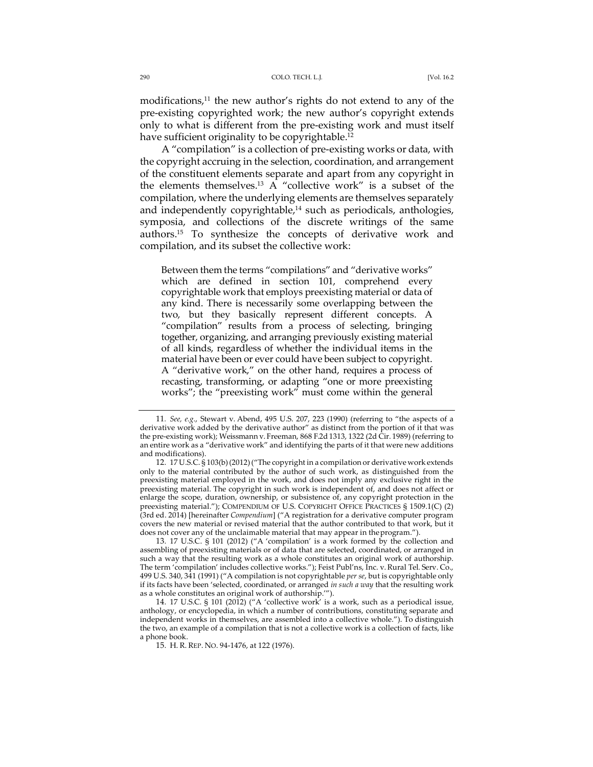modifications,[11] the new author's rights do not extend to any of the pre-existing copyrighted work; the new author's copyright extends only to what is different from the pre-existing work and must itself have sufficient originality to be copyrightable.[12]

A "compilation" is a collection of pre-existing works or data, with the copyright accruing in the selection, coordination, and arrangement of the constituent elements separate and apart from any copyright in the elements themselves.[13] A "collective work" is a subset of the compilation, where the underlying elements are themselves separately and independently copyrightable,[14] such as periodicals, anthologies, symposia, and collections of the discrete writings of the same authors.[15] To synthesize the concepts of derivative work and compilation, and its subset the collective work:

> Between them the terms "compilations" and "derivative works" which are defined in section 101, comprehend every copyrightable work that employs preexisting material or data of any kind. There is necessarily some overlapping between the two, but they basically represent different concepts. A "compilation" results from a process of selecting, bringing together, organizing, and arranging previously existing material of all kinds, regardless of whether the individual items in the material have been or ever could have been subject to copyright. A "derivative work," on the other hand, requires a process of recasting, transforming, or adapting "one or more preexisting works"; the "preexisting work" must come within the general

---

11. *See, e.g.*, Stewart v. Abend, 495 U.S. 207, 223 (1990) (referring to "the aspects of a derivative work added by the derivative author" as distinct from the portion of it that was the pre-existing work); Weissmann v. Freeman, 868 F.2d 1313, 1322 (2d Cir. 1989) (referring to an entire work as a "derivative work" and identifying the parts of it that were new additions and modifications).

12. 17 U.S.C. § 103(b) (2012) ("The copyright in a compilation or derivative work extends only to the material contributed by the author of such work, as distinguished from the preexisting material employed in the work, and does not imply any exclusive right in the preexisting material. The copyright in such work is independent of, and does not affect or enlarge the scope, duration, ownership, or subsistence of, any copyright protection in the preexisting material."); COMPENDIUM OF U.S. COPYRIGHT OFFICE PRACTICES § 1509.1(C) (2) (3rd ed. 2014) [hereinafter *Compendium*] ("A registration for a derivative computer program covers the new material or revised material that the author contributed to that work, but it does not cover any of the unclaimable material that may appear in the program.").

13. 17 U.S.C. § 101 (2012) ("A 'compilation' is a work formed by the collection and assembling of preexisting materials or of data that are selected, coordinated, or arranged in such a way that the resulting work as a whole constitutes an original work of authorship. The term 'compilation' includes collective works."); Feist Publ'ns, Inc. v. Rural Tel. Serv. Co., 499 U.S. 340, 341 (1991) ("A compilation is not copyrightable *per se*, but is copyrightable only if its facts have been 'selected, coordinated, or arranged *in such a way* that the resulting work as a whole constitutes an original work of authorship.'").

14. 17 U.S.C. § 101 (2012) ("A 'collective work' is a work, such as a periodical issue, anthology, or encyclopedia, in which a number of contributions, constituting separate and independent works in themselves, are assembled into a collective whole."). To distinguish the two, an example of a compilation that is not a collective work is a collection of facts, like a phone book.

15. H. R. REP. NO. 94-1476, at 122 (1976).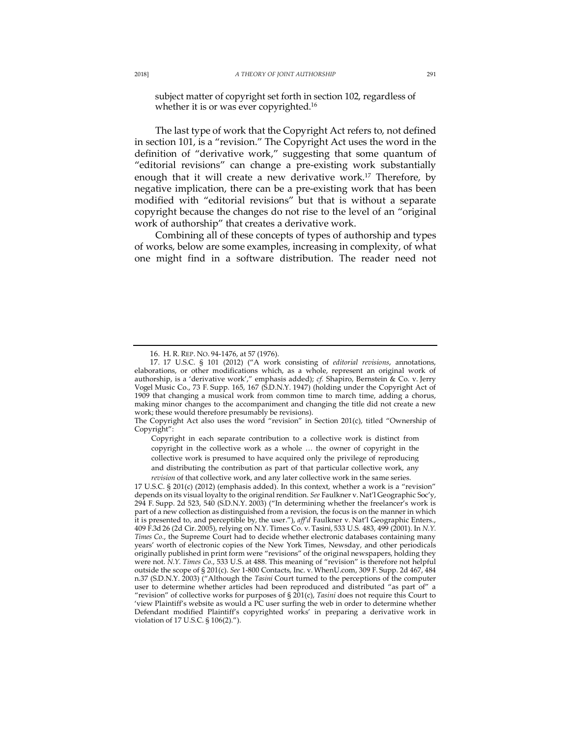> subject matter of copyright set forth in section 102, regardless of whether it is or was ever copyrighted.[16]

The last type of work that the Copyright Act refers to, not defined in section 101, is a "revision." The Copyright Act uses the word in the definition of "derivative work," suggesting that some quantum of "editorial revisions" can change a pre-existing work substantially enough that it will create a new derivative work.[17] Therefore, by negative implication, there can be a pre-existing work that has been modified with "editorial revisions" but that is without a separate copyright because the changes do not rise to the level of an "original work of authorship" that creates a derivative work.

Combining all of these concepts of types of authorship and types of works, below are some examples, increasing in complexity, of what one might find in a software distribution. The reader need not

---

16. H. R. REP. NO. 94-1476, at 57 (1976).

17. 17 U.S.C. § 101 (2012) ("A work consisting of *editorial revisions*, annotations, elaborations, or other modifications which, as a whole, represent an original work of authorship, is a 'derivative work'," emphasis added); *cf.* Shapiro, Bernstein & Co. v. Jerry Vogel Music Co., 73 F. Supp. 165, 167 (S.D.N.Y. 1947) (holding under the Copyright Act of 1909 that changing a musical work from common time to march time, adding a chorus, making minor changes to the accompaniment and changing the title did not create a new work; these would therefore presumably be revisions).

The Copyright Act also uses the word "revision" in Section 201(c), titled "Ownership of Copyright":

> Copyright in each separate contribution to a collective work is distinct from copyright in the collective work as a whole … the owner of copyright in the collective work is presumed to have acquired only the privilege of reproducing and distributing the contribution as part of that particular collective work, any *revision* of that collective work, and any later collective work in the same series.

17 U.S.C. § 201(c) (2012) (emphasis added). In this context, whether a work is a "revision" depends on its visual loyalty to the original rendition. *See* Faulkner v. Nat'l Geographic Soc'y, 294 F. Supp. 2d 523, 540 (S.D.N.Y. 2003) ("In determining whether the freelancer's work is part of a new collection as distinguished from a revision, the focus is on the manner in which it is presented to, and perceptible by, the user."), *aff'd* Faulkner v. Nat'l Geographic Enters., 409 F.3d 26 (2d Cir. 2005), relying on N.Y. Times Co. v. Tasini, 533 U.S. 483, 499 (2001). In *N.Y. Times Co.*, the Supreme Court had to decide whether electronic databases containing many years' worth of electronic copies of the New York Times, Newsday, and other periodicals originally published in print form were "revisions" of the original newspapers, holding they were not. *N.Y. Times Co.*, 533 U.S. at 488. This meaning of "revision" is therefore not helpful outside the scope of § 201(c). *See* 1-800 Contacts, Inc. v. WhenU.com, 309 F. Supp. 2d 467, 484 n.37 (S.D.N.Y. 2003) ("Although the *Tasini* Court turned to the perceptions of the computer user to determine whether articles had been reproduced and distributed "as part of" a "revision" of collective works for purposes of § 201(c), *Tasini* does not require this Court to 'view Plaintiff's website as would a PC user surfing the web in order to determine whether Defendant modified Plaintiff's copyrighted works' in preparing a derivative work in violation of 17 U.S.C. § 106(2).").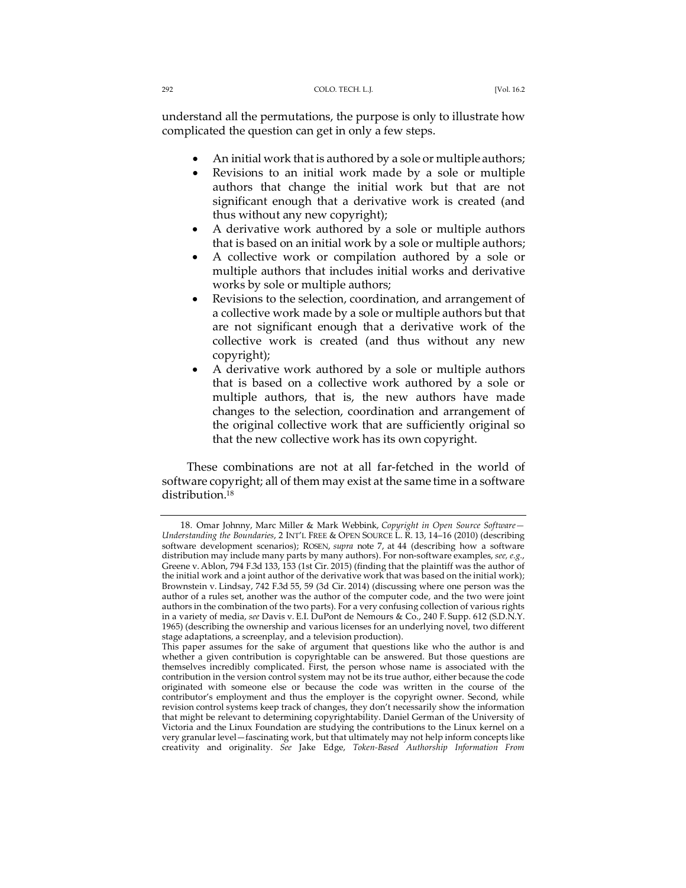understand all the permutations, the purpose is only to illustrate how complicated the question can get in only a few steps.

- An initial work that is authored by a sole or multiple authors;
- Revisions to an initial work made by a sole or multiple authors that change the initial work but that are not significant enough that a derivative work is created (and thus without any new copyright);
- A derivative work authored by a sole or multiple authors that is based on an initial work by a sole or multiple authors;
- A collective work or compilation authored by a sole or multiple authors that includes initial works and derivative works by sole or multiple authors;
- Revisions to the selection, coordination, and arrangement of a collective work made by a sole or multiple authors but that are not significant enough that a derivative work of the collective work is created (and thus without any new copyright);
- A derivative work authored by a sole or multiple authors that is based on a collective work authored by a sole or multiple authors, that is, the new authors have made changes to the selection, coordination and arrangement of the original collective work that are sufficiently original so that the new collective work has its own copyright.

These combinations are not at all far-fetched in the world of software copyright; all of them may exist at the same time in a software distribution.[18]

---

18. Omar Johnny, Marc Miller & Mark Webbink, *Copyright in Open Source Software—Understanding the Boundaries*, 2 INT'L FREE & OPEN SOURCE L. R. 13, 14–16 (2010) (describing software development scenarios); ROSEN, *supra* note 7, at 44 (describing how a software distribution may include many parts by many authors). For non-software examples, *see, e.g.*, Greene v. Ablon, 794 F.3d 133, 153 (1st Cir. 2015) (finding that the plaintiff was the author of the initial work and a joint author of the derivative work that was based on the initial work); Brownstein v. Lindsay, 742 F.3d 55, 59 (3d Cir. 2014) (discussing where one person was the author of a rules set, another was the author of the computer code, and the two were joint authors in the combination of the two parts). For a very confusing collection of various rights in a variety of media, *see* Davis v. E.I. DuPont de Nemours & Co., 240 F. Supp. 612 (S.D.N.Y. 1965) (describing the ownership and various licenses for an underlying novel, two different stage adaptations, a screenplay, and a television production).
This paper assumes for the sake of argument that questions like who the author is and whether a given contribution is copyrightable can be answered. But those questions are themselves incredibly complicated. First, the person whose name is associated with the contribution in the version control system may not be its true author, either because the code originated with someone else or because the code was written in the course of the contributor's employment and thus the employer is the copyright owner. Second, while revision control systems keep track of changes, they don't necessarily show the information that might be relevant to determining copyrightability. Daniel German of the University of Victoria and the Linux Foundation are studying the contributions to the Linux kernel on a very granular level—fascinating work, but that ultimately may not help inform concepts like creativity and originality. *See* Jake Edge, *Token-Based Authorship Information From*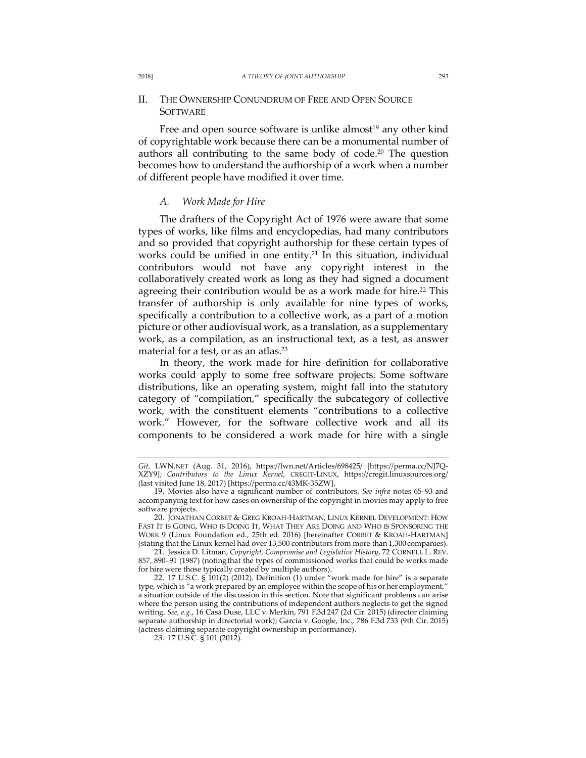## II. THE OWNERSHIP CONUNDRUM OF FREE AND OPEN SOURCE SOFTWARE

Free and open source software is unlike almost[19] any other kind of copyrightable work because there can be a monumental number of authors all contributing to the same body of code.[20] The question becomes how to understand the authorship of a work when a number of different people have modified it over time.

### *A. Work Made for Hire*

The drafters of the Copyright Act of 1976 were aware that some types of works, like films and encyclopedias, had many contributors and so provided that copyright authorship for these certain types of works could be unified in one entity.[21] In this situation, individual contributors would not have any copyright interest in the collaboratively created work as long as they had signed a document agreeing their contribution would be as a work made for hire.[22] This transfer of authorship is only available for nine types of works, specifically a contribution to a collective work, as a part of a motion picture or other audiovisual work, as a translation, as a supplementary work, as a compilation, as an instructional text, as a test, as answer material for a test, or as an atlas.[23]

In theory, the work made for hire definition for collaborative works could apply to some free software projects. Some software distributions, like an operating system, might fall into the statutory category of "compilation," specifically the subcategory of collective work, with the constituent elements "contributions to a collective work." However, for the software collective work and all its components to be considered a work made for hire with a single

---

*Git*, LWN.NET (Aug. 31, 2016), https://lwn.net/Articles/698425/ [https://perma.cc/NJ7Q-XZY9]; *Contributors to the Linux Kernel*, CREGIT-LINUX, https://cregit.linuxsources.org/ (last visited June 18, 2017) [https://perma.cc/43MK-35ZW].

19. Movies also have a significant number of contributors. *See infra* notes 65–93 and accompanying text for how cases on ownership of the copyright in movies may apply to free software projects.

20. JONATHAN CORBET & GREG KROAH-HARTMAN, LINUX KERNEL DEVELOPMENT: HOW FAST IT IS GOING, WHO IS DOING IT, WHAT THEY ARE DOING AND WHO IS SPONSORING THE WORK 9 (Linux Foundation ed., 25th ed. 2016) [hereinafter CORBET & KROAH-HARTMAN] (stating that the Linux kernel had over 13,500 contributors from more than 1,300 companies).

21. Jessica D. Litman, *Copyright, Compromise and Legislative History*, 72 CORNELL L. REV. 857, 890–91 (1987) (noting that the types of commissioned works that could be works made for hire were those typically created by multiple authors).

22. 17 U.S.C. § 101(2) (2012). Definition (1) under "work made for hire" is a separate type, which is "a work prepared by an employee within the scope of his or her employment," a situation outside of the discussion in this section. Note that significant problems can arise where the person using the contributions of independent authors neglects to get the signed writing. *See, e.g.*, 16 Casa Duse, LLC v. Merkin, 791 F.3d 247 (2d Cir. 2015) (director claiming separate authorship in directorial work); Garcia v. Google, Inc., 786 F.3d 733 (9th Cir. 2015) (actress claiming separate copyright ownership in performance).

23. 17 U.S.C. § 101 (2012).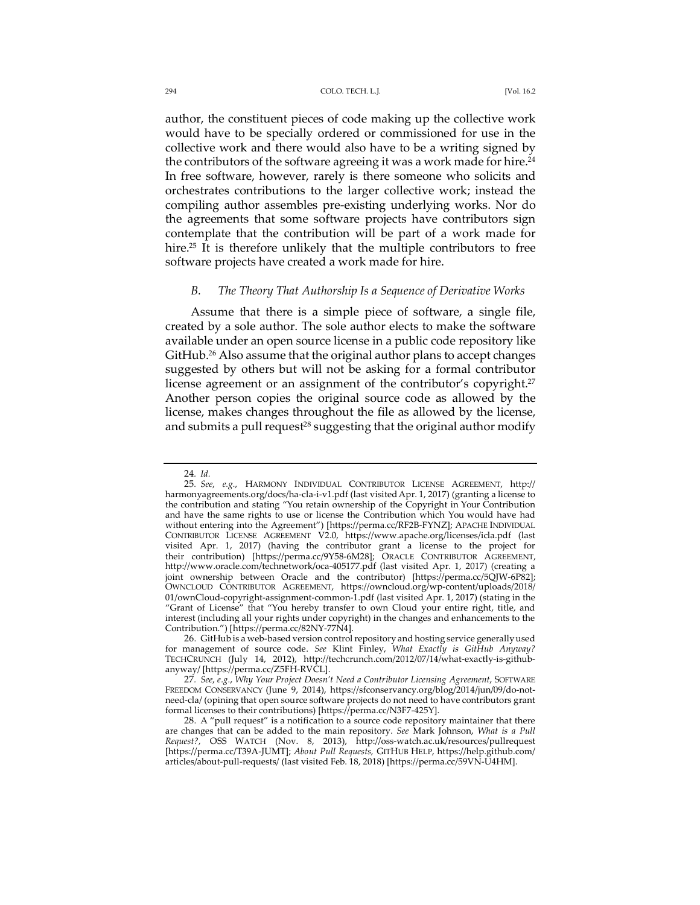author, the constituent pieces of code making up the collective work would have to be specially ordered or commissioned for use in the collective work and there would also have to be a writing signed by the contributors of the software agreeing it was a work made for hire.[24] In free software, however, rarely is there someone who solicits and orchestrates contributions to the larger collective work; instead the compiling author assembles pre-existing underlying works. Nor do the agreements that some software projects have contributors sign contemplate that the contribution will be part of a work made for hire.[25] It is therefore unlikely that the multiple contributors to free software projects have created a work made for hire.

### *B. The Theory That Authorship Is a Sequence of Derivative Works*

Assume that there is a simple piece of software, a single file, created by a sole author. The sole author elects to make the software available under an open source license in a public code repository like GitHub.[26] Also assume that the original author plans to accept changes suggested by others but will not be asking for a formal contributor license agreement or an assignment of the contributor's copyright.[27] Another person copies the original source code as allowed by the license, makes changes throughout the file as allowed by the license, and submits a pull request[28] suggesting that the original author modify

---

24. *Id.*

25. *See*, *e.g.*, HARMONY INDIVIDUAL CONTRIBUTOR LICENSE AGREEMENT, http://harmonyagreements.org/docs/ha-cla-i-v1.pdf (last visited Apr. 1, 2017) (granting a license to the contribution and stating "You retain ownership of the Copyright in Your Contribution and have the same rights to use or license the Contribution which You would have had without entering into the Agreement") [https://perma.cc/RF2B-FYNZ]; APACHE INDIVIDUAL CONTRIBUTOR LICENSE AGREEMENT V2.0, https://www.apache.org/licenses/icla.pdf (last visited Apr. 1, 2017) (having the contributor grant a license to the project for their contribution) [https://perma.cc/9Y58-6M28]; ORACLE CONTRIBUTOR AGREEMENT, http://www.oracle.com/technetwork/oca-405177.pdf (last visited Apr. 1, 2017) (creating a joint ownership between Oracle and the contributor) [https://perma.cc/5QJW-6P82]; OWNCLOUD CONTRIBUTOR AGREEMENT, https://owncloud.org/wp-content/uploads/2018/01/ownCloud-copyright-assignment-common-1.pdf (last visited Apr. 1, 2017) (stating in the "Grant of License" that "You hereby transfer to own Cloud your entire right, title, and interest (including all your rights under copyright) in the changes and enhancements to the Contribution.") [https://perma.cc/82NY-77N4].

26. GitHub is a web-based version control repository and hosting service generally used for management of source code. *See* Klint Finley, *What Exactly is GitHub Anyway?* TECHCRUNCH (July 14, 2012), http://techcrunch.com/2012/07/14/what-exactly-is-github-anyway/ [https://perma.cc/Z5FH-RVCL].

27. *See*, *e.g.*, *Why Your Project Doesn't Need a Contributor Licensing Agreement*, SOFTWARE FREEDOM CONSERVANCY (June 9, 2014), https://sfconservancy.org/blog/2014/jun/09/do-not-need-cla/ (opining that open source software projects do not need to have contributors grant formal licenses to their contributions) [https://perma.cc/N3F7-425Y].

28. A "pull request" is a notification to a source code repository maintainer that there are changes that can be added to the main repository. *See* Mark Johnson, *What is a Pull Request?*, OSS WATCH (Nov. 8, 2013), http://oss-watch.ac.uk/resources/pullrequest [https://perma.cc/T39A-JUMT]; *About Pull Requests*, GITHUB HELP, https://help.github.com/articles/about-pull-requests/ (last visited Feb. 18, 2018) [https://perma.cc/59VN-U4HM].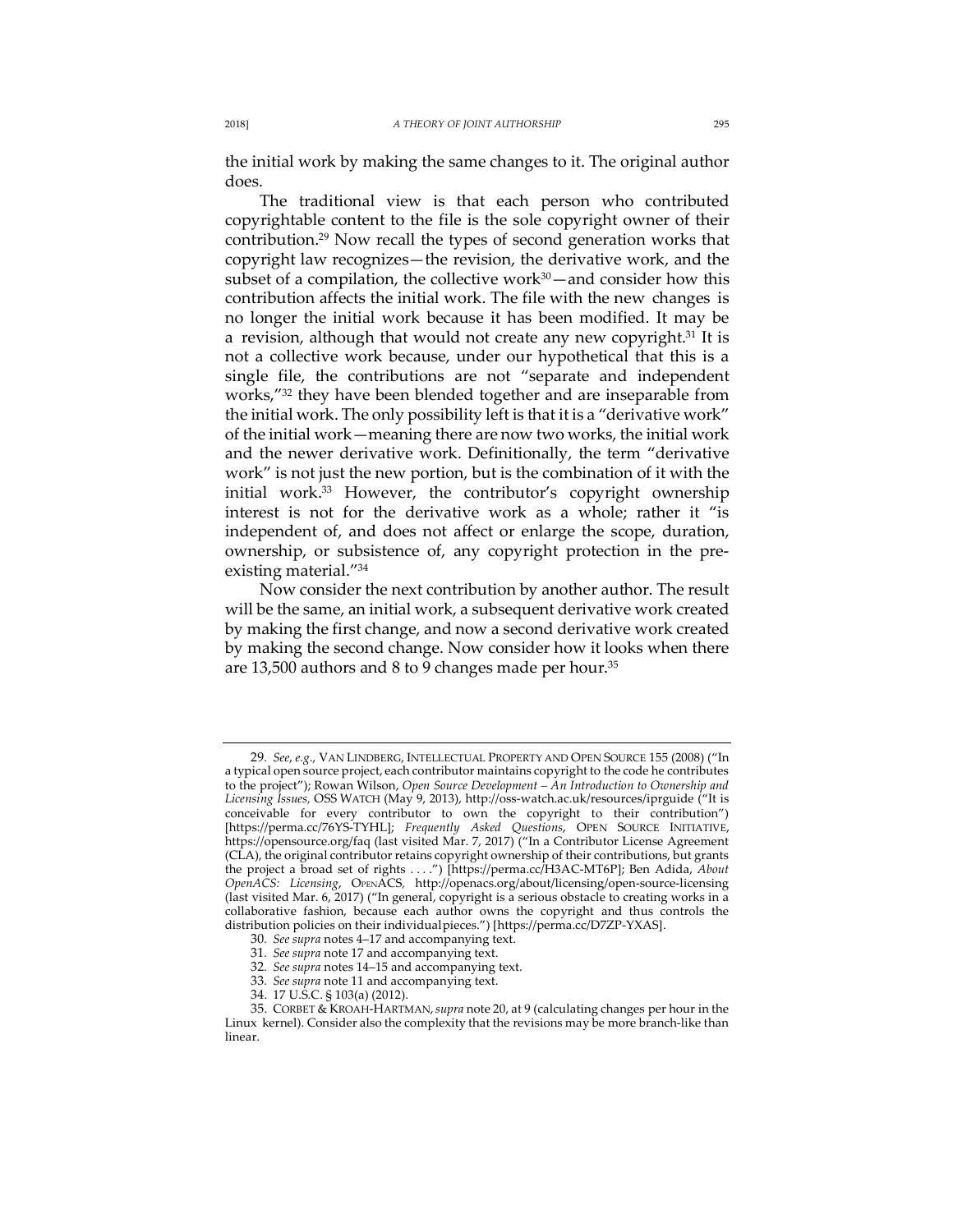the initial work by making the same changes to it. The original author does.

The traditional view is that each person who contributed copyrightable content to the file is the sole copyright owner of their contribution.[29] Now recall the types of second generation works that copyright law recognizes—the revision, the derivative work, and the subset of a compilation, the collective work[30]—and consider how this contribution affects the initial work. The file with the new changes is no longer the initial work because it has been modified. It may be a revision, although that would not create any new copyright.[31] It is not a collective work because, under our hypothetical that this is a single file, the contributions are not "separate and independent works,"[32] they have been blended together and are inseparable from the initial work. The only possibility left is that it is a "derivative work" of the initial work—meaning there are now two works, the initial work and the newer derivative work. Definitionally, the term "derivative work" is not just the new portion, but is the combination of it with the initial work.[33] However, the contributor's copyright ownership interest is not for the derivative work as a whole; rather it "is independent of, and does not affect or enlarge the scope, duration, ownership, or subsistence of, any copyright protection in the pre-existing material."[34]

Now consider the next contribution by another author. The result will be the same, an initial work, a subsequent derivative work created by making the first change, and now a second derivative work created by making the second change. Now consider how it looks when there are 13,500 authors and 8 to 9 changes made per hour.[35]

---

29. *See, e.g.*, VAN LINDBERG, INTELLECTUAL PROPERTY AND OPEN SOURCE 155 (2008) ("In a typical open source project, each contributor maintains copyright to the code he contributes to the project"); Rowan Wilson, *Open Source Development – An Introduction to Ownership and Licensing Issues,* OSS WATCH (May 9, 2013), http://oss-watch.ac.uk/resources/iprguide ("It is conceivable for every contributor to own the copyright to their contribution") [https://perma.cc/76YS-TYHL]; *Frequently Asked Questions*, OPEN SOURCE INITIATIVE, https://opensource.org/faq (last visited Mar. 7, 2017) ("In a Contributor License Agreement (CLA), the original contributor retains copyright ownership of their contributions, but grants the project a broad set of rights . . . .") [https://perma.cc/H3AC-MT6P]; Ben Adida, *About OpenACS: Licensing*, OPENACS, http://openacs.org/about/licensing/open-source-licensing (last visited Mar. 6, 2017) ("In general, copyright is a serious obstacle to creating works in a collaborative fashion, because each author owns the copyright and thus controls the distribution policies on their individual pieces.") [https://perma.cc/D7ZP-YXAS].

30. *See supra* notes 4–17 and accompanying text.

31. *See supra* note 17 and accompanying text.

32. *See supra* notes 14–15 and accompanying text.

33. *See supra* note 11 and accompanying text.

34. 17 U.S.C. § 103(a) (2012).

35. CORBET & KROAH-HARTMAN, *supra* note 20, at 9 (calculating changes per hour in the Linux kernel). Consider also the complexity that the revisions may be more branch-like than linear.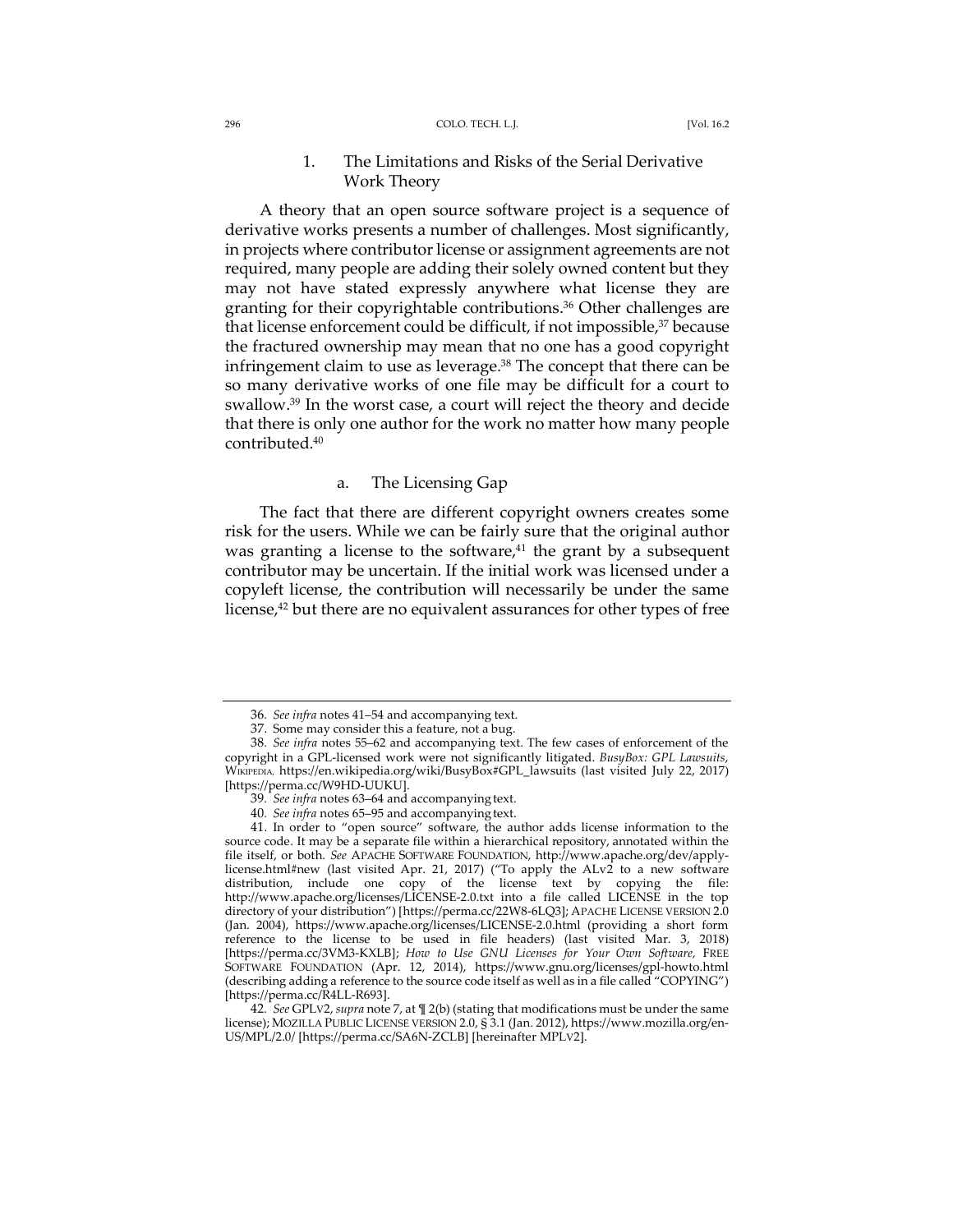### 1. The Limitations and Risks of the Serial Derivative Work Theory

A theory that an open source software project is a sequence of derivative works presents a number of challenges. Most significantly, in projects where contributor license or assignment agreements are not required, many people are adding their solely owned content but they may not have stated expressly anywhere what license they are granting for their copyrightable contributions.[36] Other challenges are that license enforcement could be difficult, if not impossible,[37] because the fractured ownership may mean that no one has a good copyright infringement claim to use as leverage.[38] The concept that there can be so many derivative works of one file may be difficult for a court to swallow.[39] In the worst case, a court will reject the theory and decide that there is only one author for the work no matter how many people contributed.[40]

#### a. The Licensing Gap

The fact that there are different copyright owners creates some risk for the users. While we can be fairly sure that the original author was granting a license to the software,[41] the grant by a subsequent contributor may be uncertain. If the initial work was licensed under a copyleft license, the contribution will necessarily be under the same license,[42] but there are no equivalent assurances for other types of free

---

36. *See infra* notes 41–54 and accompanying text.

37. Some may consider this a feature, not a bug.

38. *See infra* notes 55–62 and accompanying text. The few cases of enforcement of the copyright in a GPL-licensed work were not significantly litigated. *BusyBox: GPL Lawsuits*, WIKIPEDIA, https://en.wikipedia.org/wiki/BusyBox#GPL_lawsuits (last visited July 22, 2017) [https://perma.cc/W9HD-UUKU].

39. *See infra* notes 63–64 and accompanying text.

40. *See infra* notes 65–95 and accompanying text.

41. In order to "open source" software, the author adds license information to the source code. It may be a separate file within a hierarchical repository, annotated within the file itself, or both. *See* APACHE SOFTWARE FOUNDATION, http://www.apache.org/dev/apply-license.html#new (last visited Apr. 21, 2017) ("To apply the ALv2 to a new software distribution, include one copy of the license text by copying the file: http://www.apache.org/licenses/LICENSE-2.0.txt into a file called LICENSE in the top directory of your distribution") [https://perma.cc/22W8-6LQ3]; APACHE LICENSE VERSION 2.0 (Jan. 2004), https://www.apache.org/licenses/LICENSE-2.0.html (providing a short form reference to the license to be used in file headers) (last visited Mar. 3, 2018) [https://perma.cc/3VM3-KXLB]; *How to Use GNU Licenses for Your Own Software*, FREE SOFTWARE FOUNDATION (Apr. 12, 2014), https://www.gnu.org/licenses/gpl-howto.html (describing adding a reference to the source code itself as well as in a file called "COPYING") [https://perma.cc/R4LL-R693].

42. *See* GPLV2, *supra* note 7, at ¶ 2(b) (stating that modifications must be under the same license); MOZILLA PUBLIC LICENSE VERSION 2.0, § 3.1 (Jan. 2012), https://www.mozilla.org/en-US/MPL/2.0/ [https://perma.cc/SA6N-ZCLB] [hereinafter MPLV2].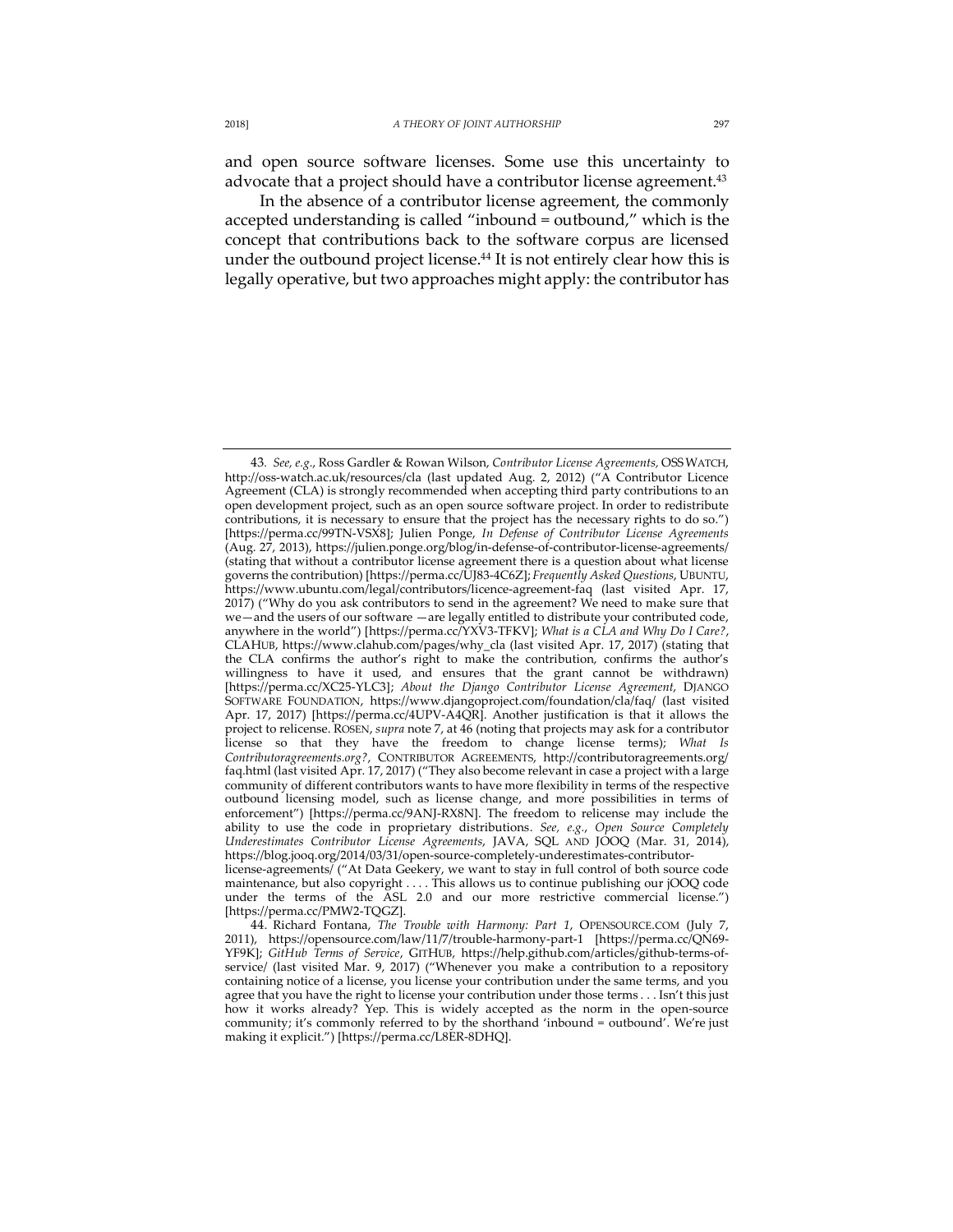and open source software licenses. Some use this uncertainty to advocate that a project should have a contributor license agreement.[43]

In the absence of a contributor license agreement, the commonly accepted understanding is called "inbound = outbound," which is the concept that contributions back to the software corpus are licensed under the outbound project license.[44] It is not entirely clear how this is legally operative, but two approaches might apply: the contributor has

---

43. *See, e.g.*, Ross Gardler & Rowan Wilson, *Contributor License Agreements*, OSS WATCH, http://oss-watch.ac.uk/resources/cla (last updated Aug. 2, 2012) ("A Contributor Licence Agreement (CLA) is strongly recommended when accepting third party contributions to an open development project, such as an open source software project. In order to redistribute contributions, it is necessary to ensure that the project has the necessary rights to do so.") [https://perma.cc/99TN-VSX8]; Julien Ponge, *In Defense of Contributor License Agreements* (Aug. 27, 2013), https://julien.ponge.org/blog/in-defense-of-contributor-license-agreements/ (stating that without a contributor license agreement there is a question about what license governs the contribution) [https://perma.cc/UJ83-4C6Z]; *Frequently Asked Questions*, UBUNTU, https://www.ubuntu.com/legal/contributors/licence-agreement-faq (last visited Apr. 17, 2017) ("Why do you ask contributors to send in the agreement? We need to make sure that we—and the users of our software —are legally entitled to distribute your contributed code, anywhere in the world") [https://perma.cc/YXV3-TFKV]; *What is a CLA and Why Do I Care?*, CLAHUB, https://www.clahub.com/pages/why_cla (last visited Apr. 17, 2017) (stating that the CLA confirms the author's right to make the contribution, confirms the author's willingness to have it used, and ensures that the grant cannot be withdrawn) [https://perma.cc/XC25-YLC3]; *About the Django Contributor License Agreement*, DJANGO SOFTWARE FOUNDATION, https://www.djangoproject.com/foundation/cla/faq/ (last visited Apr. 17, 2017) [https://perma.cc/4UPV-A4QR]. Another justification is that it allows the project to relicense. ROSEN, *supra* note 7, at 46 (noting that projects may ask for a contributor license so that they have the freedom to change license terms); *What Is Contributoragreements.org?*, CONTRIBUTOR AGREEMENTS, http://contributoragreements.org/faq.html (last visited Apr. 17, 2017) ("They also become relevant in case a project with a large community of different contributors wants to have more flexibility in terms of the respective outbound licensing model, such as license change, and more possibilities in terms of enforcement") [https://perma.cc/9ANJ-RX8N]. The freedom to relicense may include the ability to use the code in proprietary distributions. *See, e.g.*, *Open Source Completely Underestimates Contributor License Agreements*, JAVA, SQL AND JOOQ (Mar. 31, 2014), https://blog.jooq.org/2014/03/31/open-source-completely-underestimates-contributor-license-agreements/ ("At Data Geekery, we want to stay in full control of both source code maintenance, but also copyright . . . . This allows us to continue publishing our jOOQ code under the terms of the ASL 2.0 and our more restrictive commercial license.") [https://perma.cc/PMW2-TQGZ].

44. Richard Fontana, *The Trouble with Harmony: Part 1*, OPENSOURCE.COM (July 7, 2011), https://opensource.com/law/11/7/trouble-harmony-part-1 [https://perma.cc/QN69-YF9K]; *GitHub Terms of Service*, GITHUB, https://help.github.com/articles/github-terms-of-service/ (last visited Mar. 9, 2017) ("Whenever you make a contribution to a repository containing notice of a license, you license your contribution under the same terms, and you agree that you have the right to license your contribution under those terms . . . Isn't this just how it works already? Yep. This is widely accepted as the norm in the open-source community; it's commonly referred to by the shorthand 'inbound = outbound'. We're just making it explicit.") [https://perma.cc/L8ER-8DHQ].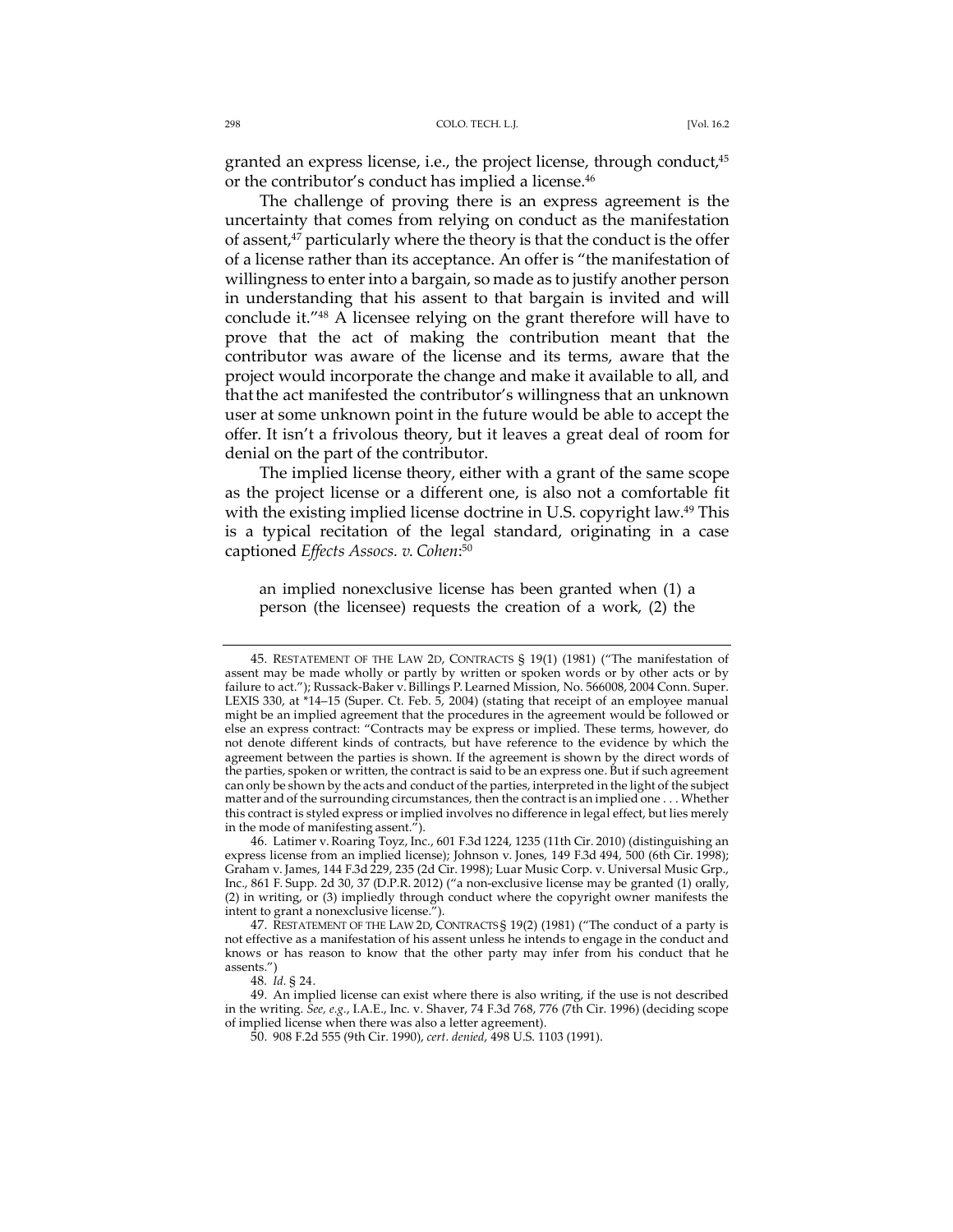granted an express license, i.e., the project license, through conduct,[45] or the contributor's conduct has implied a license.[46]

The challenge of proving there is an express agreement is the uncertainty that comes from relying on conduct as the manifestation of assent,[47] particularly where the theory is that the conduct is the offer of a license rather than its acceptance. An offer is "the manifestation of willingness to enter into a bargain, so made as to justify another person in understanding that his assent to that bargain is invited and will conclude it."[48] A licensee relying on the grant therefore will have to prove that the act of making the contribution meant that the contributor was aware of the license and its terms, aware that the project would incorporate the change and make it available to all, and that the act manifested the contributor's willingness that an unknown user at some unknown point in the future would be able to accept the offer. It isn't a frivolous theory, but it leaves a great deal of room for denial on the part of the contributor.

The implied license theory, either with a grant of the same scope as the project license or a different one, is also not a comfortable fit with the existing implied license doctrine in U.S. copyright law.[49] This is a typical recitation of the legal standard, originating in a case captioned *Effects Assocs. v. Cohen*:[50]

> an implied nonexclusive license has been granted when (1) a person (the licensee) requests the creation of a work, (2) the

---

45. RESTATEMENT OF THE LAW 2D, CONTRACTS § 19(1) (1981) ("The manifestation of assent may be made wholly or partly by written or spoken words or by other acts or by failure to act."); Russack-Baker v. Billings P. Learned Mission, No. 566008, 2004 Conn. Super. LEXIS 330, at *14–15 (Super. Ct. Feb. 5, 2004) (stating that receipt of an employee manual might be an implied agreement that the procedures in the agreement would be followed or else an express contract: "Contracts may be express or implied. These terms, however, do not denote different kinds of contracts, but have reference to the evidence by which the agreement between the parties is shown. If the agreement is shown by the direct words of the parties, spoken or written, the contract is said to be an express one. But if such agreement can only be shown by the acts and conduct of the parties, interpreted in the light of the subject matter and of the surrounding circumstances, then the contract is an implied one . . . Whether this contract is styled express or implied involves no difference in legal effect, but lies merely in the mode of manifesting assent.").

46. Latimer v. Roaring Toyz, Inc., 601 F.3d 1224, 1235 (11th Cir. 2010) (distinguishing an express license from an implied license); Johnson v. Jones, 149 F.3d 494, 500 (6th Cir. 1998); Graham v. James, 144 F.3d 229, 235 (2d Cir. 1998); Luar Music Corp. v. Universal Music Grp., Inc., 861 F. Supp. 2d 30, 37 (D.P.R. 2012) ("a non-exclusive license may be granted (1) orally, (2) in writing, or (3) impliedly through conduct where the copyright owner manifests the intent to grant a nonexclusive license.").

47. RESTATEMENT OF THE LAW 2D, CONTRACTS § 19(2) (1981) ("The conduct of a party is not effective as a manifestation of his assent unless he intends to engage in the conduct and knows or has reason to know that the other party may infer from his conduct that he assents.")

48. *Id.* § 24.

49. An implied license can exist where there is also writing, if the use is not described in the writing. *See, e.g.*, I.A.E., Inc. v. Shaver, 74 F.3d 768, 776 (7th Cir. 1996) (deciding scope of implied license when there was also a letter agreement).

50. 908 F.2d 555 (9th Cir. 1990), *cert. denied*, 498 U.S. 1103 (1991).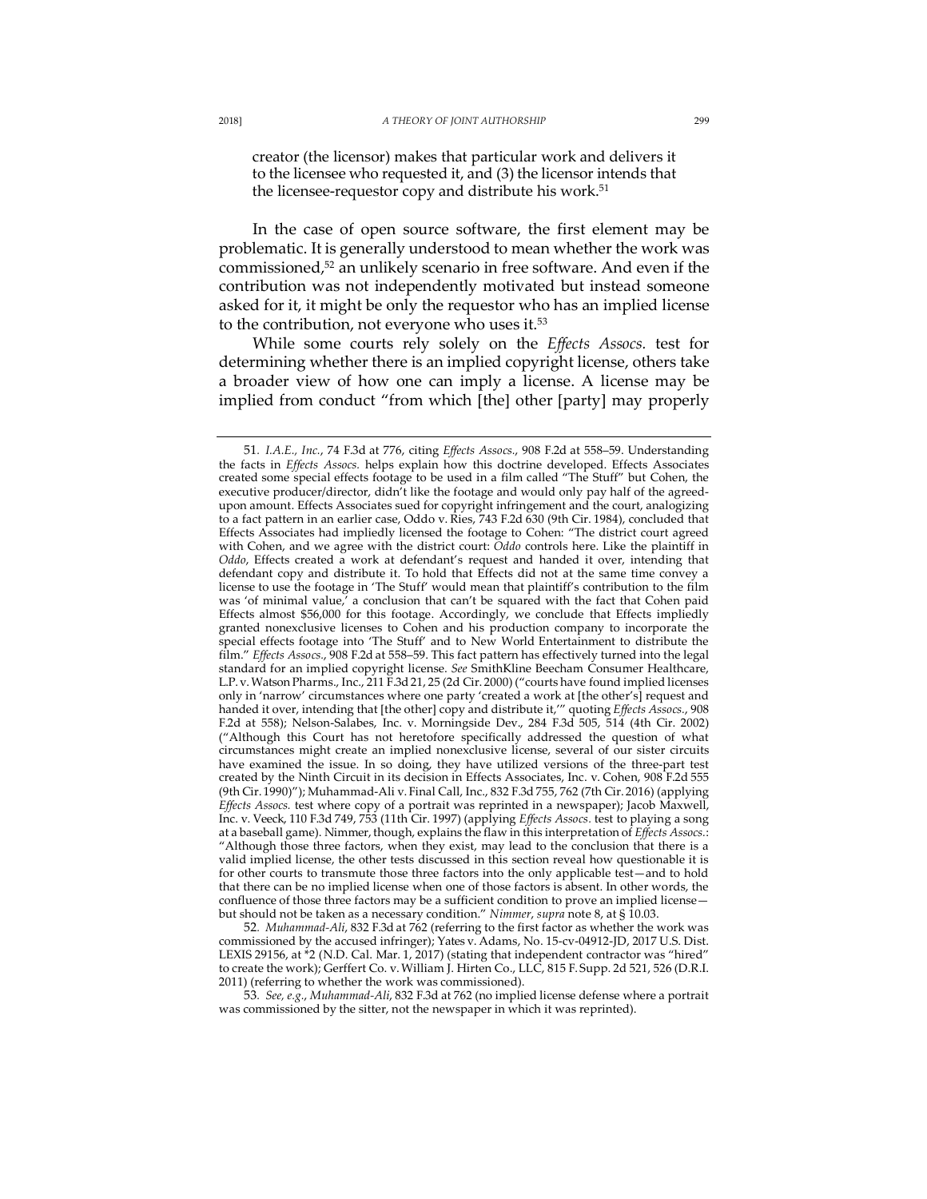creator (the licensor) makes that particular work and delivers it to the licensee who requested it, and (3) the licensor intends that the licensee-requestor copy and distribute his work.[51]

In the case of open source software, the first element may be problematic. It is generally understood to mean whether the work was commissioned,[52] an unlikely scenario in free software. And even if the contribution was not independently motivated but instead someone asked for it, it might be only the requestor who has an implied license to the contribution, not everyone who uses it.[53]

While some courts rely solely on the *Effects Assocs.* test for determining whether there is an implied copyright license, others take a broader view of how one can imply a license. A license may be implied from conduct "from which [the] other [party] may properly

---

51. *I.A.E., Inc.*, 74 F.3d at 776, citing *Effects Assocs.*, 908 F.2d at 558–59. Understanding the facts in *Effects Assocs.* helps explain how this doctrine developed. Effects Associates created some special effects footage to be used in a film called "The Stuff" but Cohen, the executive producer/director, didn't like the footage and would only pay half of the agreed-upon amount. Effects Associates sued for copyright infringement and the court, analogizing to a fact pattern in an earlier case, Oddo v. Ries, 743 F.2d 630 (9th Cir. 1984), concluded that Effects Associates had impliedly licensed the footage to Cohen: "The district court agreed with Cohen, and we agree with the district court: *Oddo* controls here. Like the plaintiff in *Oddo*, Effects created a work at defendant's request and handed it over, intending that defendant copy and distribute it. To hold that Effects did not at the same time convey a license to use the footage in 'The Stuff' would mean that plaintiff's contribution to the film was 'of minimal value,' a conclusion that can't be squared with the fact that Cohen paid Effects almost $56,000 for this footage. Accordingly, we conclude that Effects impliedly granted nonexclusive licenses to Cohen and his production company to incorporate the special effects footage into 'The Stuff' and to New World Entertainment to distribute the film." *Effects Assocs.*, 908 F.2d at 558–59. This fact pattern has effectively turned into the legal standard for an implied copyright license. *See* SmithKline Beecham Consumer Healthcare, L.P. v. Watson Pharms., Inc., 211 F.3d 21, 25 (2d Cir. 2000) ("courts have found implied licenses only in 'narrow' circumstances where one party 'created a work at [the other's] request and handed it over, intending that [the other] copy and distribute it,'" quoting *Effects Assocs.*, 908 F.2d at 558); Nelson-Salabes, Inc. v. Morningside Dev., 284 F.3d 505, 514 (4th Cir. 2002) ("Although this Court has not heretofore specifically addressed the question of what circumstances might create an implied nonexclusive license, several of our sister circuits have examined the issue. In so doing, they have utilized versions of the three-part test created by the Ninth Circuit in its decision in Effects Associates, Inc. v. Cohen, 908 F.2d 555 (9th Cir. 1990)"); Muhammad-Ali v. Final Call, Inc., 832 F.3d 755, 762 (7th Cir. 2016) (applying *Effects Assocs.* test where copy of a portrait was reprinted in a newspaper); Jacob Maxwell, Inc. v. Veeck, 110 F.3d 749, 753 (11th Cir. 1997) (applying *Effects Assocs*. test to playing a song at a baseball game). Nimmer, though, explains the flaw in this interpretation of *Effects Assocs.*: "Although those three factors, when they exist, may lead to the conclusion that there is a valid implied license, the other tests discussed in this section reveal how questionable it is for other courts to transmute those three factors into the only applicable test—and to hold that there can be no implied license when one of those factors is absent. In other words, the confluence of those three factors may be a sufficient condition to prove an implied license—but should not be taken as a necessary condition." *Nimmer*, *supra* note 8, at § 10.03.

52. *Muhammad-Ali*, 832 F.3d at 762 (referring to the first factor as whether the work was commissioned by the accused infringer); Yates v. Adams, No. 15-cv-04912-JD, 2017 U.S. Dist. LEXIS 29156, at *2 (N.D. Cal. Mar. 1, 2017) (stating that independent contractor was "hired" to create the work); Gerffert Co. v. William J. Hirten Co., LLC, 815 F. Supp. 2d 521, 526 (D.R.I. 2011) (referring to whether the work was commissioned).

53. *See, e.g.*, *Muhammad-Ali*, 832 F.3d at 762 (no implied license defense where a portrait was commissioned by the sitter, not the newspaper in which it was reprinted).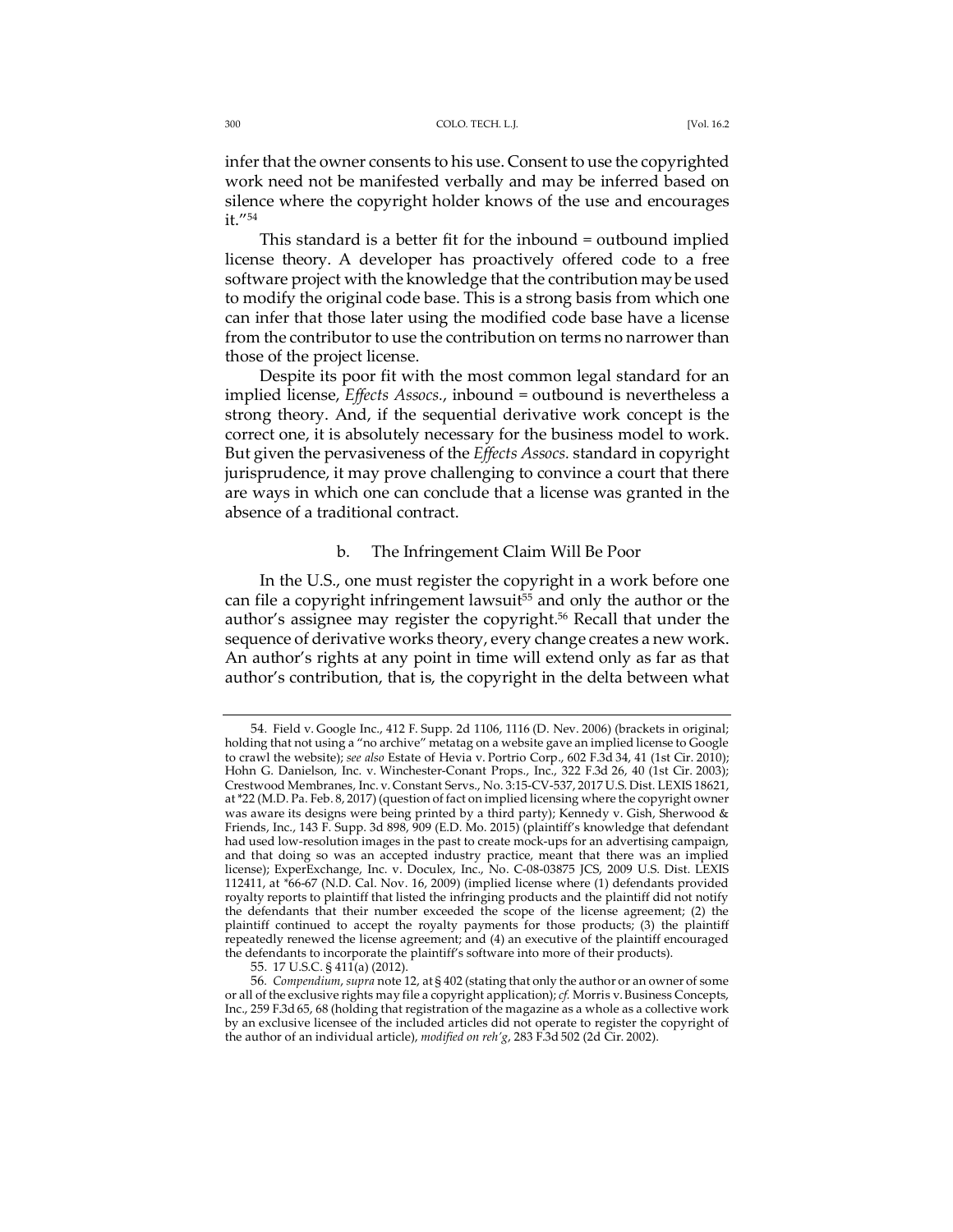infer that the owner consents to his use. Consent to use the copyrighted work need not be manifested verbally and may be inferred based on silence where the copyright holder knows of the use and encourages it."[54]

This standard is a better fit for the inbound = outbound implied license theory. A developer has proactively offered code to a free software project with the knowledge that the contribution may be used to modify the original code base. This is a strong basis from which one can infer that those later using the modified code base have a license from the contributor to use the contribution on terms no narrower than those of the project license.

Despite its poor fit with the most common legal standard for an implied license, *Effects Assocs.*, inbound = outbound is nevertheless a strong theory. And, if the sequential derivative work concept is the correct one, it is absolutely necessary for the business model to work. But given the pervasiveness of the *Effects Assocs.* standard in copyright jurisprudence, it may prove challenging to convince a court that there are ways in which one can conclude that a license was granted in the absence of a traditional contract.

### b. The Infringement Claim Will Be Poor

In the U.S., one must register the copyright in a work before one can file a copyright infringement lawsuit[55] and only the author or the author's assignee may register the copyright.[56] Recall that under the sequence of derivative works theory, every change creates a new work. An author's rights at any point in time will extend only as far as that author's contribution, that is, the copyright in the delta between what

---

54. Field v. Google Inc., 412 F. Supp. 2d 1106, 1116 (D. Nev. 2006) (brackets in original; holding that not using a "no archive" metatag on a website gave an implied license to Google to crawl the website); *see also* Estate of Hevia v. Portrio Corp., 602 F.3d 34, 41 (1st Cir. 2010); Hohn G. Danielson, Inc. v. Winchester-Conant Props., Inc., 322 F.3d 26, 40 (1st Cir. 2003); Crestwood Membranes, Inc. v. Constant Servs., No. 3:15-CV-537, 2017 U.S. Dist. LEXIS 18621, at *22 (M.D. Pa. Feb. 8, 2017) (question of fact on implied licensing where the copyright owner was aware its designs were being printed by a third party); Kennedy v. Gish, Sherwood & Friends, Inc., 143 F. Supp. 3d 898, 909 (E.D. Mo. 2015) (plaintiff's knowledge that defendant had used low-resolution images in the past to create mock-ups for an advertising campaign, and that doing so was an accepted industry practice, meant that there was an implied license); ExperExchange, Inc. v. Doculex, Inc., No. C-08-03875 JCS, 2009 U.S. Dist. LEXIS 112411, at *66-67 (N.D. Cal. Nov. 16, 2009) (implied license where (1) defendants provided royalty reports to plaintiff that listed the infringing products and the plaintiff did not notify the defendants that their number exceeded the scope of the license agreement; (2) the plaintiff continued to accept the royalty payments for those products; (3) the plaintiff repeatedly renewed the license agreement; and (4) an executive of the plaintiff encouraged the defendants to incorporate the plaintiff's software into more of their products).

55. 17 U.S.C. § 411(a) (2012).

56. *Compendium*, *supra* note 12, at § 402 (stating that only the author or an owner of some or all of the exclusive rights may file a copyright application); *cf.* Morris v. Business Concepts, Inc., 259 F.3d 65, 68 (holding that registration of the magazine as a whole as a collective work by an exclusive licensee of the included articles did not operate to register the copyright of the author of an individual article), *modified on reh'g*, 283 F.3d 502 (2d Cir. 2002).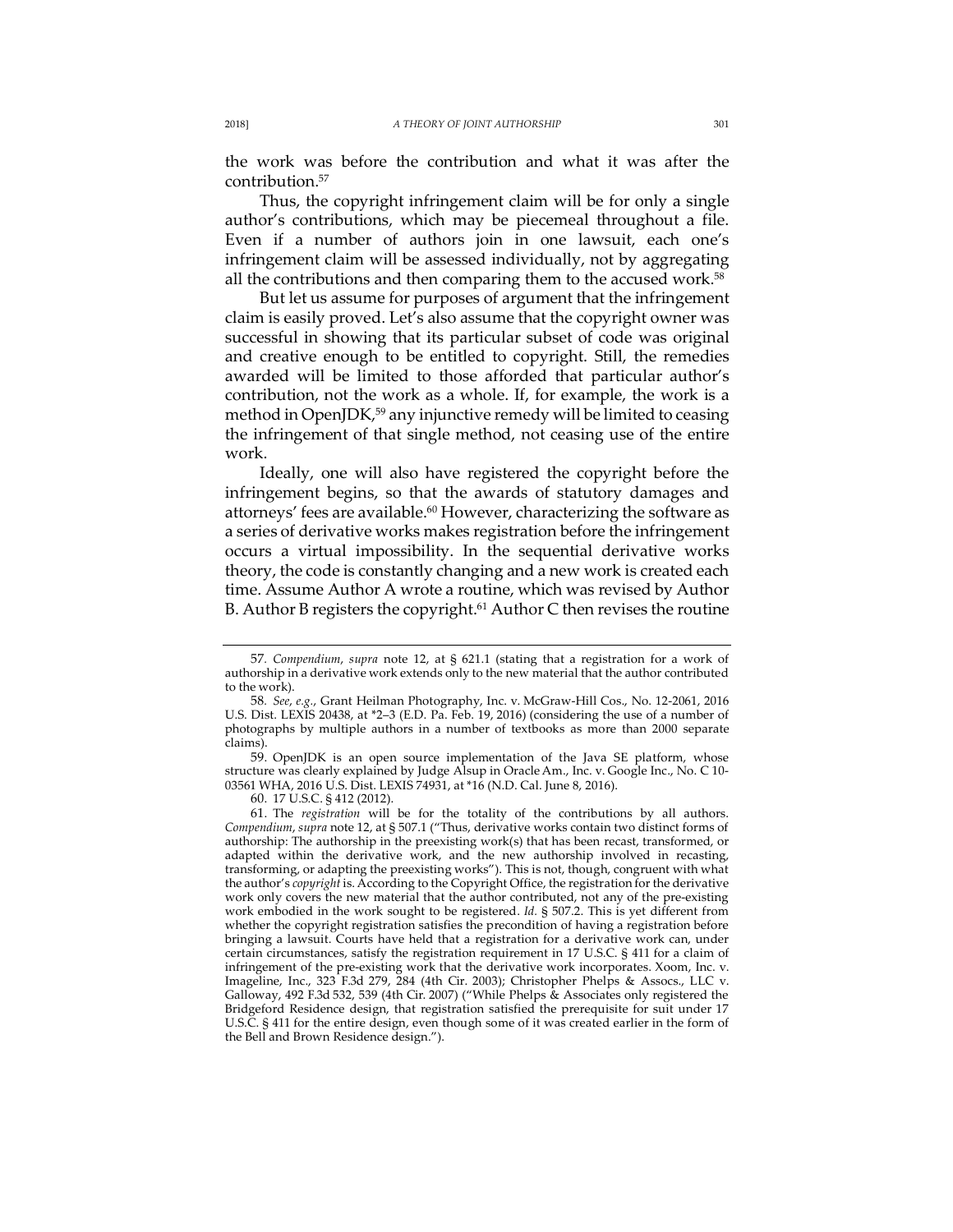the work was before the contribution and what it was after the contribution.[57]

Thus, the copyright infringement claim will be for only a single author's contributions, which may be piecemeal throughout a file. Even if a number of authors join in one lawsuit, each one's infringement claim will be assessed individually, not by aggregating all the contributions and then comparing them to the accused work.[58]

But let us assume for purposes of argument that the infringement claim is easily proved. Let's also assume that the copyright owner was successful in showing that its particular subset of code was original and creative enough to be entitled to copyright. Still, the remedies awarded will be limited to those afforded that particular author's contribution, not the work as a whole. If, for example, the work is a method in OpenJDK,[59] any injunctive remedy will be limited to ceasing the infringement of that single method, not ceasing use of the entire work.

Ideally, one will also have registered the copyright before the infringement begins, so that the awards of statutory damages and attorneys' fees are available.[60] However, characterizing the software as a series of derivative works makes registration before the infringement occurs a virtual impossibility. In the sequential derivative works theory, the code is constantly changing and a new work is created each time. Assume Author A wrote a routine, which was revised by Author B. Author B registers the copyright.[61] Author C then revises the routine

---

57. *Compendium*, *supra* note 12, at § 621.1 (stating that a registration for a work of authorship in a derivative work extends only to the new material that the author contributed to the work).

58. *See*, *e.g.*, Grant Heilman Photography, Inc. v. McGraw-Hill Cos., No. 12-2061, 2016 U.S. Dist. LEXIS 20438, at *2–3 (E.D. Pa. Feb. 19, 2016) (considering the use of a number of photographs by multiple authors in a number of textbooks as more than 2000 separate claims).

59. OpenJDK is an open source implementation of the Java SE platform, whose structure was clearly explained by Judge Alsup in Oracle Am., Inc. v. Google Inc., No. C 10-03561 WHA, 2016 U.S. Dist. LEXIS 74931, at *16 (N.D. Cal. June 8, 2016).

60. 17 U.S.C. § 412 (2012).

61. The *registration* will be for the totality of the contributions by all authors. *Compendium*, *supra* note 12, at § 507.1 ("Thus, derivative works contain two distinct forms of authorship: The authorship in the preexisting work(s) that has been recast, transformed, or adapted within the derivative work, and the new authorship involved in recasting, transforming, or adapting the preexisting works"). This is not, though, congruent with what the author's *copyright* is. According to the Copyright Office, the registration for the derivative work only covers the new material that the author contributed, not any of the pre-existing work embodied in the work sought to be registered. *Id.* § 507.2. This is yet different from whether the copyright registration satisfies the precondition of having a registration before bringing a lawsuit. Courts have held that a registration for a derivative work can, under certain circumstances, satisfy the registration requirement in 17 U.S.C. § 411 for a claim of infringement of the pre-existing work that the derivative work incorporates. Xoom, Inc. v. Imageline, Inc., 323 F.3d 279, 284 (4th Cir. 2003); Christopher Phelps & Assocs., LLC v. Galloway, 492 F.3d 532, 539 (4th Cir. 2007) ("While Phelps & Associates only registered the Bridgeford Residence design, that registration satisfied the prerequisite for suit under 17 U.S.C. § 411 for the entire design, even though some of it was created earlier in the form of the Bell and Brown Residence design.").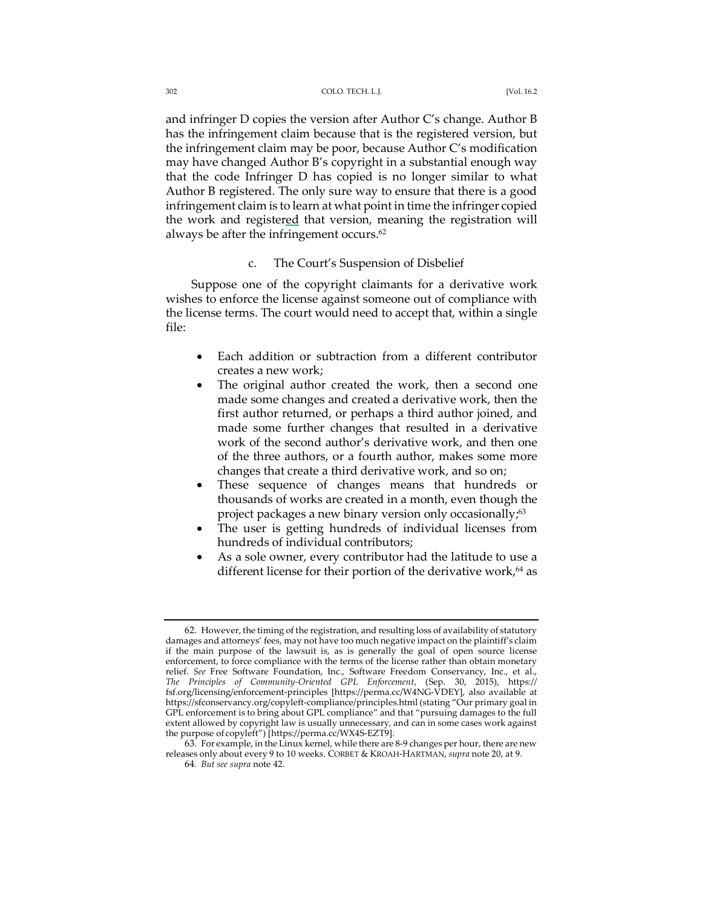and infringer D copies the version after Author C's change. Author B has the infringement claim because that is the registered version, but the infringement claim may be poor, because Author C's modification may have changed Author B's copyright in a substantial enough way that the code Infringer D has copied is no longer similar to what Author B registered. The only sure way to ensure that there is a good infringement claim is to learn at what point in time the infringer copied the work and registered that version, meaning the registration will always be after the infringement occurs.[62]

#### c. The Court's Suspension of Disbelief

Suppose one of the copyright claimants for a derivative work wishes to enforce the license against someone out of compliance with the license terms. The court would need to accept that, within a single file:

- Each addition or subtraction from a different contributor creates a new work;
- The original author created the work, then a second one made some changes and created a derivative work, then the first author returned, or perhaps a third author joined, and made some further changes that resulted in a derivative work of the second author's derivative work, and then one of the three authors, or a fourth author, makes some more changes that create a third derivative work, and so on;
- These sequence of changes means that hundreds or thousands of works are created in a month, even though the project packages a new binary version only occasionally;[63]
- The user is getting hundreds of individual licenses from hundreds of individual contributors;
- As a sole owner, every contributor had the latitude to use a different license for their portion of the derivative work,[64] as

---

62. However, the timing of the registration, and resulting loss of availability of statutory damages and attorneys' fees, may not have too much negative impact on the plaintiff's claim if the main purpose of the lawsuit is, as is generally the goal of open source license enforcement, to force compliance with the terms of the license rather than obtain monetary relief. *See* Free Software Foundation, Inc., Software Freedom Conservancy, Inc., et al., *The Principles of Community-Oriented GPL Enforcement*, (Sep. 30, 2015), https://fsf.org/licensing/enforcement-principles [https://perma.cc/W4NG-VDEY], also available at https://sfconservancy.org/copyleft-compliance/principles.html (stating "Our primary goal in GPL enforcement is to bring about GPL compliance" and that "pursuing damages to the full extent allowed by copyright law is usually unnecessary, and can in some cases work against the purpose of copyleft") [https://perma.cc/WX4S-EZT9].

63. For example, in the Linux kernel, while there are 8-9 changes per hour, there are new releases only about every 9 to 10 weeks. CORBET & KROAH-HARTMAN, *supra* note 20, at 9.

64. *But see supra* note 42.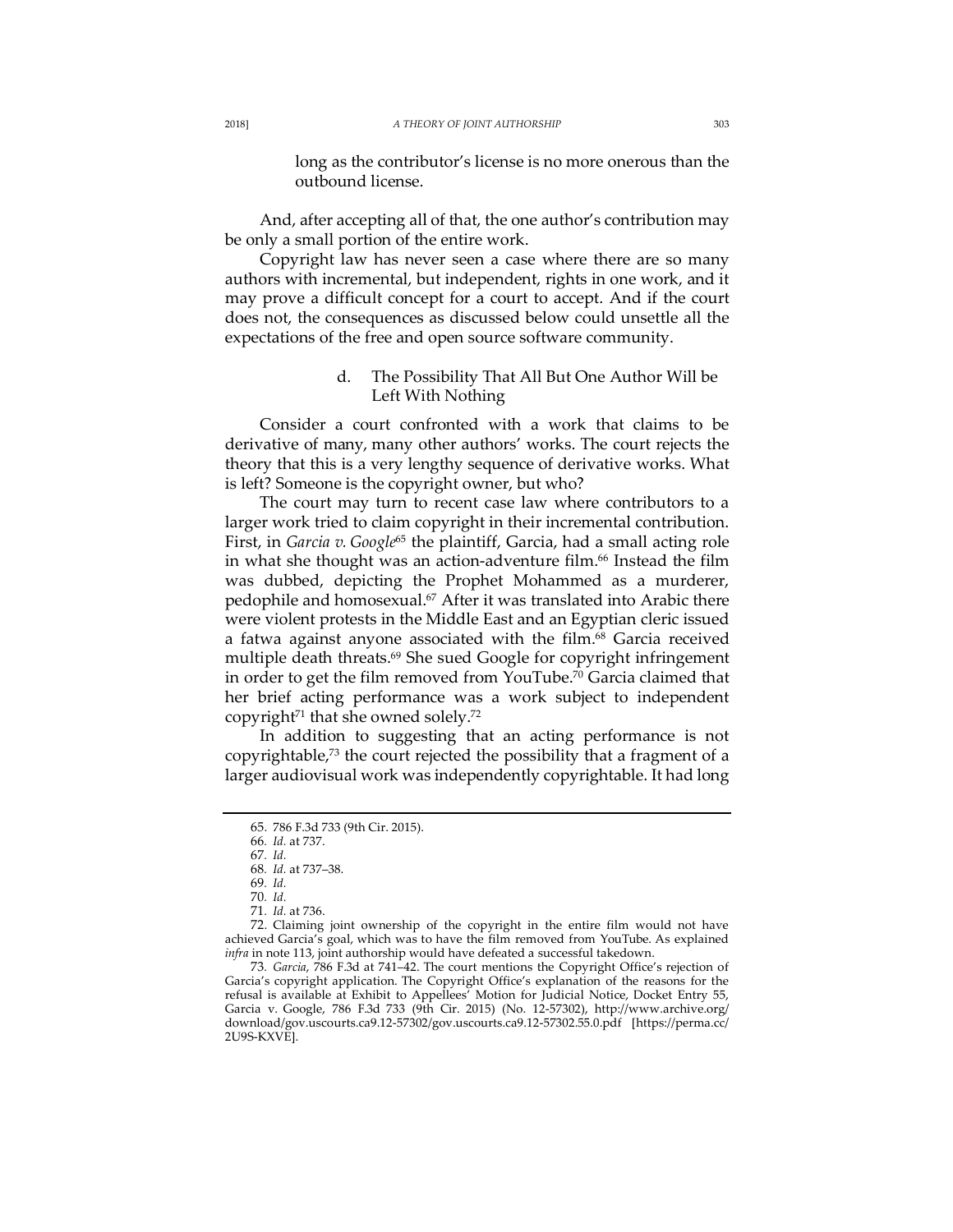long as the contributor's license is no more onerous than the outbound license.

And, after accepting all of that, the one author's contribution may be only a small portion of the entire work.

Copyright law has never seen a case where there are so many authors with incremental, but independent, rights in one work, and it may prove a difficult concept for a court to accept. And if the court does not, the consequences as discussed below could unsettle all the expectations of the free and open source software community.

#### d. The Possibility That All But One Author Will be Left With Nothing

Consider a court confronted with a work that claims to be derivative of many, many other authors' works. The court rejects the theory that this is a very lengthy sequence of derivative works. What is left? Someone is the copyright owner, but who?

The court may turn to recent case law where contributors to a larger work tried to claim copyright in their incremental contribution. First, in *Garcia v. Google*[65] the plaintiff, Garcia, had a small acting role in what she thought was an action-adventure film.[66] Instead the film was dubbed, depicting the Prophet Mohammed as a murderer, pedophile and homosexual.[67] After it was translated into Arabic there were violent protests in the Middle East and an Egyptian cleric issued a fatwa against anyone associated with the film.[68] Garcia received multiple death threats.[69] She sued Google for copyright infringement in order to get the film removed from YouTube.[70] Garcia claimed that her brief acting performance was a work subject to independent copyright[71] that she owned solely.[72]

In addition to suggesting that an acting performance is not copyrightable,[73] the court rejected the possibility that a fragment of a larger audiovisual work was independently copyrightable. It had long

---

65. 786 F.3d 733 (9th Cir. 2015).

66. *Id.* at 737.

67. *Id.*

68. *Id.* at 737–38.

69. *Id.*

70. *Id.*

71. *Id.* at 736.

72. Claiming joint ownership of the copyright in the entire film would not have achieved Garcia's goal, which was to have the film removed from YouTube. As explained *infra* in note 113, joint authorship would have defeated a successful takedown.

73. *Garcia*, 786 F.3d at 741–42. The court mentions the Copyright Office's rejection of Garcia's copyright application. The Copyright Office's explanation of the reasons for the refusal is available at Exhibit to Appellees' Motion for Judicial Notice, Docket Entry 55, Garcia v. Google, 786 F.3d 733 (9th Cir. 2015) (No. 12-57302), http://www.archive.org/download/gov.uscourts.ca9.12-57302/gov.uscourts.ca9.12-57302.55.0.pdf [https://perma.cc/2U9S-KXVE].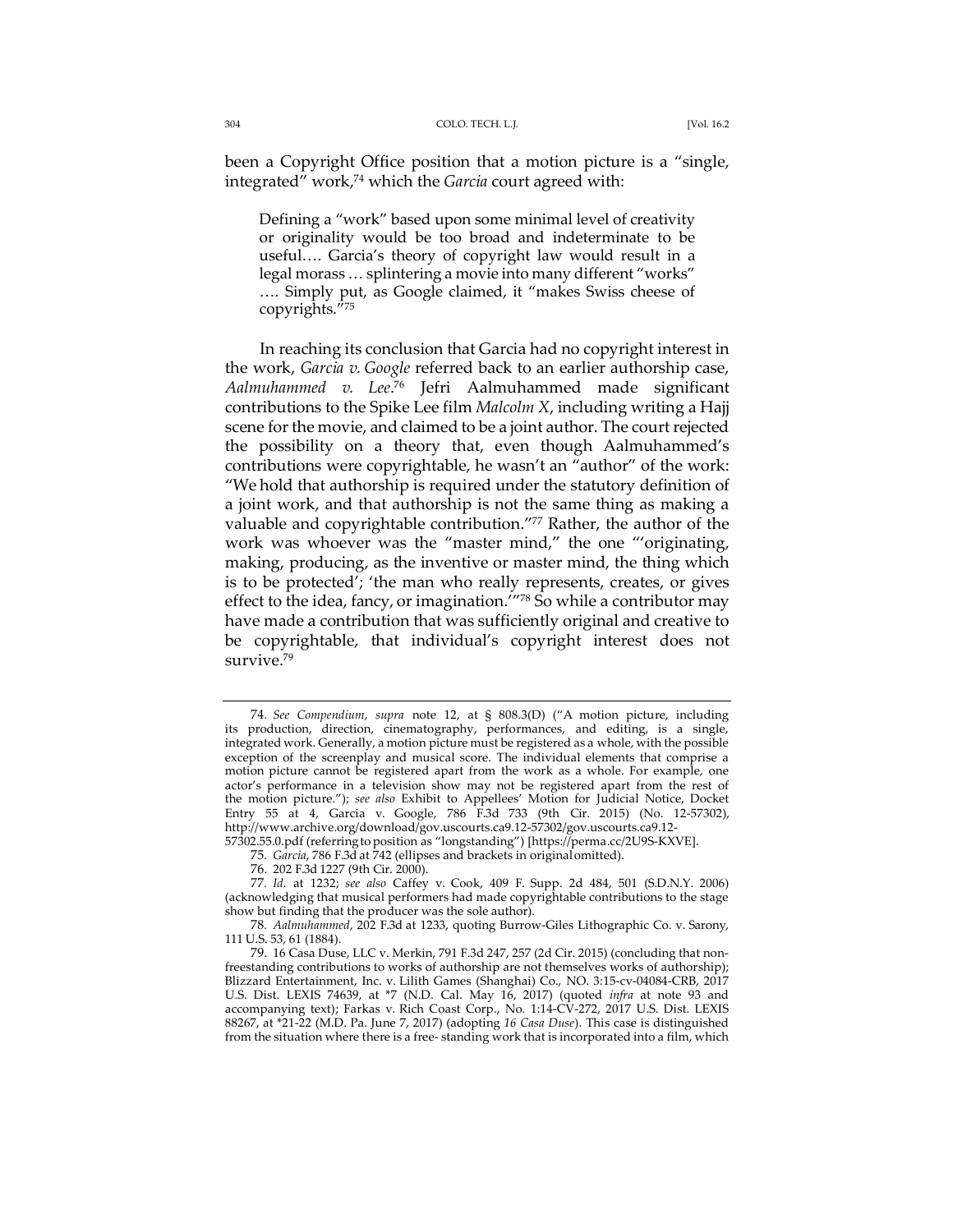been a Copyright Office position that a motion picture is a "single, integrated" work,[74] which the *Garcia* court agreed with:

> Defining a "work" based upon some minimal level of creativity or originality would be too broad and indeterminate to be useful…. Garcia's theory of copyright law would result in a legal morass … splintering a movie into many different "works" …. Simply put, as Google claimed, it "makes Swiss cheese of copyrights."[75]

In reaching its conclusion that Garcia had no copyright interest in the work, *Garcia v. Google* referred back to an earlier authorship case, *Aalmuhammed v. Lee*.[76] Jefri Aalmuhammed made significant contributions to the Spike Lee film *Malcolm X*, including writing a Hajj scene for the movie, and claimed to be a joint author. The court rejected the possibility on a theory that, even though Aalmuhammed's contributions were copyrightable, he wasn't an "author" of the work: "We hold that authorship is required under the statutory definition of a joint work, and that authorship is not the same thing as making a valuable and copyrightable contribution."[77] Rather, the author of the work was whoever was the "master mind," the one "'originating, making, producing, as the inventive or master mind, the thing which is to be protected'; 'the man who really represents, creates, or gives effect to the idea, fancy, or imagination.'"[78] So while a contributor may have made a contribution that was sufficiently original and creative to be copyrightable, that individual's copyright interest does not survive.[79]

---

74. *See Compendium*, *supra* note 12, at § 808.3(D) ("A motion picture, including its production, direction, cinematography, performances, and editing, is a single, integrated work. Generally, a motion picture must be registered as a whole, with the possible exception of the screenplay and musical score. The individual elements that comprise a motion picture cannot be registered apart from the work as a whole. For example, one actor's performance in a television show may not be registered apart from the rest of the motion picture."); *see also* Exhibit to Appellees' Motion for Judicial Notice, Docket Entry 55 at 4, Garcia v. Google, 786 F.3d 733 (9th Cir. 2015) (No. 12-57302), http://www.archive.org/download/gov.uscourts.ca9.12-57302/gov.uscourts.ca9.12-57302.55.0.pdf (referring to position as "longstanding") [https://perma.cc/2U9S-KXVE].

75. *Garcia*, 786 F.3d at 742 (ellipses and brackets in original omitted).

76. 202 F.3d 1227 (9th Cir. 2000).

77. *Id.* at 1232; *see also* Caffey v. Cook, 409 F. Supp. 2d 484, 501 (S.D.N.Y. 2006) (acknowledging that musical performers had made copyrightable contributions to the stage show but finding that the producer was the sole author).

78. *Aalmuhammed*, 202 F.3d at 1233, quoting Burrow-Giles Lithographic Co. v. Sarony, 111 U.S. 53, 61 (1884).

79. 16 Casa Duse, LLC v. Merkin, 791 F.3d 247, 257 (2d Cir. 2015) (concluding that non-freestanding contributions to works of authorship are not themselves works of authorship); Blizzard Entertainment, Inc. v. Lilith Games (Shanghai) Co., NO. 3:15-cv-04084-CRB, 2017 U.S. Dist. LEXIS 74639, at *7 (N.D. Cal. May 16, 2017) (quoted *infra* at note 93 and accompanying text); Farkas v. Rich Coast Corp., No. 1:14-CV-272, 2017 U.S. Dist. LEXIS 88267, at *21-22 (M.D. Pa. June 7, 2017) (adopting *16 Casa Duse*). This case is distinguished from the situation where there is a free- standing work that is incorporated into a film, which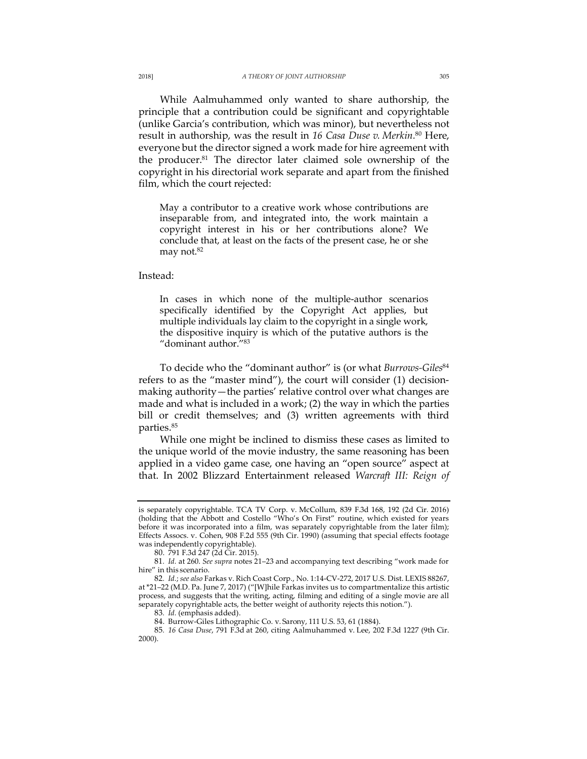While Aalmuhammed only wanted to share authorship, the principle that a contribution could be significant and copyrightable (unlike Garcia's contribution, which was minor), but nevertheless not result in authorship, was the result in *16 Casa Duse v. Merkin*.[80] Here, everyone but the director signed a work made for hire agreement with the producer.[81] The director later claimed sole ownership of the copyright in his directorial work separate and apart from the finished film, which the court rejected:

> May a contributor to a creative work whose contributions are inseparable from, and integrated into, the work maintain a copyright interest in his or her contributions alone? We conclude that, at least on the facts of the present case, he or she may not.[82]

Instead:

> In cases in which none of the multiple-author scenarios specifically identified by the Copyright Act applies, but multiple individuals lay claim to the copyright in a single work, the dispositive inquiry is which of the putative authors is the "dominant author."[83]

To decide who the "dominant author" is (or what *Burrows-Giles*[84] refers to as the "master mind"), the court will consider (1) decision-making authority—the parties' relative control over what changes are made and what is included in a work; (2) the way in which the parties bill or credit themselves; and (3) written agreements with third parties.[85]

While one might be inclined to dismiss these cases as limited to the unique world of the movie industry, the same reasoning has been applied in a video game case, one having an "open source" aspect at that. In 2002 Blizzard Entertainment released *Warcraft III: Reign of*

---

is separately copyrightable. TCA TV Corp. v. McCollum, 839 F.3d 168, 192 (2d Cir. 2016) (holding that the Abbott and Costello "Who's On First" routine, which existed for years before it was incorporated into a film, was separately copyrightable from the later film); Effects Assocs. v. Cohen, 908 F.2d 555 (9th Cir. 1990) (assuming that special effects footage was independently copyrightable).

80. 791 F.3d 247 (2d Cir. 2015).

81. *Id.* at 260. *See supra* notes 21–23 and accompanying text describing "work made for hire" in this scenario.

82. *Id.*; *see also* Farkas v. Rich Coast Corp., No. 1:14-CV-272, 2017 U.S. Dist. LEXIS 88267, at *21–22 (M.D. Pa. June 7, 2017) ("[W]hile Farkas invites us to compartmentalize this artistic process, and suggests that the writing, acting, filming and editing of a single movie are all separately copyrightable acts, the better weight of authority rejects this notion.").

83. *Id.* (emphasis added).

84. Burrow-Giles Lithographic Co. v. Sarony, 111 U.S. 53, 61 (1884).

85. *16 Casa Duse*, 791 F.3d at 260, citing Aalmuhammed v. Lee, 202 F.3d 1227 (9th Cir. 2000).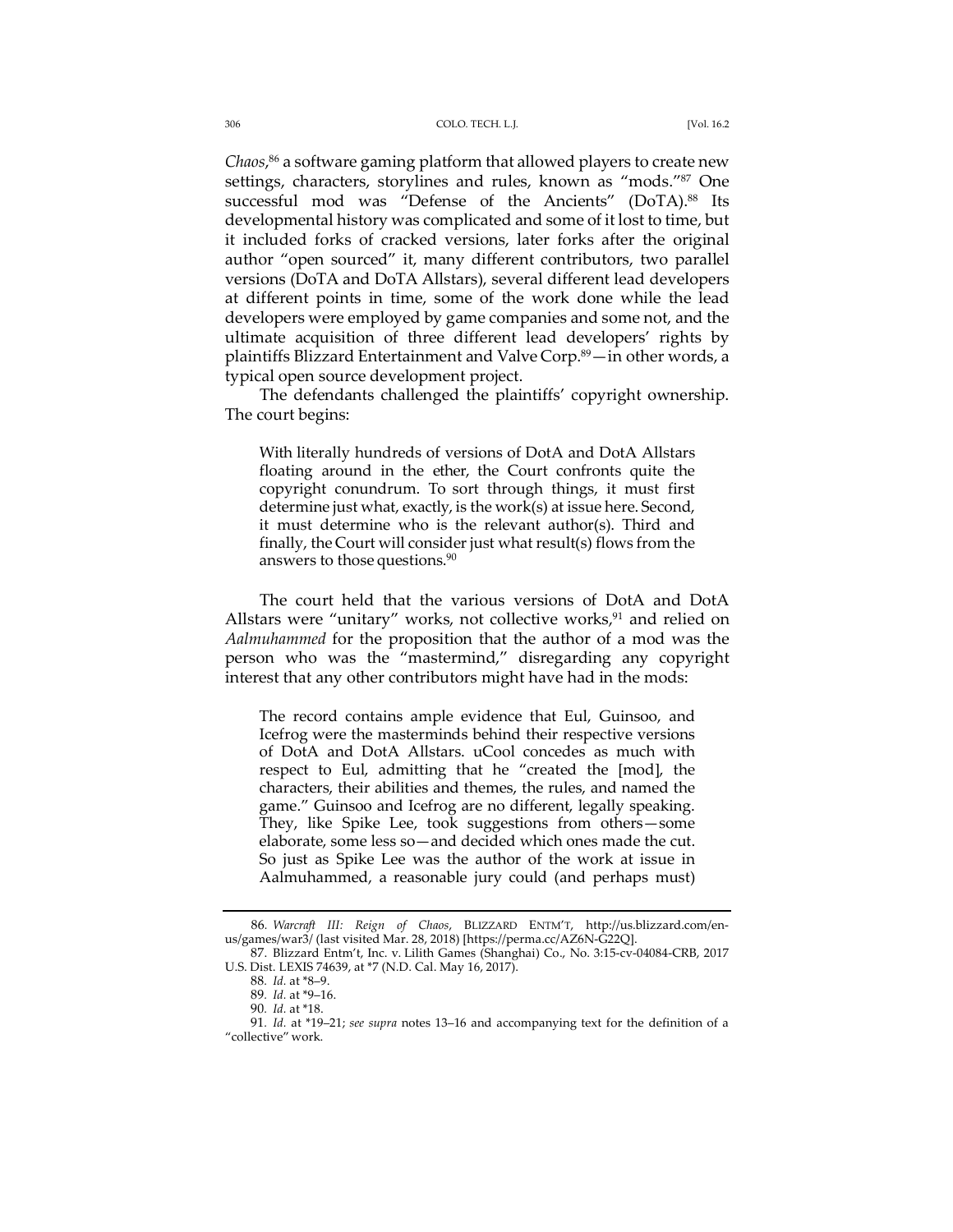*Chaos*,[86] a software gaming platform that allowed players to create new settings, characters, storylines and rules, known as "mods."[87] One successful mod was "Defense of the Ancients" (DoTA).[88] Its developmental history was complicated and some of it lost to time, but it included forks of cracked versions, later forks after the original author "open sourced" it, many different contributors, two parallel versions (DoTA and DoTA Allstars), several different lead developers at different points in time, some of the work done while the lead developers were employed by game companies and some not, and the ultimate acquisition of three different lead developers' rights by plaintiffs Blizzard Entertainment and Valve Corp.[89]—in other words, a typical open source development project.

The defendants challenged the plaintiffs' copyright ownership. The court begins:

> With literally hundreds of versions of DotA and DotA Allstars floating around in the ether, the Court confronts quite the copyright conundrum. To sort through things, it must first determine just what, exactly, is the work(s) at issue here. Second, it must determine who is the relevant author(s). Third and finally, the Court will consider just what result(s) flows from the answers to those questions.[90]

The court held that the various versions of DotA and DotA Allstars were "unitary" works, not collective works,[91] and relied on *Aalmuhammed* for the proposition that the author of a mod was the person who was the "mastermind," disregarding any copyright interest that any other contributors might have had in the mods:

> The record contains ample evidence that Eul, Guinsoo, and Icefrog were the masterminds behind their respective versions of DotA and DotA Allstars. uCool concedes as much with respect to Eul, admitting that he "created the [mod], the characters, their abilities and themes, the rules, and named the game." Guinsoo and Icefrog are no different, legally speaking. They, like Spike Lee, took suggestions from others—some elaborate, some less so—and decided which ones made the cut. So just as Spike Lee was the author of the work at issue in Aalmuhammed, a reasonable jury could (and perhaps must)

---

86. *Warcraft III: Reign of Chaos*, BLIZZARD ENTM'T, http://us.blizzard.com/en-us/games/war3/ (last visited Mar. 28, 2018) [https://perma.cc/AZ6N-G22Q].

87. Blizzard Entm't, Inc. v. Lilith Games (Shanghai) Co., No. 3:15-cv-04084-CRB, 2017 U.S. Dist. LEXIS 74639, at *7 (N.D. Cal. May 16, 2017).

88. *Id.* at *8–9.

89. *Id.* at *9–16.

90. *Id.* at *18.

91. *Id.* at *19–21; *see supra* notes 13–16 and accompanying text for the definition of a "collective" work.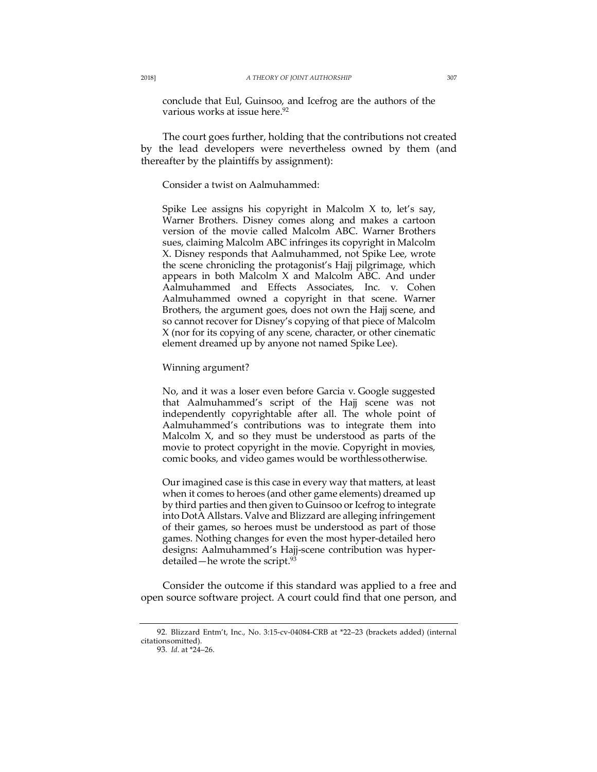> conclude that Eul, Guinsoo, and Icefrog are the authors of the various works at issue here.[92]

The court goes further, holding that the contributions not created by the lead developers were nevertheless owned by them (and thereafter by the plaintiffs by assignment):

> Consider a twist on Aalmuhammed:
>
> Spike Lee assigns his copyright in Malcolm X to, let's say, Warner Brothers. Disney comes along and makes a cartoon version of the movie called Malcolm ABC. Warner Brothers sues, claiming Malcolm ABC infringes its copyright in Malcolm X. Disney responds that Aalmuhammed, not Spike Lee, wrote the scene chronicling the protagonist's Hajj pilgrimage, which appears in both Malcolm X and Malcolm ABC. And under Aalmuhammed and Effects Associates, Inc. v. Cohen Aalmuhammed owned a copyright in that scene. Warner Brothers, the argument goes, does not own the Hajj scene, and so cannot recover for Disney's copying of that piece of Malcolm X (nor for its copying of any scene, character, or other cinematic element dreamed up by anyone not named Spike Lee).
>
> Winning argument?
>
> No, and it was a loser even before Garcia v. Google suggested that Aalmuhammed's script of the Hajj scene was not independently copyrightable after all. The whole point of Aalmuhammed's contributions was to integrate them into Malcolm X, and so they must be understood as parts of the movie to protect copyright in the movie. Copyright in movies, comic books, and video games would be worthless otherwise.
>
> Our imagined case is this case in every way that matters, at least when it comes to heroes (and other game elements) dreamed up by third parties and then given to Guinsoo or Icefrog to integrate into DotA Allstars. Valve and Blizzard are alleging infringement of their games, so heroes must be understood as part of those games. Nothing changes for even the most hyper-detailed hero designs: Aalmuhammed's Hajj-scene contribution was hyper-detailed—he wrote the script.[93]

Consider the outcome if this standard was applied to a free and open source software project. A court could find that one person, and

---

92. Blizzard Entm't, Inc., No. 3:15-cv-04084-CRB at *22–23 (brackets added) (internal citations omitted).

93. *Id.* at *24–26.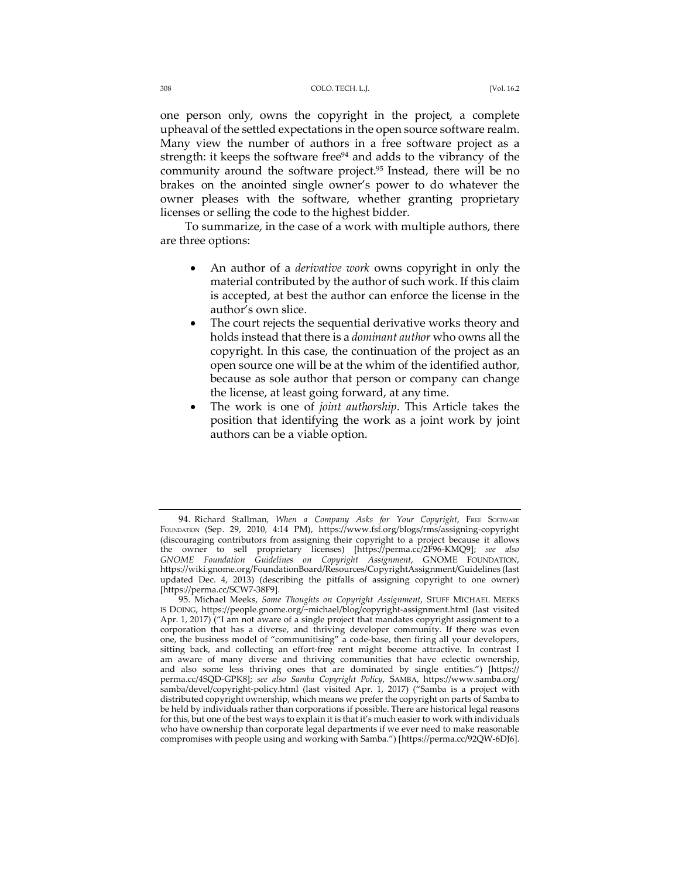one person only, owns the copyright in the project, a complete upheaval of the settled expectations in the open source software realm. Many view the number of authors in a free software project as a strength: it keeps the software free[94] and adds to the vibrancy of the community around the software project.[95] Instead, there will be no brakes on the anointed single owner's power to do whatever the owner pleases with the software, whether granting proprietary licenses or selling the code to the highest bidder.

To summarize, in the case of a work with multiple authors, there are three options:

- An author of a *derivative work* owns copyright in only the material contributed by the author of such work. If this claim is accepted, at best the author can enforce the license in the author's own slice.
- The court rejects the sequential derivative works theory and holds instead that there is a *dominant author* who owns all the copyright. In this case, the continuation of the project as an open source one will be at the whim of the identified author, because as sole author that person or company can change the license, at least going forward, at any time.
- The work is one of *joint authorship*. This Article takes the position that identifying the work as a joint work by joint authors can be a viable option.

---

94. Richard Stallman, *When a Company Asks for Your Copyright*, FREE SOFTWARE FOUNDATION (Sep. 29, 2010, 4:14 PM), https://www.fsf.org/blogs/rms/assigning-copyright (discouraging contributors from assigning their copyright to a project because it allows the owner to sell proprietary licenses) [https://perma.cc/2F96-KMQ9]; *see also GNOME Foundation Guidelines on Copyright Assignment*, GNOME FOUNDATION, https://wiki.gnome.org/FoundationBoard/Resources/CopyrightAssignment/Guidelines (last updated Dec. 4, 2013) (describing the pitfalls of assigning copyright to one owner) [https://perma.cc/SCW7-38F9].

95. Michael Meeks, *Some Thoughts on Copyright Assignment*, STUFF MICHAEL MEEKS IS DOING, https://people.gnome.org/~michael/blog/copyright-assignment.html (last visited Apr. 1, 2017) ("I am not aware of a single project that mandates copyright assignment to a corporation that has a diverse, and thriving developer community. If there was even one, the business model of "communitising" a code-base, then firing all your developers, sitting back, and collecting an effort-free rent might become attractive. In contrast I am aware of many diverse and thriving communities that have eclectic ownership, and also some less thriving ones that are dominated by single entities.") [https://perma.cc/4SQD-GPK8]; *see also Samba Copyright Policy*, SAMBA, https://www.samba.org/samba/devel/copyright-policy.html (last visited Apr. 1, 2017) ("Samba is a project with distributed copyright ownership, which means we prefer the copyright on parts of Samba to be held by individuals rather than corporations if possible. There are historical legal reasons for this, but one of the best ways to explain it is that it's much easier to work with individuals who have ownership than corporate legal departments if we ever need to make reasonable compromises with people using and working with Samba.") [https://perma.cc/92QW-6DJ6].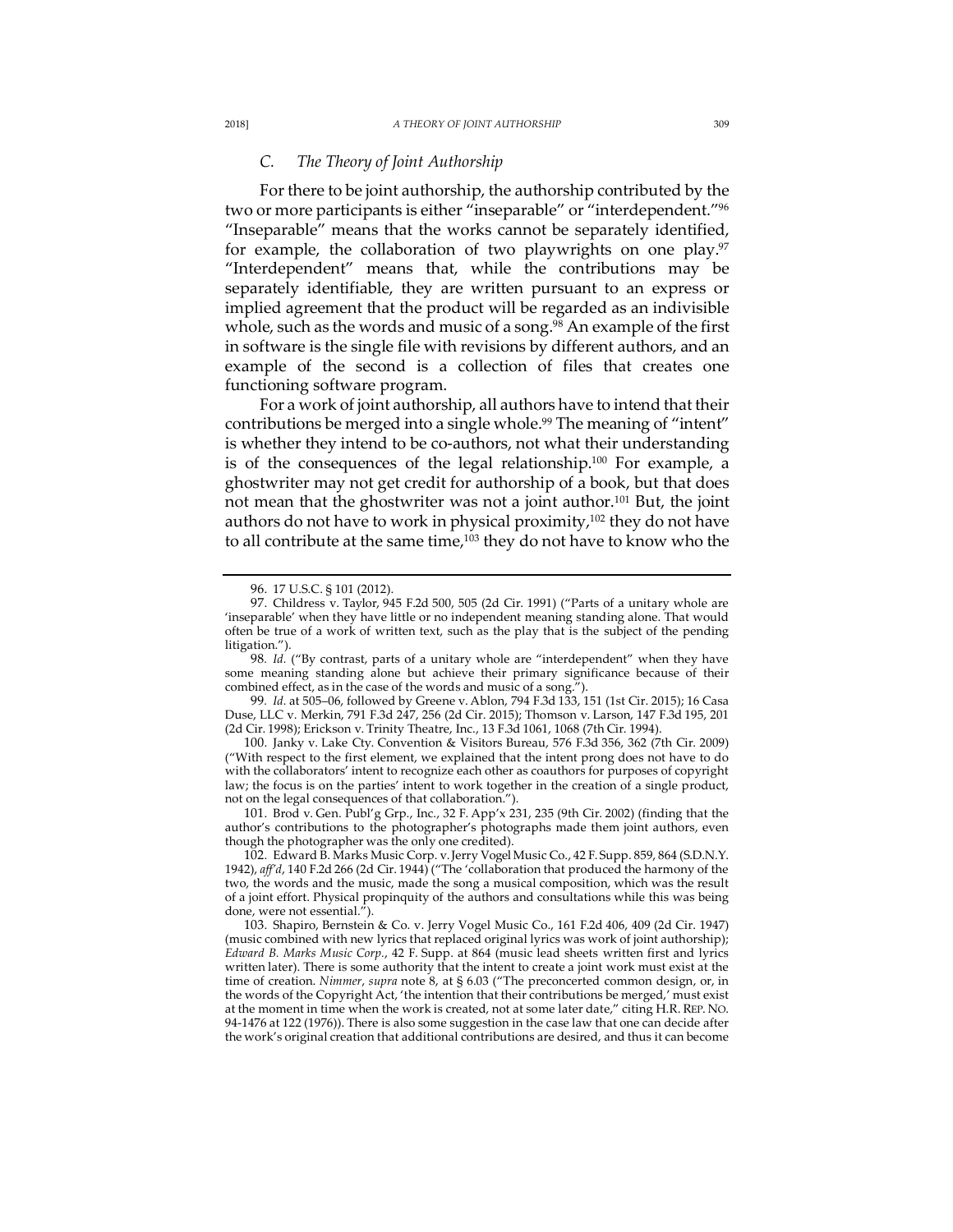### C. *The Theory of Joint Authorship*

For there to be joint authorship, the authorship contributed by the two or more participants is either "inseparable" or "interdependent."[96] "Inseparable" means that the works cannot be separately identified, for example, the collaboration of two playwrights on one play.[97] "Interdependent" means that, while the contributions may be separately identifiable, they are written pursuant to an express or implied agreement that the product will be regarded as an indivisible whole, such as the words and music of a song.[98] An example of the first in software is the single file with revisions by different authors, and an example of the second is a collection of files that creates one functioning software program.

For a work of joint authorship, all authors have to intend that their contributions be merged into a single whole.[99] The meaning of "intent" is whether they intend to be co-authors, not what their understanding is of the consequences of the legal relationship.[100] For example, a ghostwriter may not get credit for authorship of a book, but that does not mean that the ghostwriter was not a joint author.[101] But, the joint authors do not have to work in physical proximity,[102] they do not have to all contribute at the same time,[103] they do not have to know who the

---

96. 17 U.S.C. § 101 (2012).

97. Childress v. Taylor, 945 F.2d 500, 505 (2d Cir. 1991) ("Parts of a unitary whole are 'inseparable' when they have little or no independent meaning standing alone. That would often be true of a work of written text, such as the play that is the subject of the pending litigation.").

98. *Id.* ("By contrast, parts of a unitary whole are "interdependent" when they have some meaning standing alone but achieve their primary significance because of their combined effect, as in the case of the words and music of a song.").

99. *Id.* at 505–06, followed by Greene v. Ablon, 794 F.3d 133, 151 (1st Cir. 2015); 16 Casa Duse, LLC v. Merkin, 791 F.3d 247, 256 (2d Cir. 2015); Thomson v. Larson, 147 F.3d 195, 201 (2d Cir. 1998); Erickson v. Trinity Theatre, Inc., 13 F.3d 1061, 1068 (7th Cir. 1994).

100. Janky v. Lake Cty. Convention & Visitors Bureau, 576 F.3d 356, 362 (7th Cir. 2009) ("With respect to the first element, we explained that the intent prong does not have to do with the collaborators' intent to recognize each other as coauthors for purposes of copyright law; the focus is on the parties' intent to work together in the creation of a single product, not on the legal consequences of that collaboration.").

101. Brod v. Gen. Publ'g Grp., Inc., 32 F. App'x 231, 235 (9th Cir. 2002) (finding that the author's contributions to the photographer's photographs made them joint authors, even though the photographer was the only one credited).

102. Edward B. Marks Music Corp. v. Jerry Vogel Music Co., 42 F. Supp. 859, 864 (S.D.N.Y. 1942), *aff'd*, 140 F.2d 266 (2d Cir. 1944) ("The 'collaboration that produced the harmony of the two, the words and the music, made the song a musical composition, which was the result of a joint effort. Physical propinquity of the authors and consultations while this was being done, were not essential.").

103. Shapiro, Bernstein & Co. v. Jerry Vogel Music Co., 161 F.2d 406, 409 (2d Cir. 1947) (music combined with new lyrics that replaced original lyrics was work of joint authorship); *Edward B. Marks Music Corp.*, 42 F. Supp. at 864 (music lead sheets written first and lyrics written later). There is some authority that the intent to create a joint work must exist at the time of creation. *Nimmer*, *supra* note 8, at § 6.03 ("The preconcerted common design, or, in the words of the Copyright Act, 'the intention that their contributions be merged,' must exist at the moment in time when the work is created, not at some later date," citing H.R. REP. NO. 94-1476 at 122 (1976)). There is also some suggestion in the case law that one can decide after the work's original creation that additional contributions are desired, and thus it can become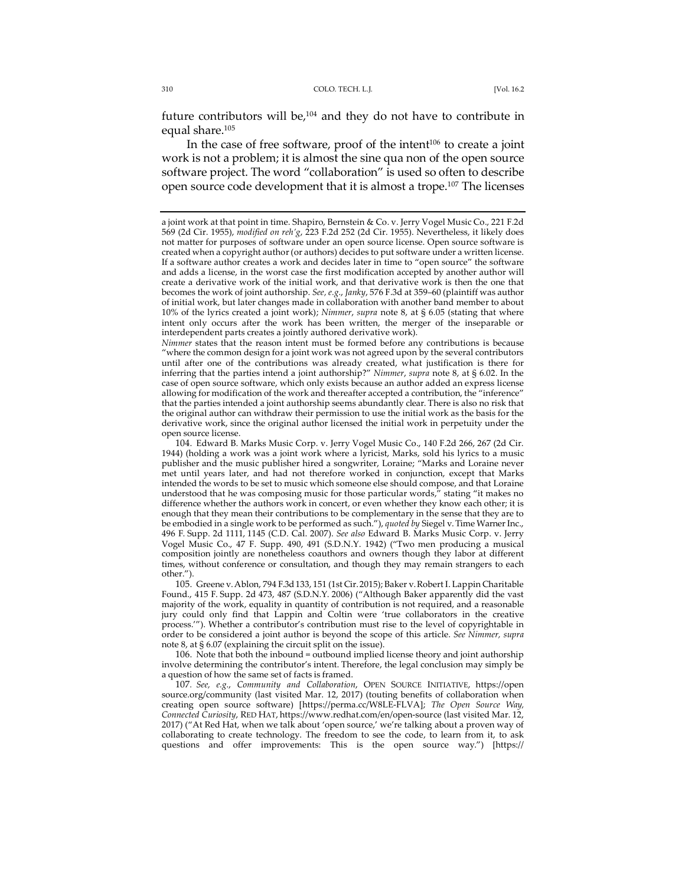future contributors will be,[104] and they do not have to contribute in equal share.[105]

In the case of free software, proof of the intent[106] to create a joint work is not a problem; it is almost the sine qua non of the open source software project. The word "collaboration" is used so often to describe open source code development that it is almost a trope.[107] The licenses

---

a joint work at that point in time. Shapiro, Bernstein & Co. v. Jerry Vogel Music Co., 221 F.2d 569 (2d Cir. 1955), *modified on reh'g*, 223 F.2d 252 (2d Cir. 1955). Nevertheless, it likely does not matter for purposes of software under an open source license. Open source software is created when a copyright author (or authors) decides to put software under a written license. If a software author creates a work and decides later in time to "open source" the software and adds a license, in the worst case the first modification accepted by another author will create a derivative work of the initial work, and that derivative work is then the one that becomes the work of joint authorship. *See, e.g.*, *Janky*, 576 F.3d at 359–60 (plaintiff was author of initial work, but later changes made in collaboration with another band member to about 10% of the lyrics created a joint work); *Nimmer*, *supra* note 8, at § 6.05 (stating that where intent only occurs after the work has been written, the merger of the inseparable or interdependent parts creates a jointly authored derivative work).

*Nimmer* states that the reason intent must be formed before any contributions is because "where the common design for a joint work was not agreed upon by the several contributors until after one of the contributions was already created, what justification is there for inferring that the parties intend a joint authorship?" *Nimmer*, *supra* note 8, at § 6.02. In the case of open source software, which only exists because an author added an express license allowing for modification of the work and thereafter accepted a contribution, the "inference" that the parties intended a joint authorship seems abundantly clear. There is also no risk that the original author can withdraw their permission to use the initial work as the basis for the derivative work, since the original author licensed the initial work in perpetuity under the open source license.

104. Edward B. Marks Music Corp. v. Jerry Vogel Music Co., 140 F.2d 266, 267 (2d Cir. 1944) (holding a work was a joint work where a lyricist, Marks, sold his lyrics to a music publisher and the music publisher hired a songwriter, Loraine; "Marks and Loraine never met until years later, and had not therefore worked in conjunction, except that Marks intended the words to be set to music which someone else should compose, and that Loraine understood that he was composing music for those particular words," stating "it makes no difference whether the authors work in concert, or even whether they know each other; it is enough that they mean their contributions to be complementary in the sense that they are to be embodied in a single work to be performed as such."), *quoted by* Siegel v. Time Warner Inc., 496 F. Supp. 2d 1111, 1145 (C.D. Cal. 2007). *See also* Edward B. Marks Music Corp. v. Jerry Vogel Music Co., 47 F. Supp. 490, 491 (S.D.N.Y. 1942) ("Two men producing a musical composition jointly are nonetheless coauthors and owners though they labor at different times, without conference or consultation, and though they may remain strangers to each other.").

105. Greene v. Ablon, 794 F.3d 133, 151 (1st Cir. 2015); Baker v. Robert I. Lappin Charitable Found., 415 F. Supp. 2d 473, 487 (S.D.N.Y. 2006) ("Although Baker apparently did the vast majority of the work, equality in quantity of contribution is not required, and a reasonable jury could only find that Lappin and Coltin were 'true collaborators in the creative process.'"). Whether a contributor's contribution must rise to the level of copyrightable in order to be considered a joint author is beyond the scope of this article. *See Nimmer, supra* note 8, at § 6.07 (explaining the circuit split on the issue).

106. Note that both the inbound = outbound implied license theory and joint authorship involve determining the contributor's intent. Therefore, the legal conclusion may simply be a question of how the same set of facts is framed.

107. *See, e.g.*, *Community and Collaboration*, OPEN SOURCE INITIATIVE, https://opensource.org/community (last visited Mar. 12, 2017) (touting benefits of collaboration when creating open source software) [https://perma.cc/W8LE-FLVA]; *The Open Source Way, Connected Curiosity*, RED HAT, https://www.redhat.com/en/open-source (last visited Mar. 12, 2017) ("At Red Hat, when we talk about 'open source,' we're talking about a proven way of collaborating to create technology. The freedom to see the code, to learn from it, to ask questions and offer improvements: This is the open source way.") [https://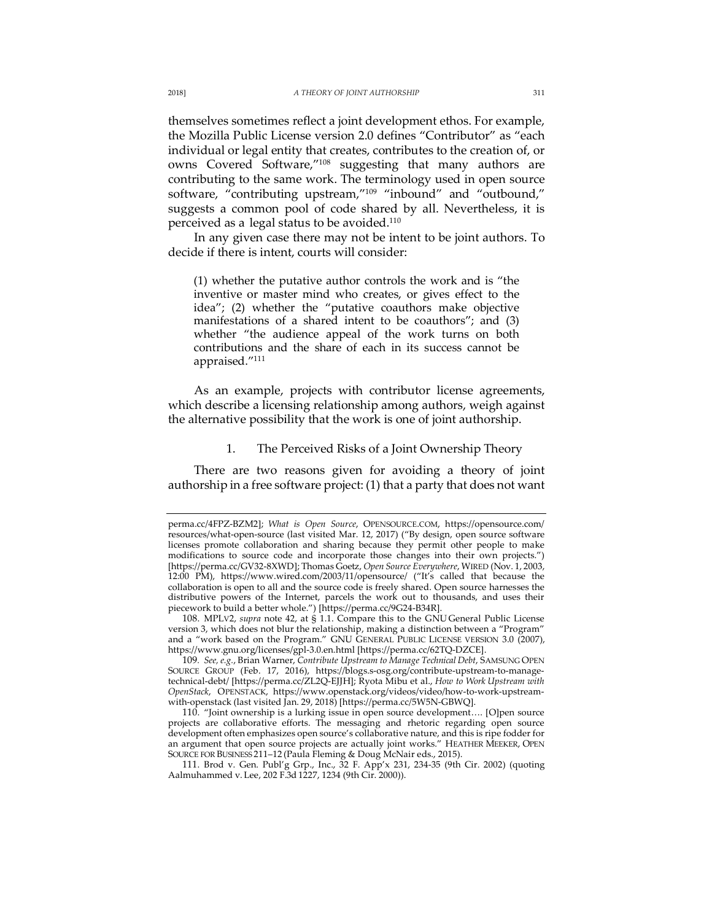themselves sometimes reflect a joint development ethos. For example, the Mozilla Public License version 2.0 defines "Contributor" as "each individual or legal entity that creates, contributes to the creation of, or owns Covered Software,"[108] suggesting that many authors are contributing to the same work. The terminology used in open source software, "contributing upstream,"[109] "inbound" and "outbound," suggests a common pool of code shared by all. Nevertheless, it is perceived as a legal status to be avoided.[110]

In any given case there may not be intent to be joint authors. To decide if there is intent, courts will consider:

> (1) whether the putative author controls the work and is "the inventive or master mind who creates, or gives effect to the idea"; (2) whether the "putative coauthors make objective manifestations of a shared intent to be coauthors"; and (3) whether "the audience appeal of the work turns on both contributions and the share of each in its success cannot be appraised."[111]

As an example, projects with contributor license agreements, which describe a licensing relationship among authors, weigh against the alternative possibility that the work is one of joint authorship.

### 1. The Perceived Risks of a Joint Ownership Theory

There are two reasons given for avoiding a theory of joint authorship in a free software project: (1) that a party that does not want

---

perma.cc/4FPZ-BZM2]; *What is Open Source*, OPENSOURCE.COM, https://opensource.com/resources/what-open-source (last visited Mar. 12, 2017) ("By design, open source software licenses promote collaboration and sharing because they permit other people to make modifications to source code and incorporate those changes into their own projects.") [https://perma.cc/GV32-8XWD]; Thomas Goetz, *Open Source Everywhere*, WIRED (Nov. 1, 2003, 12:00 PM), https://www.wired.com/2003/11/opensource/ ("It's called that because the collaboration is open to all and the source code is freely shared. Open source harnesses the distributive powers of the Internet, parcels the work out to thousands, and uses their piecework to build a better whole.") [https://perma.cc/9G24-B34R].

108. MPLV2, *supra* note 42, at § 1.1. Compare this to the GNU General Public License version 3, which does not blur the relationship, making a distinction between a "Program" and a "work based on the Program." GNU GENERAL PUBLIC LICENSE VERSION 3.0 (2007), https://www.gnu.org/licenses/gpl-3.0.en.html [https://perma.cc/62TQ-DZCE].

109. *See, e.g.*, Brian Warner, *Contribute Upstream to Manage Technical Debt*, SAMSUNG OPEN SOURCE GROUP (Feb. 17, 2016), https://blogs.s-osg.org/contribute-upstream-to-manage-technical-debt/ [https://perma.cc/ZL2Q-EJJH]; Ryota Mibu et al., *How to Work Upstream with OpenStack*, OPENSTACK, https://www.openstack.org/videos/video/how-to-work-upstream-with-openstack (last visited Jan. 29, 2018) [https://perma.cc/5W5N-GBWQ].

110. "Joint ownership is a lurking issue in open source development…. [O]pen source projects are collaborative efforts. The messaging and rhetoric regarding open source development often emphasizes open source's collaborative nature, and this is ripe fodder for an argument that open source projects are actually joint works." HEATHER MEEKER, OPEN SOURCE FOR BUSINESS 211–12 (Paula Fleming & Doug McNair eds., 2015).

111. Brod v. Gen. Publ'g Grp., Inc., 32 F. App'x 231, 234-35 (9th Cir. 2002) (quoting Aalmuhammed v. Lee, 202 F.3d 1227, 1234 (9th Cir. 2000)).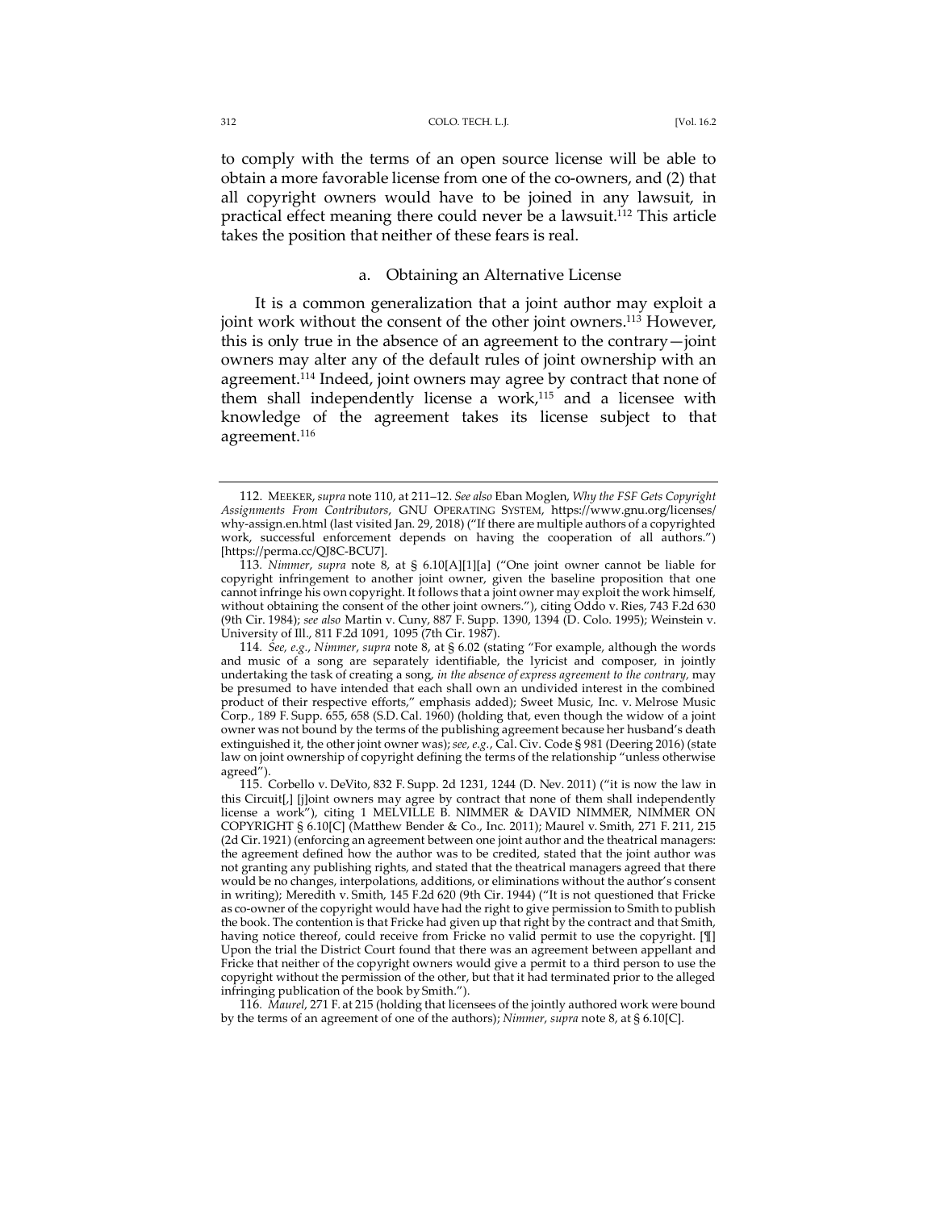to comply with the terms of an open source license will be able to obtain a more favorable license from one of the co-owners, and (2) that all copyright owners would have to be joined in any lawsuit, in practical effect meaning there could never be a lawsuit.[112] This article takes the position that neither of these fears is real.

### a. Obtaining an Alternative License

It is a common generalization that a joint author may exploit a joint work without the consent of the other joint owners.[113] However, this is only true in the absence of an agreement to the contrary—joint owners may alter any of the default rules of joint ownership with an agreement.[114] Indeed, joint owners may agree by contract that none of them shall independently license a work,[115] and a licensee with knowledge of the agreement takes its license subject to that agreement.[116]

---

112. MEEKER, *supra* note 110, at 211–12. *See also* Eban Moglen, *Why the FSF Gets Copyright Assignments From Contributors*, GNU OPERATING SYSTEM, https://www.gnu.org/licenses/why-assign.en.html (last visited Jan. 29, 2018) ("If there are multiple authors of a copyrighted work, successful enforcement depends on having the cooperation of all authors.") [https://perma.cc/QJ8C-BCU7].

113. *Nimmer*, *supra* note 8, at § 6.10[A][1][a] ("One joint owner cannot be liable for copyright infringement to another joint owner, given the baseline proposition that one cannot infringe his own copyright. It follows that a joint owner may exploit the work himself, without obtaining the consent of the other joint owners."), citing Oddo v. Ries, 743 F.2d 630 (9th Cir. 1984); *see also* Martin v. Cuny, 887 F. Supp. 1390, 1394 (D. Colo. 1995); Weinstein v. University of Ill., 811 F.2d 1091, 1095 (7th Cir. 1987).

114. *See, e.g.*, *Nimmer*, *supra* note 8, at § 6.02 (stating "For example, although the words and music of a song are separately identifiable, the lyricist and composer, in jointly undertaking the task of creating a song, *in the absence of express agreement to the contrary*, may be presumed to have intended that each shall own an undivided interest in the combined product of their respective efforts," emphasis added); Sweet Music, Inc. v. Melrose Music Corp., 189 F. Supp. 655, 658 (S.D. Cal. 1960) (holding that, even though the widow of a joint owner was not bound by the terms of the publishing agreement because her husband's death extinguished it, the other joint owner was); *see, e.g.*, Cal. Civ. Code § 981 (Deering 2016) (state law on joint ownership of copyright defining the terms of the relationship "unless otherwise agreed").

115. Corbello v. DeVito, 832 F. Supp. 2d 1231, 1244 (D. Nev. 2011) ("it is now the law in this Circuit[,] [j]oint owners may agree by contract that none of them shall independently license a work"), citing 1 MELVILLE B. NIMMER & DAVID NIMMER, NIMMER ON COPYRIGHT § 6.10[C] (Matthew Bender & Co., Inc. 2011); Maurel v. Smith, 271 F. 211, 215 (2d Cir. 1921) (enforcing an agreement between one joint author and the theatrical managers: the agreement defined how the author was to be credited, stated that the joint author was not granting any publishing rights, and stated that the theatrical managers agreed that there would be no changes, interpolations, additions, or eliminations without the author's consent in writing); Meredith v. Smith, 145 F.2d 620 (9th Cir. 1944) ("It is not questioned that Fricke as co-owner of the copyright would have had the right to give permission to Smith to publish the book. The contention is that Fricke had given up that right by the contract and that Smith, having notice thereof, could receive from Fricke no valid permit to use the copyright. [¶] Upon the trial the District Court found that there was an agreement between appellant and Fricke that neither of the copyright owners would give a permit to a third person to use the copyright without the permission of the other, but that it had terminated prior to the alleged infringing publication of the book by Smith.").

116. *Maurel*, 271 F. at 215 (holding that licensees of the jointly authored work were bound by the terms of an agreement of one of the authors); *Nimmer*, *supra* note 8, at § 6.10[C].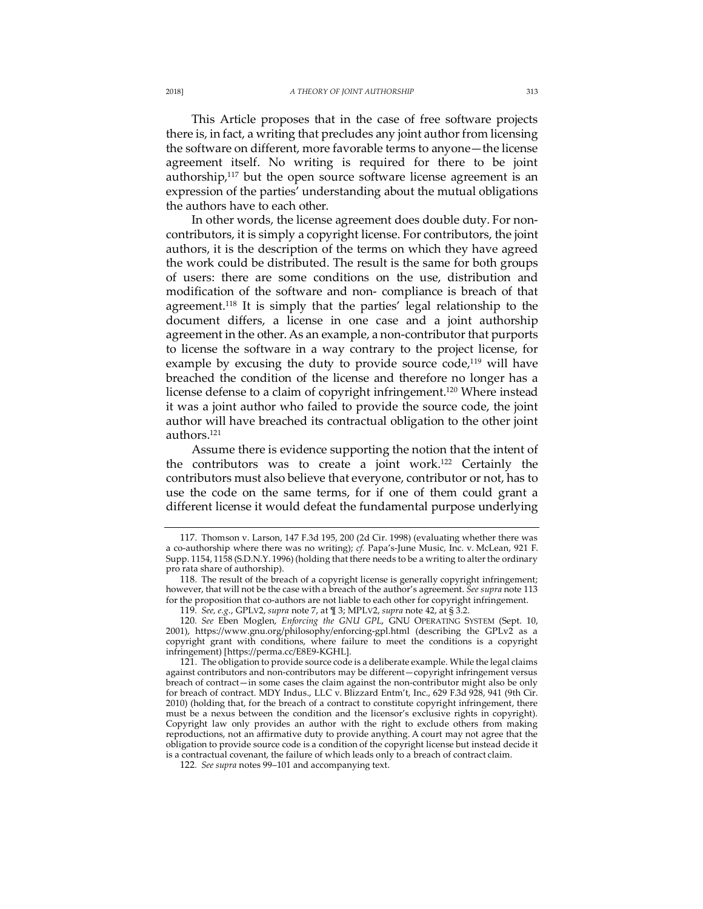This Article proposes that in the case of free software projects there is, in fact, a writing that precludes any joint author from licensing the software on different, more favorable terms to anyone—the license agreement itself. No writing is required for there to be joint authorship,[117] but the open source software license agreement is an expression of the parties' understanding about the mutual obligations the authors have to each other.

In other words, the license agreement does double duty. For non-contributors, it is simply a copyright license. For contributors, the joint authors, it is the description of the terms on which they have agreed the work could be distributed. The result is the same for both groups of users: there are some conditions on the use, distribution and modification of the software and non- compliance is breach of that agreement.[118] It is simply that the parties' legal relationship to the document differs, a license in one case and a joint authorship agreement in the other. As an example, a non-contributor that purports to license the software in a way contrary to the project license, for example by excusing the duty to provide source code,[119] will have breached the condition of the license and therefore no longer has a license defense to a claim of copyright infringement.[120] Where instead it was a joint author who failed to provide the source code, the joint author will have breached its contractual obligation to the other joint authors.[121]

Assume there is evidence supporting the notion that the intent of the contributors was to create a joint work.[122] Certainly the contributors must also believe that everyone, contributor or not, has to use the code on the same terms, for if one of them could grant a different license it would defeat the fundamental purpose underlying

---

117. Thomson v. Larson, 147 F.3d 195, 200 (2d Cir. 1998) (evaluating whether there was a co-authorship where there was no writing); *cf.* Papa's-June Music, Inc. v. McLean, 921 F. Supp. 1154, 1158 (S.D.N.Y. 1996) (holding that there needs to be a writing to alter the ordinary pro rata share of authorship).

118. The result of the breach of a copyright license is generally copyright infringement; however, that will not be the case with a breach of the author's agreement. *See supra* note 113 for the proposition that co-authors are not liable to each other for copyright infringement.

119. *See, e.g.*, GPLV2, *supra* note 7, at ¶ 3; MPLV2, *supra* note 42, at § 3.2.

120. *See* Eben Moglen, *Enforcing the GNU GPL*, GNU OPERATING SYSTEM (Sept. 10, 2001), https://www.gnu.org/philosophy/enforcing-gpl.html (describing the GPLv2 as a copyright grant with conditions, where failure to meet the conditions is a copyright infringement) [https://perma.cc/E8E9-KGHL].

121. The obligation to provide source code is a deliberate example. While the legal claims against contributors and non-contributors may be different—copyright infringement versus breach of contract—in some cases the claim against the non-contributor might also be only for breach of contract. MDY Indus., LLC v. Blizzard Entm't, Inc., 629 F.3d 928, 941 (9th Cir. 2010) (holding that, for the breach of a contract to constitute copyright infringement, there must be a nexus between the condition and the licensor's exclusive rights in copyright). Copyright law only provides an author with the right to exclude others from making reproductions, not an affirmative duty to provide anything. A court may not agree that the obligation to provide source code is a condition of the copyright license but instead decide it is a contractual covenant, the failure of which leads only to a breach of contract claim.

122. *See supra* notes 99–101 and accompanying text.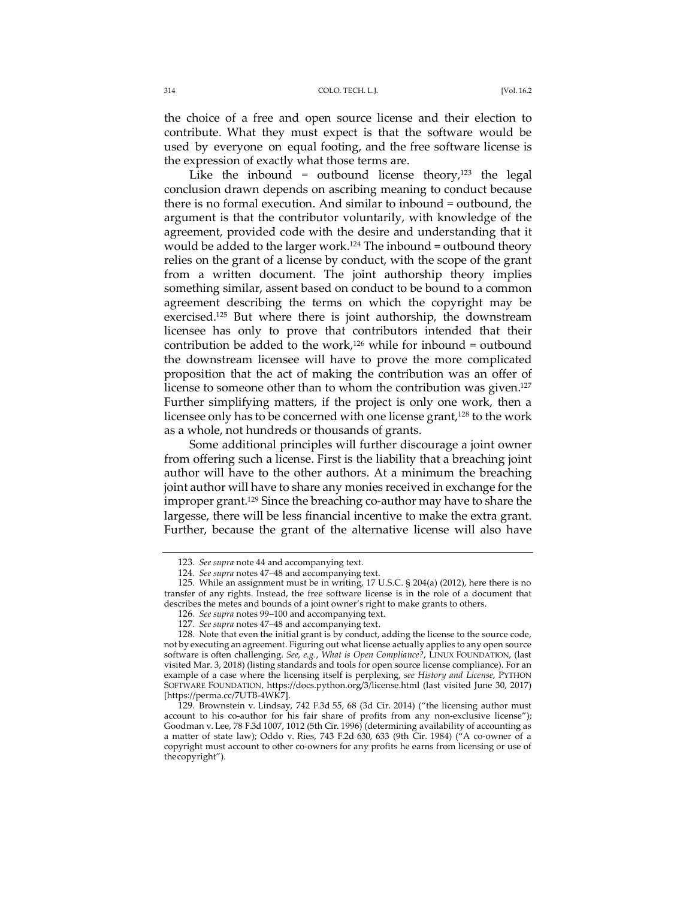the choice of a free and open source license and their election to contribute. What they must expect is that the software would be used by everyone on equal footing, and the free software license is the expression of exactly what those terms are.

Like the inbound = outbound license theory,[123] the legal conclusion drawn depends on ascribing meaning to conduct because there is no formal execution. And similar to inbound = outbound, the argument is that the contributor voluntarily, with knowledge of the agreement, provided code with the desire and understanding that it would be added to the larger work.[124] The inbound = outbound theory relies on the grant of a license by conduct, with the scope of the grant from a written document. The joint authorship theory implies something similar, assent based on conduct to be bound to a common agreement describing the terms on which the copyright may be exercised.[125] But where there is joint authorship, the downstream licensee has only to prove that contributors intended that their contribution be added to the work,[126] while for inbound = outbound the downstream licensee will have to prove the more complicated proposition that the act of making the contribution was an offer of license to someone other than to whom the contribution was given.[127] Further simplifying matters, if the project is only one work, then a licensee only has to be concerned with one license grant,[128] to the work as a whole, not hundreds or thousands of grants.

Some additional principles will further discourage a joint owner from offering such a license. First is the liability that a breaching joint author will have to the other authors. At a minimum the breaching joint author will have to share any monies received in exchange for the improper grant.[129] Since the breaching co-author may have to share the largesse, there will be less financial incentive to make the extra grant. Further, because the grant of the alternative license will also have

---

123. *See supra* note 44 and accompanying text.

124. *See supra* notes 47–48 and accompanying text.

125. While an assignment must be in writing, 17 U.S.C. § 204(a) (2012), here there is no transfer of any rights. Instead, the free software license is in the role of a document that describes the metes and bounds of a joint owner's right to make grants to others.

126. *See supra* notes 99–100 and accompanying text.

127. *See supra* notes 47–48 and accompanying text.

128. Note that even the initial grant is by conduct, adding the license to the source code, not by executing an agreement. Figuring out what license actually applies to any open source software is often challenging. *See, e.g.*, *What is Open Compliance?*, LINUX FOUNDATION, (last visited Mar. 3, 2018) (listing standards and tools for open source license compliance). For an example of a case where the licensing itself is perplexing, *see History and License*, PYTHON SOFTWARE FOUNDATION, https://docs.python.org/3/license.html (last visited June 30, 2017) [https://perma.cc/7UTB-4WK7].

129. Brownstein v. Lindsay, 742 F.3d 55, 68 (3d Cir. 2014) ("the licensing author must account to his co-author for his fair share of profits from any non-exclusive license"); Goodman v. Lee, 78 F.3d 1007, 1012 (5th Cir. 1996) (determining availability of accounting as a matter of state law); Oddo v. Ries, 743 F.2d 630, 633 (9th Cir. 1984) ("A co-owner of a copyright must account to other co-owners for any profits he earns from licensing or use of the copyright").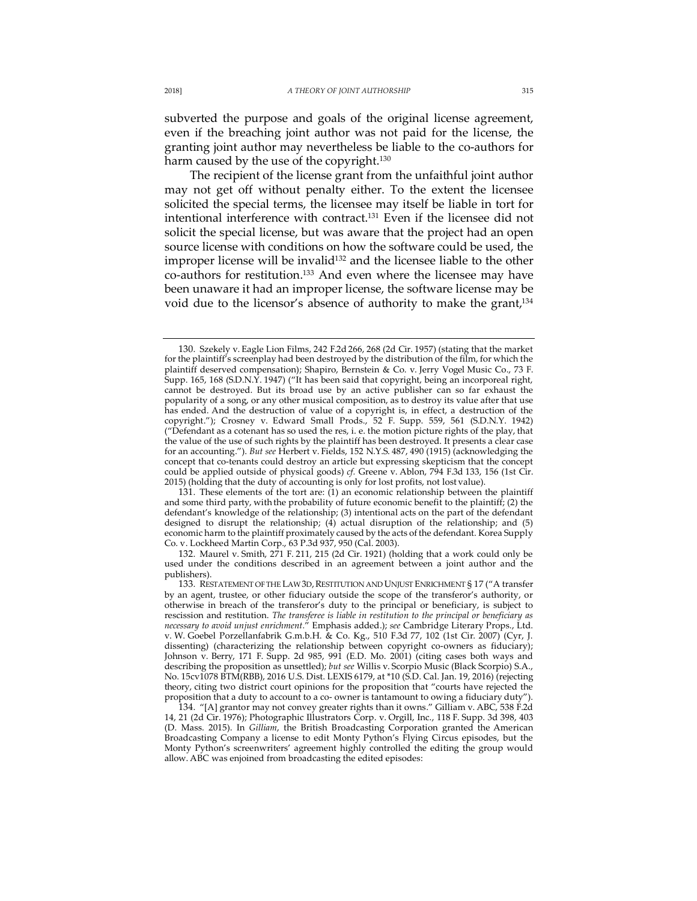subverted the purpose and goals of the original license agreement, even if the breaching joint author was not paid for the license, the granting joint author may nevertheless be liable to the co-authors for harm caused by the use of the copyright.[130]

The recipient of the license grant from the unfaithful joint author may not get off without penalty either. To the extent the licensee solicited the special terms, the licensee may itself be liable in tort for intentional interference with contract.[131] Even if the licensee did not solicit the special license, but was aware that the project had an open source license with conditions on how the software could be used, the improper license will be invalid[132] and the licensee liable to the other co-authors for restitution.[133] And even where the licensee may have been unaware it had an improper license, the software license may be void due to the licensor's absence of authority to make the grant,[134]

---

130. Szekely v. Eagle Lion Films, 242 F.2d 266, 268 (2d Cir. 1957) (stating that the market for the plaintiff's screenplay had been destroyed by the distribution of the film, for which the plaintiff deserved compensation); Shapiro, Bernstein & Co. v. Jerry Vogel Music Co., 73 F. Supp. 165, 168 (S.D.N.Y. 1947) ("It has been said that copyright, being an incorporeal right, cannot be destroyed. But its broad use by an active publisher can so far exhaust the popularity of a song, or any other musical composition, as to destroy its value after that use has ended. And the destruction of value of a copyright is, in effect, a destruction of the copyright."); Crosney v. Edward Small Prods., 52 F. Supp. 559, 561 (S.D.N.Y. 1942) ("Defendant as a cotenant has so used the res, i. e. the motion picture rights of the play, that the value of the use of such rights by the plaintiff has been destroyed. It presents a clear case for an accounting."). *But see* Herbert v. Fields, 152 N.Y.S. 487, 490 (1915) (acknowledging the concept that co-tenants could destroy an article but expressing skepticism that the concept could be applied outside of physical goods) *cf.* Greene v. Ablon, 794 F.3d 133, 156 (1st Cir. 2015) (holding that the duty of accounting is only for lost profits, not lost value).

131. These elements of the tort are: (1) an economic relationship between the plaintiff and some third party, with the probability of future economic benefit to the plaintiff; (2) the defendant's knowledge of the relationship; (3) intentional acts on the part of the defendant designed to disrupt the relationship; (4) actual disruption of the relationship; and (5) economic harm to the plaintiff proximately caused by the acts of the defendant. Korea Supply Co. v. Lockheed Martin Corp., 63 P.3d 937, 950 (Cal. 2003).

132. Maurel v. Smith, 271 F. 211, 215 (2d Cir. 1921) (holding that a work could only be used under the conditions described in an agreement between a joint author and the publishers).

133. RESTATEMENT OF THE LAW 3D, RESTITUTION AND UNJUST ENRICHMENT § 17 ("A transfer by an agent, trustee, or other fiduciary outside the scope of the transferor's authority, or otherwise in breach of the transferor's duty to the principal or beneficiary, is subject to rescission and restitution. *The transferee is liable in restitution to the principal or beneficiary as necessary to avoid unjust enrichment*." Emphasis added.); *see* Cambridge Literary Props., Ltd. v. W. Goebel Porzellanfabrik G.m.b.H. & Co. Kg., 510 F.3d 77, 102 (1st Cir. 2007) (Cyr, J. dissenting) (characterizing the relationship between copyright co-owners as fiduciary); Johnson v. Berry, 171 F. Supp. 2d 985, 991 (E.D. Mo. 2001) (citing cases both ways and describing the proposition as unsettled); *but see* Willis v. Scorpio Music (Black Scorpio) S.A., No. 15cv1078 BTM(RBB), 2016 U.S. Dist. LEXIS 6179, at *10 (S.D. Cal. Jan. 19, 2016) (rejecting theory, citing two district court opinions for the proposition that "courts have rejected the proposition that a duty to account to a co- owner is tantamount to owing a fiduciary duty").

134. "[A] grantor may not convey greater rights than it owns." Gilliam v. ABC, 538 F.2d 14, 21 (2d Cir. 1976); Photographic Illustrators Corp. v. Orgill, Inc., 118 F. Supp. 3d 398, 403 (D. Mass. 2015). In *Gilliam*, the British Broadcasting Corporation granted the American Broadcasting Company a license to edit Monty Python's Flying Circus episodes, but the Monty Python's screenwriters' agreement highly controlled the editing the group would allow. ABC was enjoined from broadcasting the edited episodes: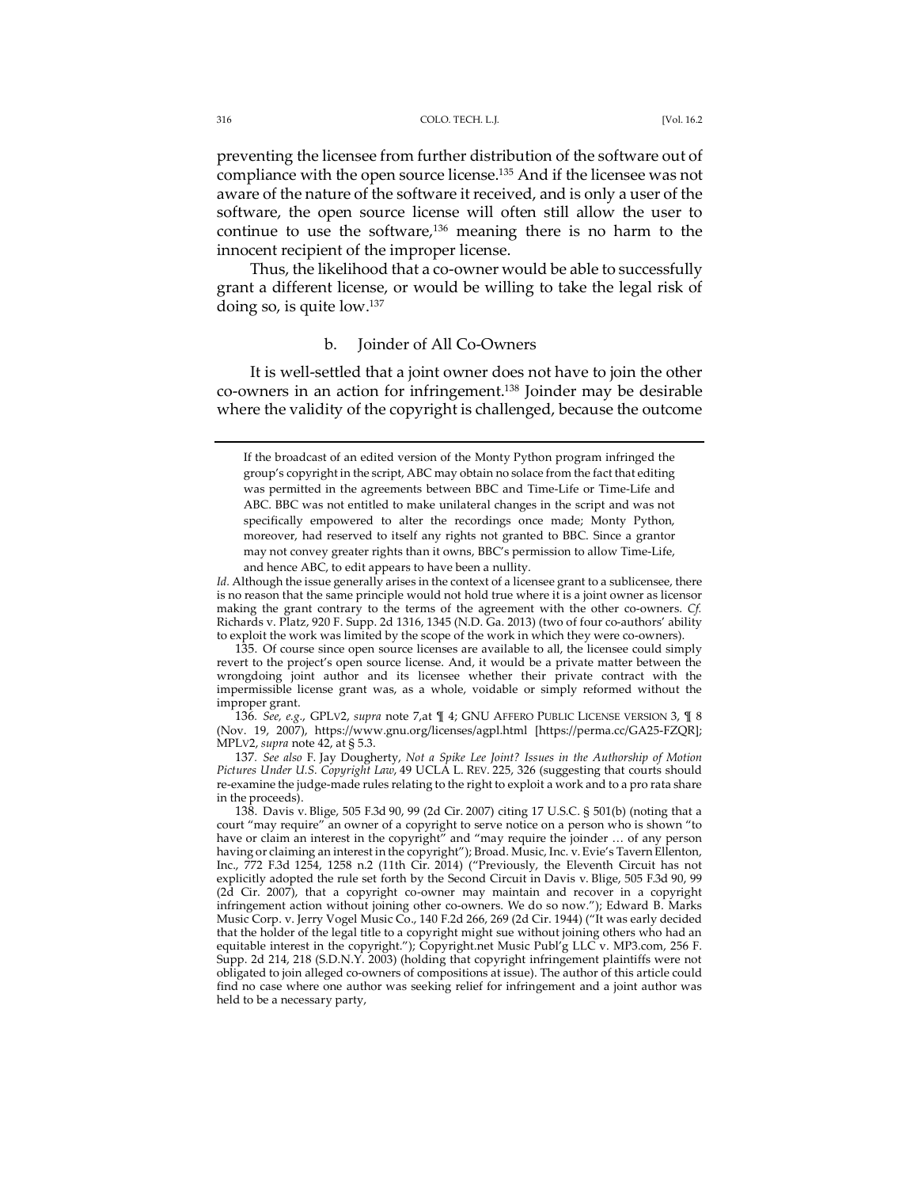preventing the licensee from further distribution of the software out of compliance with the open source license.[135] And if the licensee was not aware of the nature of the software it received, and is only a user of the software, the open source license will often still allow the user to continue to use the software,[136] meaning there is no harm to the innocent recipient of the improper license.

Thus, the likelihood that a co-owner would be able to successfully grant a different license, or would be willing to take the legal risk of doing so, is quite low.[137]

#### b. Joinder of All Co-Owners

It is well-settled that a joint owner does not have to join the other co-owners in an action for infringement.[138] Joinder may be desirable where the validity of the copyright is challenged, because the outcome

---

> If the broadcast of an edited version of the Monty Python program infringed the group's copyright in the script, ABC may obtain no solace from the fact that editing was permitted in the agreements between BBC and Time-Life or Time-Life and ABC. BBC was not entitled to make unilateral changes in the script and was not specifically empowered to alter the recordings once made; Monty Python, moreover, had reserved to itself any rights not granted to BBC. Since a grantor may not convey greater rights than it owns, BBC's permission to allow Time-Life, and hence ABC, to edit appears to have been a nullity.

*Id.* Although the issue generally arises in the context of a licensee grant to a sublicensee, there is no reason that the same principle would not hold true where it is a joint owner as licensor making the grant contrary to the terms of the agreement with the other co-owners. *Cf.* Richards v. Platz, 920 F. Supp. 2d 1316, 1345 (N.D. Ga. 2013) (two of four co-authors' ability to exploit the work was limited by the scope of the work in which they were co-owners).

135. Of course since open source licenses are available to all, the licensee could simply revert to the project's open source license. And, it would be a private matter between the wrongdoing joint author and its licensee whether their private contract with the impermissible license grant was, as a whole, voidable or simply reformed without the improper grant.

136. *See, e.g.*, GPLV2, *supra* note 7,at ¶ 4; GNU AFFERO PUBLIC LICENSE VERSION 3, ¶ 8 (Nov. 19, 2007), https://www.gnu.org/licenses/agpl.html [https://perma.cc/GA25-FZQR]; MPLV2, *supra* note 42, at § 5.3.

137. *See also* F. Jay Dougherty, *Not a Spike Lee Joint? Issues in the Authorship of Motion Pictures Under U.S. Copyright Law*, 49 UCLA L. REV. 225, 326 (suggesting that courts should re-examine the judge-made rules relating to the right to exploit a work and to a pro rata share in the proceeds).

138. Davis v. Blige, 505 F.3d 90, 99 (2d Cir. 2007) citing 17 U.S.C. § 501(b) (noting that a court "may require" an owner of a copyright to serve notice on a person who is shown "to have or claim an interest in the copyright" and "may require the joinder … of any person having or claiming an interest in the copyright"); Broad. Music, Inc. v. Evie's Tavern Ellenton, Inc., 772 F.3d 1254, 1258 n.2 (11th Cir. 2014) ("Previously, the Eleventh Circuit has not explicitly adopted the rule set forth by the Second Circuit in Davis v. Blige, 505 F.3d 90, 99 (2d Cir. 2007), that a copyright co-owner may maintain and recover in a copyright infringement action without joining other co-owners. We do so now."); Edward B. Marks Music Corp. v. Jerry Vogel Music Co., 140 F.2d 266, 269 (2d Cir. 1944) ("It was early decided that the holder of the legal title to a copyright might sue without joining others who had an equitable interest in the copyright."); Copyright.net Music Publ'g LLC v. MP3.com, 256 F. Supp. 2d 214, 218 (S.D.N.Y. 2003) (holding that copyright infringement plaintiffs were not obligated to join alleged co-owners of compositions at issue). The author of this article could find no case where one author was seeking relief for infringement and a joint author was held to be a necessary party,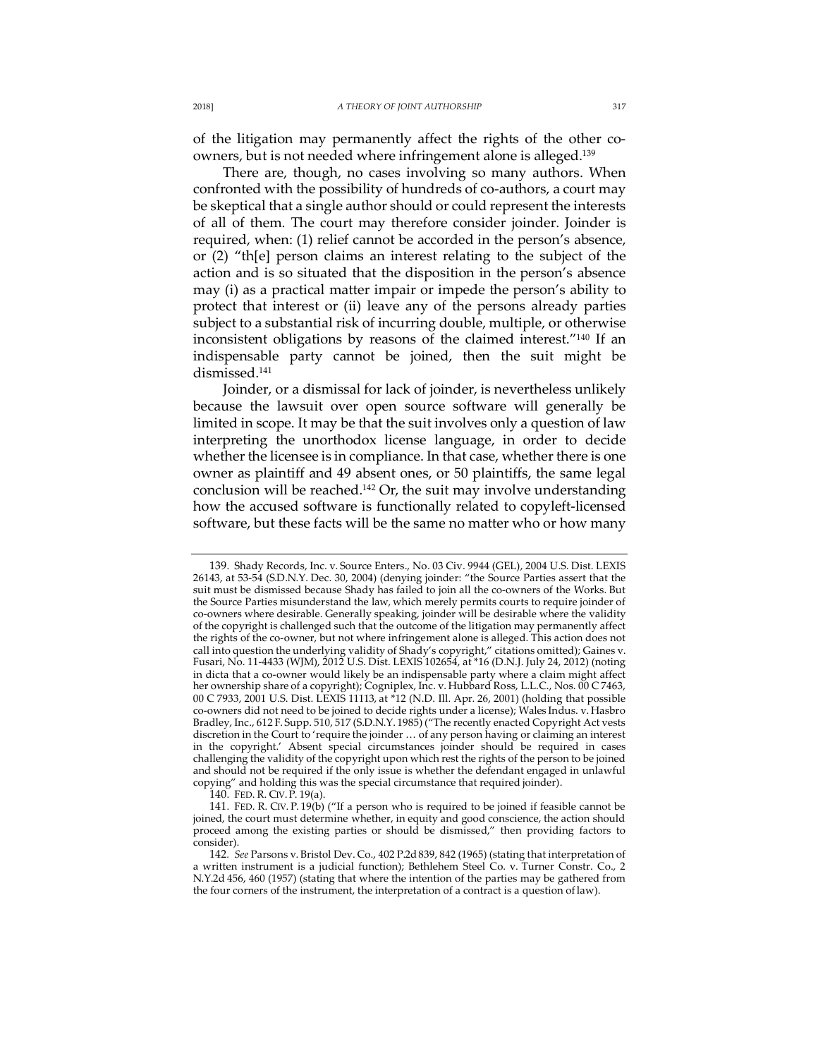of the litigation may permanently affect the rights of the other co-owners, but is not needed where infringement alone is alleged.[139]

There are, though, no cases involving so many authors. When confronted with the possibility of hundreds of co-authors, a court may be skeptical that a single author should or could represent the interests of all of them. The court may therefore consider joinder. Joinder is required, when: (1) relief cannot be accorded in the person's absence, or (2) "th[e] person claims an interest relating to the subject of the action and is so situated that the disposition in the person's absence may (i) as a practical matter impair or impede the person's ability to protect that interest or (ii) leave any of the persons already parties subject to a substantial risk of incurring double, multiple, or otherwise inconsistent obligations by reasons of the claimed interest."[140] If an indispensable party cannot be joined, then the suit might be dismissed.[141]

Joinder, or a dismissal for lack of joinder, is nevertheless unlikely because the lawsuit over open source software will generally be limited in scope. It may be that the suit involves only a question of law interpreting the unorthodox license language, in order to decide whether the licensee is in compliance. In that case, whether there is one owner as plaintiff and 49 absent ones, or 50 plaintiffs, the same legal conclusion will be reached.[142] Or, the suit may involve understanding how the accused software is functionally related to copyleft-licensed software, but these facts will be the same no matter who or how many

---

139. Shady Records, Inc. v. Source Enters., No. 03 Civ. 9944 (GEL), 2004 U.S. Dist. LEXIS 26143, at 53-54 (S.D.N.Y. Dec. 30, 2004) (denying joinder: "the Source Parties assert that the suit must be dismissed because Shady has failed to join all the co-owners of the Works. But the Source Parties misunderstand the law, which merely permits courts to require joinder of co-owners where desirable. Generally speaking, joinder will be desirable where the validity of the copyright is challenged such that the outcome of the litigation may permanently affect the rights of the co-owner, but not where infringement alone is alleged. This action does not call into question the underlying validity of Shady's copyright," citations omitted); Gaines v. Fusari, No. 11-4433 (WJM), 2012 U.S. Dist. LEXIS 102654, at *16 (D.N.J. July 24, 2012) (noting in dicta that a co-owner would likely be an indispensable party where a claim might affect her ownership share of a copyright); Cogniplex, Inc. v. Hubbard Ross, L.L.C., Nos. 00 C 7463, 00 C 7933, 2001 U.S. Dist. LEXIS 11113, at *12 (N.D. Ill. Apr. 26, 2001) (holding that possible co-owners did not need to be joined to decide rights under a license); Wales Indus. v. Hasbro Bradley, Inc., 612 F. Supp. 510, 517 (S.D.N.Y. 1985) ("The recently enacted Copyright Act vests discretion in the Court to 'require the joinder … of any person having or claiming an interest in the copyright.' Absent special circumstances joinder should be required in cases challenging the validity of the copyright upon which rest the rights of the person to be joined and should not be required if the only issue is whether the defendant engaged in unlawful copying" and holding this was the special circumstance that required joinder).

140. FED. R. CIV. P. 19(a).

141. FED. R. CIV. P. 19(b) ("If a person who is required to be joined if feasible cannot be joined, the court must determine whether, in equity and good conscience, the action should proceed among the existing parties or should be dismissed," then providing factors to consider).

142. *See* Parsons v. Bristol Dev. Co., 402 P.2d 839, 842 (1965) (stating that interpretation of a written instrument is a judicial function); Bethlehem Steel Co. v. Turner Constr. Co., 2 N.Y.2d 456, 460 (1957) (stating that where the intention of the parties may be gathered from the four corners of the instrument, the interpretation of a contract is a question of law).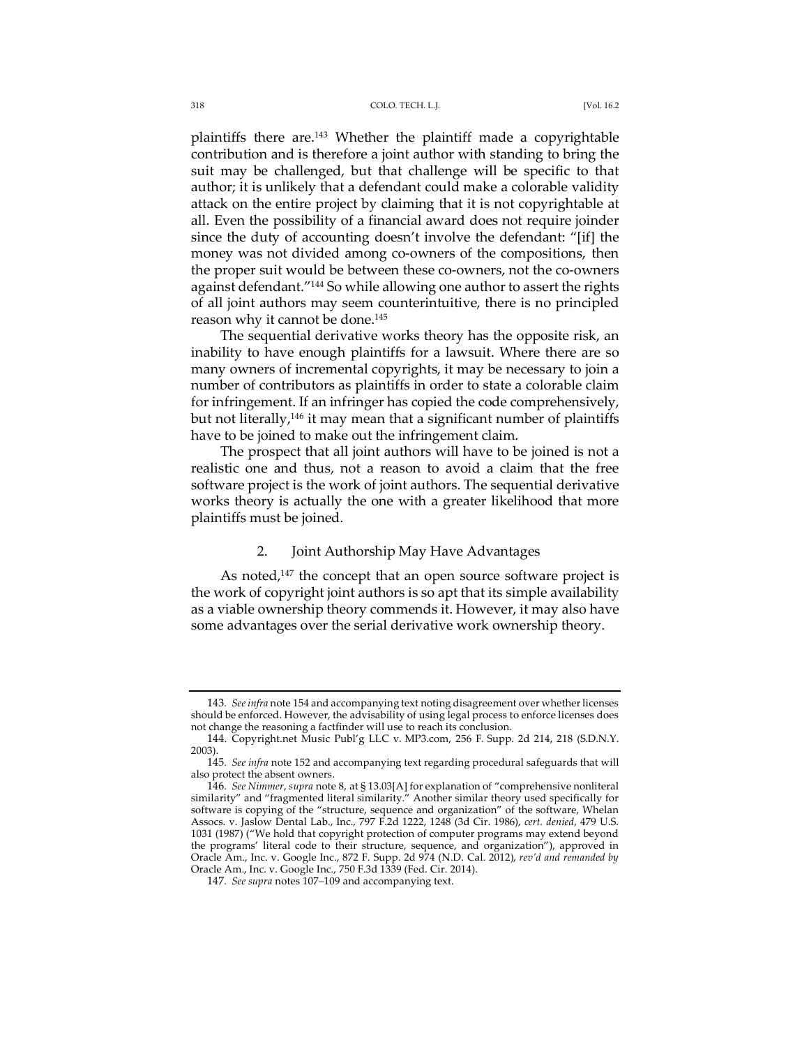plaintiffs there are.[143] Whether the plaintiff made a copyrightable contribution and is therefore a joint author with standing to bring the suit may be challenged, but that challenge will be specific to that author; it is unlikely that a defendant could make a colorable validity attack on the entire project by claiming that it is not copyrightable at all. Even the possibility of a financial award does not require joinder since the duty of accounting doesn't involve the defendant: "[if] the money was not divided among co-owners of the compositions, then the proper suit would be between these co-owners, not the co-owners against defendant."[144] So while allowing one author to assert the rights of all joint authors may seem counterintuitive, there is no principled reason why it cannot be done.[145]

The sequential derivative works theory has the opposite risk, an inability to have enough plaintiffs for a lawsuit. Where there are so many owners of incremental copyrights, it may be necessary to join a number of contributors as plaintiffs in order to state a colorable claim for infringement. If an infringer has copied the code comprehensively, but not literally,[146] it may mean that a significant number of plaintiffs have to be joined to make out the infringement claim.

The prospect that all joint authors will have to be joined is not a realistic one and thus, not a reason to avoid a claim that the free software project is the work of joint authors. The sequential derivative works theory is actually the one with a greater likelihood that more plaintiffs must be joined.

### 2. Joint Authorship May Have Advantages

As noted,[147] the concept that an open source software project is the work of copyright joint authors is so apt that its simple availability as a viable ownership theory commends it. However, it may also have some advantages over the serial derivative work ownership theory.

---

143. *See infra* note 154 and accompanying text noting disagreement over whether licenses should be enforced. However, the advisability of using legal process to enforce licenses does not change the reasoning a factfinder will use to reach its conclusion.

144. Copyright.net Music Publ'g LLC v. MP3.com, 256 F. Supp. 2d 214, 218 (S.D.N.Y. 2003).

145. *See infra* note 152 and accompanying text regarding procedural safeguards that will also protect the absent owners.

146. *See Nimmer*, *supra* note 8, at § 13.03[A] for explanation of "comprehensive nonliteral similarity" and "fragmented literal similarity." Another similar theory used specifically for software is copying of the "structure, sequence and organization" of the software, Whelan Assocs. v. Jaslow Dental Lab., Inc., 797 F.2d 1222, 1248 (3d Cir. 1986), *cert. denied*, 479 U.S. 1031 (1987) ("We hold that copyright protection of computer programs may extend beyond the programs' literal code to their structure, sequence, and organization"), approved in Oracle Am., Inc. v. Google Inc., 872 F. Supp. 2d 974 (N.D. Cal. 2012), *rev'd and remanded by* Oracle Am., Inc. v. Google Inc., 750 F.3d 1339 (Fed. Cir. 2014).

147. *See supra* notes 107–109 and accompanying text.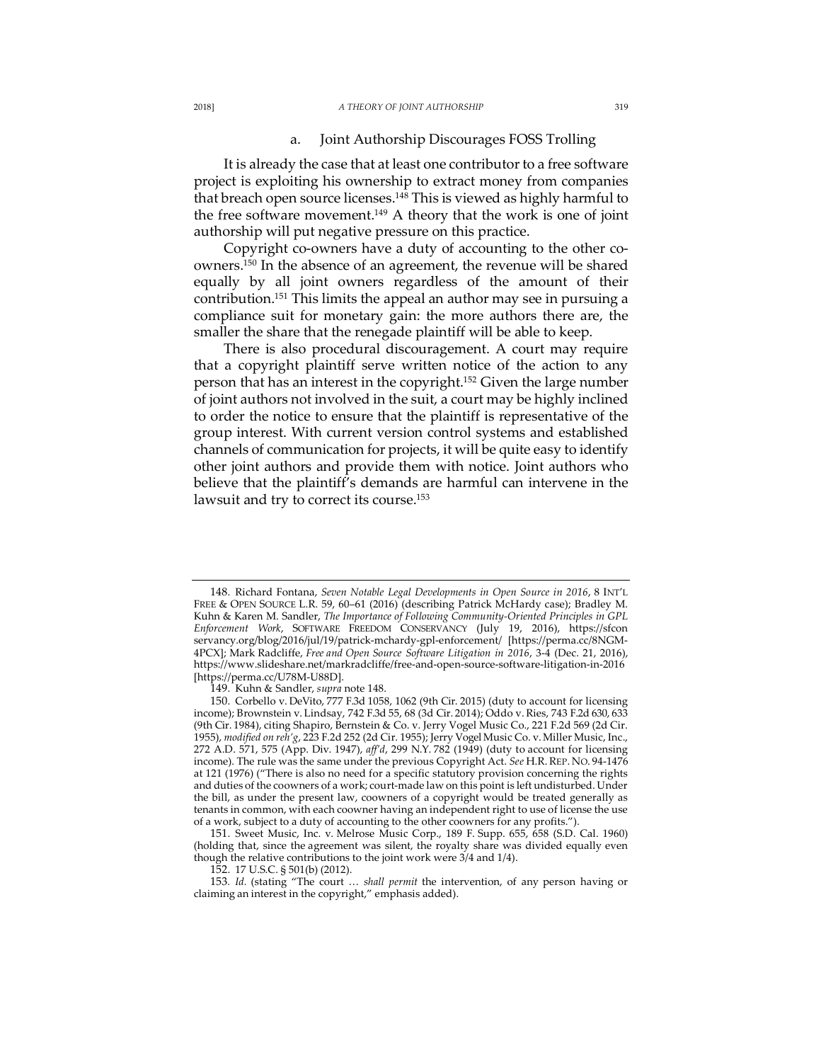#### a. Joint Authorship Discourages FOSS Trolling

It is already the case that at least one contributor to a free software project is exploiting his ownership to extract money from companies that breach open source licenses.[148] This is viewed as highly harmful to the free software movement.[149] A theory that the work is one of joint authorship will put negative pressure on this practice.

Copyright co-owners have a duty of accounting to the other co-owners.[150] In the absence of an agreement, the revenue will be shared equally by all joint owners regardless of the amount of their contribution.[151] This limits the appeal an author may see in pursuing a compliance suit for monetary gain: the more authors there are, the smaller the share that the renegade plaintiff will be able to keep.

There is also procedural discouragement. A court may require that a copyright plaintiff serve written notice of the action to any person that has an interest in the copyright.[152] Given the large number of joint authors not involved in the suit, a court may be highly inclined to order the notice to ensure that the plaintiff is representative of the group interest. With current version control systems and established channels of communication for projects, it will be quite easy to identify other joint authors and provide them with notice. Joint authors who believe that the plaintiff's demands are harmful can intervene in the lawsuit and try to correct its course.[153]

---

148. Richard Fontana, *Seven Notable Legal Developments in Open Source in 2016*, 8 INT'L FREE & OPEN SOURCE L.R. 59, 60–61 (2016) (describing Patrick McHardy case); Bradley M. Kuhn & Karen M. Sandler, *The Importance of Following Community-Oriented Principles in GPL Enforcement Work*, SOFTWARE FREEDOM CONSERVANCY (July 19, 2016), https://sfconservancy.org/blog/2016/jul/19/patrick-mchardy-gpl-enforcement/ [https://perma.cc/8NGM-4PCX]; Mark Radcliffe, *Free and Open Source Software Litigation in 2016*, 3-4 (Dec. 21, 2016), https://www.slideshare.net/markradcliffe/free-and-open-source-software-litigation-in-2016 [https://perma.cc/U78M-U88D].

149. Kuhn & Sandler, *supra* note 148.

150. Corbello v. DeVito, 777 F.3d 1058, 1062 (9th Cir. 2015) (duty to account for licensing income); Brownstein v. Lindsay, 742 F.3d 55, 68 (3d Cir. 2014); Oddo v. Ries, 743 F.2d 630, 633 (9th Cir. 1984), citing Shapiro, Bernstein & Co. v. Jerry Vogel Music Co., 221 F.2d 569 (2d Cir. 1955), *modified on reh'g*, 223 F.2d 252 (2d Cir. 1955); Jerry Vogel Music Co. v. Miller Music, Inc., 272 A.D. 571, 575 (App. Div. 1947), *aff'd*, 299 N.Y. 782 (1949) (duty to account for licensing income). The rule was the same under the previous Copyright Act. *See* H.R. REP. NO. 94-1476 at 121 (1976) ("There is also no need for a specific statutory provision concerning the rights and duties of the coowners of a work; court-made law on this point is left undisturbed. Under the bill, as under the present law, coowners of a copyright would be treated generally as tenants in common, with each coowner having an independent right to use of license the use of a work, subject to a duty of accounting to the other coowners for any profits.").

151. Sweet Music, Inc. v. Melrose Music Corp., 189 F. Supp. 655, 658 (S.D. Cal. 1960) (holding that, since the agreement was silent, the royalty share was divided equally even though the relative contributions to the joint work were 3/4 and 1/4).

152. 17 U.S.C. § 501(b) (2012).

153. *Id.* (stating "The court … *shall permit* the intervention, of any person having or claiming an interest in the copyright," emphasis added).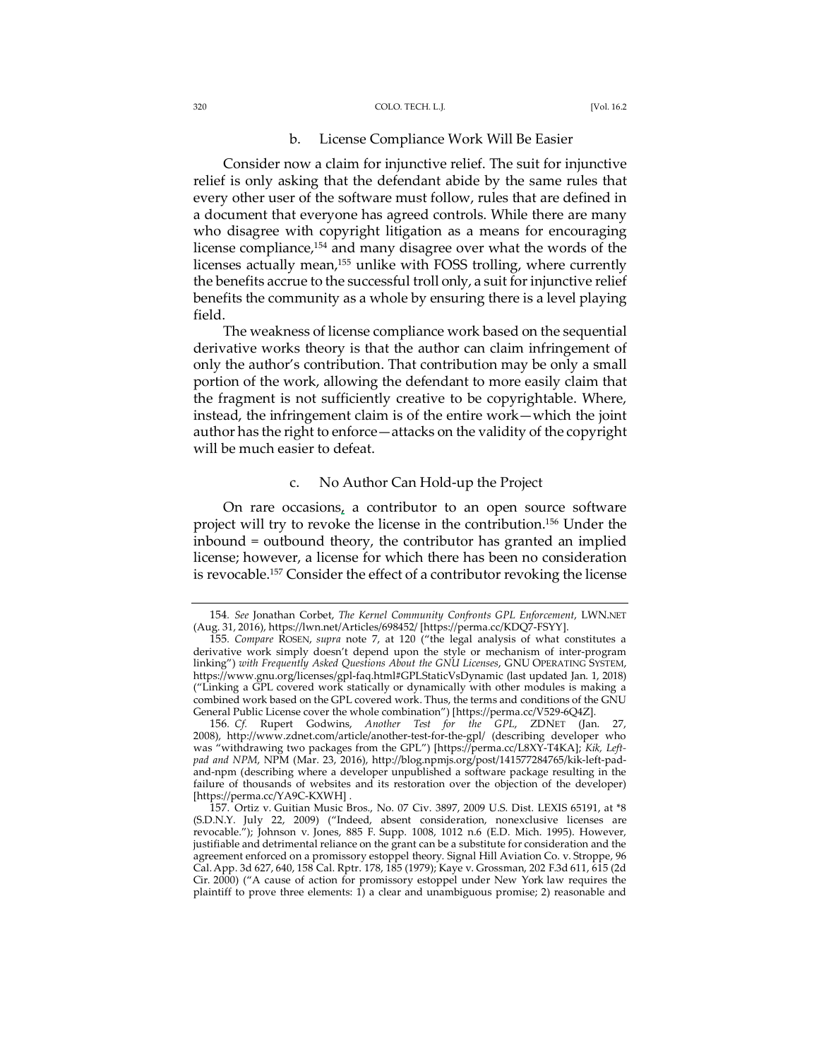### b. License Compliance Work Will Be Easier

Consider now a claim for injunctive relief. The suit for injunctive relief is only asking that the defendant abide by the same rules that every other user of the software must follow, rules that are defined in a document that everyone has agreed controls. While there are many who disagree with copyright litigation as a means for encouraging license compliance,[154] and many disagree over what the words of the licenses actually mean,[155] unlike with FOSS trolling, where currently the benefits accrue to the successful troll only, a suit for injunctive relief benefits the community as a whole by ensuring there is a level playing field.

The weakness of license compliance work based on the sequential derivative works theory is that the author can claim infringement of only the author's contribution. That contribution may be only a small portion of the work, allowing the defendant to more easily claim that the fragment is not sufficiently creative to be copyrightable. Where, instead, the infringement claim is of the entire work—which the joint author has the right to enforce—attacks on the validity of the copyright will be much easier to defeat.

### c. No Author Can Hold-up the Project

On rare occasions, a contributor to an open source software project will try to revoke the license in the contribution.[156] Under the inbound = outbound theory, the contributor has granted an implied license; however, a license for which there has been no consideration is revocable.[157] Consider the effect of a contributor revoking the license

---

154. *See* Jonathan Corbet, *The Kernel Community Confronts GPL Enforcement*, LWN.NET (Aug. 31, 2016), https://lwn.net/Articles/698452/ [https://perma.cc/KDQ7-FSYY].

155. *Compare* ROSEN, *supra* note 7, at 120 ("the legal analysis of what constitutes a derivative work simply doesn't depend upon the style or mechanism of inter-program linking") *with Frequently Asked Questions About the GNU Licenses*, GNU OPERATING SYSTEM, https://www.gnu.org/licenses/gpl-faq.html#GPLStaticVsDynamic (last updated Jan. 1, 2018) ("Linking a GPL covered work statically or dynamically with other modules is making a combined work based on the GPL covered work. Thus, the terms and conditions of the GNU General Public License cover the whole combination") [https://perma.cc/V529-6Q4Z].

156. *Cf.* Rupert Godwins, *Another Test for the GPL*, ZDNET (Jan. 27, 2008), http://www.zdnet.com/article/another-test-for-the-gpl/ (describing developer who was "withdrawing two packages from the GPL") [https://perma.cc/L8XY-T4KA]; *Kik, Left-pad and NPM*, NPM (Mar. 23, 2016), http://blog.npmjs.org/post/141577284765/kik-left-pad-and-npm (describing where a developer unpublished a software package resulting in the failure of thousands of websites and its restoration over the objection of the developer) [https://perma.cc/YA9C-KXWH] .

157. Ortiz v. Guitian Music Bros., No. 07 Civ. 3897, 2009 U.S. Dist. LEXIS 65191, at *8 (S.D.N.Y. July 22, 2009) ("Indeed, absent consideration, nonexclusive licenses are revocable."); Johnson v. Jones, 885 F. Supp. 1008, 1012 n.6 (E.D. Mich. 1995). However, justifiable and detrimental reliance on the grant can be a substitute for consideration and the agreement enforced on a promissory estoppel theory. Signal Hill Aviation Co. v. Stroppe, 96 Cal. App. 3d 627, 640, 158 Cal. Rptr. 178, 185 (1979); Kaye v. Grossman, 202 F.3d 611, 615 (2d Cir. 2000) ("A cause of action for promissory estoppel under New York law requires the plaintiff to prove three elements: 1) a clear and unambiguous promise; 2) reasonable and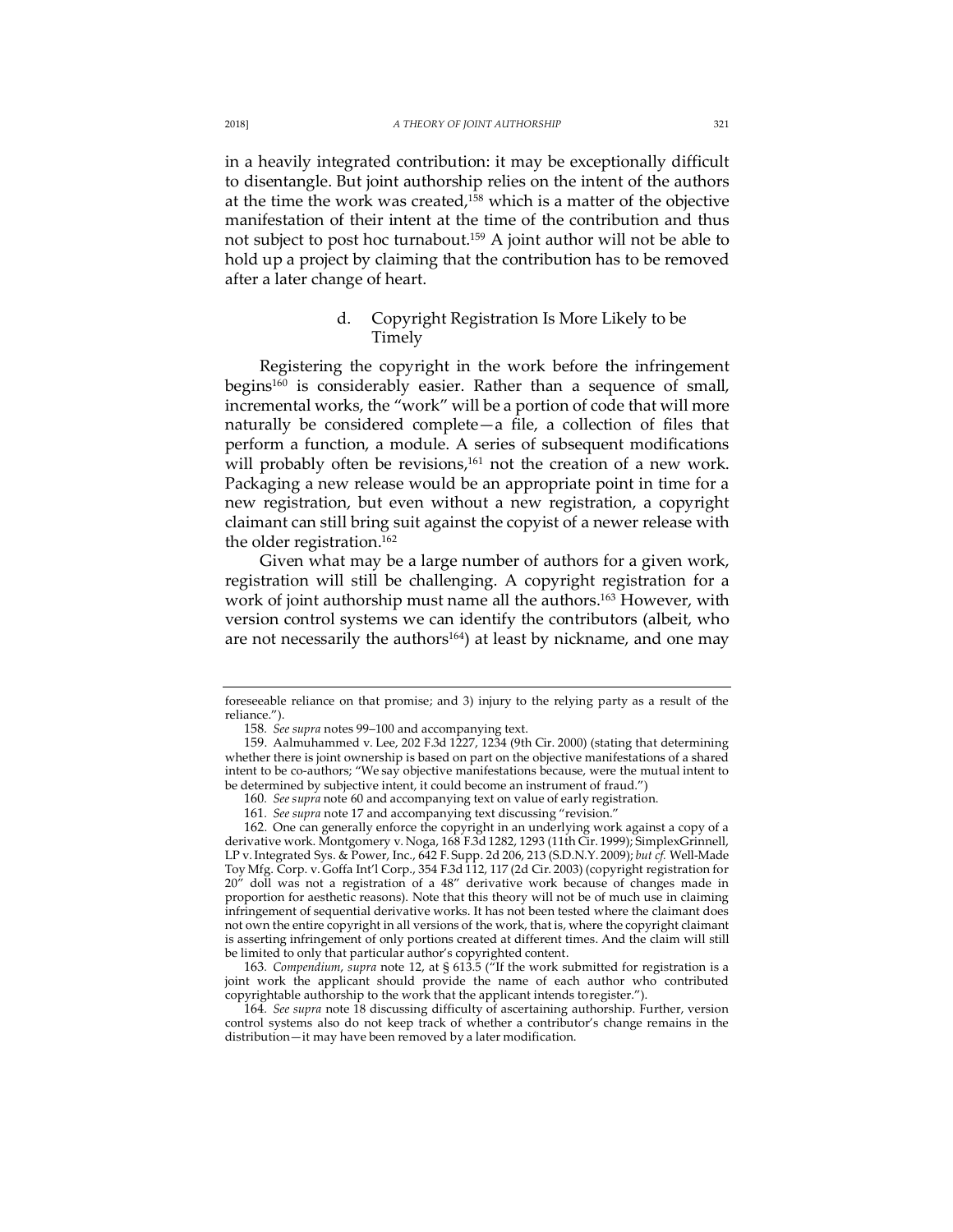in a heavily integrated contribution: it may be exceptionally difficult to disentangle. But joint authorship relies on the intent of the authors at the time the work was created,[158] which is a matter of the objective manifestation of their intent at the time of the contribution and thus not subject to post hoc turnabout.[159] A joint author will not be able to hold up a project by claiming that the contribution has to be removed after a later change of heart.

#### d. Copyright Registration Is More Likely to be Timely

Registering the copyright in the work before the infringement begins[160] is considerably easier. Rather than a sequence of small, incremental works, the "work" will be a portion of code that will more naturally be considered complete—a file, a collection of files that perform a function, a module. A series of subsequent modifications will probably often be revisions,[161] not the creation of a new work. Packaging a new release would be an appropriate point in time for a new registration, but even without a new registration, a copyright claimant can still bring suit against the copyist of a newer release with the older registration.[162]

Given what may be a large number of authors for a given work, registration will still be challenging. A copyright registration for a work of joint authorship must name all the authors.[163] However, with version control systems we can identify the contributors (albeit, who are not necessarily the authors[164]) at least by nickname, and one may

---

foreseeable reliance on that promise; and 3) injury to the relying party as a result of the reliance.").

158. *See supra* notes 99–100 and accompanying text.

159. Aalmuhammed v. Lee, 202 F.3d 1227, 1234 (9th Cir. 2000) (stating that determining whether there is joint ownership is based on part on the objective manifestations of a shared intent to be co-authors; "We say objective manifestations because, were the mutual intent to be determined by subjective intent, it could become an instrument of fraud.")

160. *See supra* note 60 and accompanying text on value of early registration.

161. *See supra* note 17 and accompanying text discussing "revision."

162. One can generally enforce the copyright in an underlying work against a copy of a derivative work. Montgomery v. Noga, 168 F.3d 1282, 1293 (11th Cir. 1999); SimplexGrinnell, LP v. Integrated Sys. & Power, Inc., 642 F. Supp. 2d 206, 213 (S.D.N.Y. 2009); *but cf.* Well-Made Toy Mfg. Corp. v. Goffa Int'l Corp., 354 F.3d 112, 117 (2d Cir. 2003) (copyright registration for 20" doll was not a registration of a 48" derivative work because of changes made in proportion for aesthetic reasons). Note that this theory will not be of much use in claiming infringement of sequential derivative works. It has not been tested where the claimant does not own the entire copyright in all versions of the work, that is, where the copyright claimant is asserting infringement of only portions created at different times. And the claim will still be limited to only that particular author's copyrighted content.

163. *Compendium*, *supra* note 12, at § 613.5 ("If the work submitted for registration is a joint work the applicant should provide the name of each author who contributed copyrightable authorship to the work that the applicant intends toregister.").

164. *See supra* note 18 discussing difficulty of ascertaining authorship. Further, version control systems also do not keep track of whether a contributor's change remains in the distribution—it may have been removed by a later modification.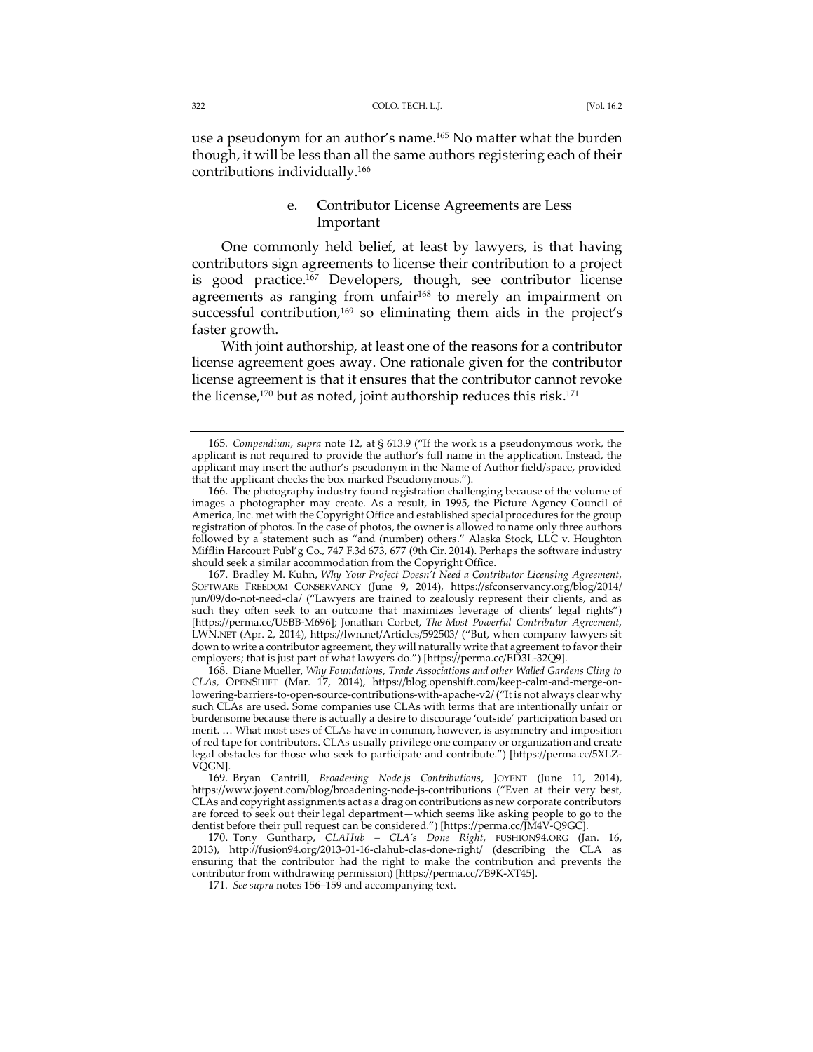use a pseudonym for an author's name.[165] No matter what the burden though, it will be less than all the same authors registering each of their contributions individually.[166]

#### e. Contributor License Agreements are Less Important

One commonly held belief, at least by lawyers, is that having contributors sign agreements to license their contribution to a project is good practice.[167] Developers, though, see contributor license agreements as ranging from unfair[168] to merely an impairment on successful contribution,[169] so eliminating them aids in the project's faster growth.

With joint authorship, at least one of the reasons for a contributor license agreement goes away. One rationale given for the contributor license agreement is that it ensures that the contributor cannot revoke the license,[170] but as noted, joint authorship reduces this risk.[171]

---

165. *Compendium*, *supra* note 12, at § 613.9 ("If the work is a pseudonymous work, the applicant is not required to provide the author's full name in the application. Instead, the applicant may insert the author's pseudonym in the Name of Author field/space, provided that the applicant checks the box marked Pseudonymous.").

166. The photography industry found registration challenging because of the volume of images a photographer may create. As a result, in 1995, the Picture Agency Council of America, Inc. met with the Copyright Office and established special procedures for the group registration of photos. In the case of photos, the owner is allowed to name only three authors followed by a statement such as "and (number) others." Alaska Stock, LLC v. Houghton Mifflin Harcourt Publ'g Co., 747 F.3d 673, 677 (9th Cir. 2014). Perhaps the software industry should seek a similar accommodation from the Copyright Office.

167. Bradley M. Kuhn, *Why Your Project Doesn't Need a Contributor Licensing Agreement*, SOFTWARE FREEDOM CONSERVANCY (June 9, 2014), https://sfconservancy.org/blog/2014/jun/09/do-not-need-cla/ ("Lawyers are trained to zealously represent their clients, and as such they often seek to an outcome that maximizes leverage of clients' legal rights") [https://perma.cc/U5BB-M696]; Jonathan Corbet, *The Most Powerful Contributor Agreement*, LWN.NET (Apr. 2, 2014), https://lwn.net/Articles/592503/ ("But, when company lawyers sit down to write a contributor agreement, they will naturally write that agreement to favor their employers; that is just part of what lawyers do.") [https://perma.cc/ED3L-32Q9].

168. Diane Mueller, *Why Foundations, Trade Associations and other Walled Gardens Cling to CLAs*, OPENSHIFT (Mar. 17, 2014), https://blog.openshift.com/keep-calm-and-merge-on-lowering-barriers-to-open-source-contributions-with-apache-v2/ ("It is not always clear why such CLAs are used. Some companies use CLAs with terms that are intentionally unfair or burdensome because there is actually a desire to discourage 'outside' participation based on merit. … What most uses of CLAs have in common, however, is asymmetry and imposition of red tape for contributors. CLAs usually privilege one company or organization and create legal obstacles for those who seek to participate and contribute.") [https://perma.cc/5XLZ-VQGN].

169. Bryan Cantrill, *Broadening Node.js Contributions*, JOYENT (June 11, 2014), https://www.joyent.com/blog/broadening-node-js-contributions ("Even at their very best, CLAs and copyright assignments act as a drag on contributions as new corporate contributors are forced to seek out their legal department—which seems like asking people to go to the dentist before their pull request can be considered.") [https://perma.cc/JM4V-Q9GC].

170. Tony Guntharp, *CLAHub – CLA's Done Right*, FUSHION94.ORG (Jan. 16, 2013), http://fusion94.org/2013-01-16-clahub-clas-done-right/ (describing the CLA as ensuring that the contributor had the right to make the contribution and prevents the contributor from withdrawing permission) [https://perma.cc/7B9K-XT45].

171. *See supra* notes 156–159 and accompanying text.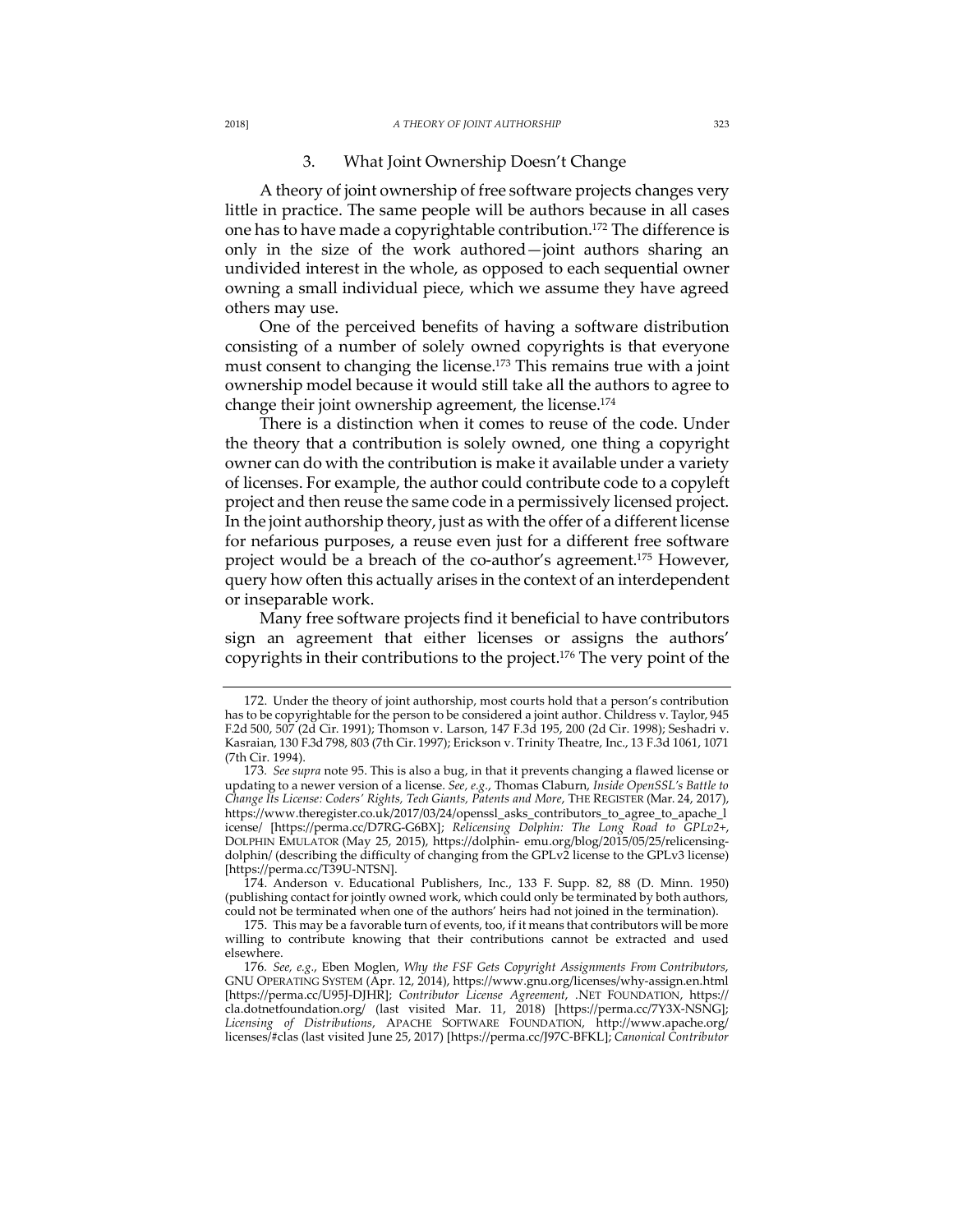### 3. What Joint Ownership Doesn't Change

A theory of joint ownership of free software projects changes very little in practice. The same people will be authors because in all cases one has to have made a copyrightable contribution.[172] The difference is only in the size of the work authored—joint authors sharing an undivided interest in the whole, as opposed to each sequential owner owning a small individual piece, which we assume they have agreed others may use.

One of the perceived benefits of having a software distribution consisting of a number of solely owned copyrights is that everyone must consent to changing the license.[173] This remains true with a joint ownership model because it would still take all the authors to agree to change their joint ownership agreement, the license.[174]

There is a distinction when it comes to reuse of the code. Under the theory that a contribution is solely owned, one thing a copyright owner can do with the contribution is make it available under a variety of licenses. For example, the author could contribute code to a copyleft project and then reuse the same code in a permissively licensed project. In the joint authorship theory, just as with the offer of a different license for nefarious purposes, a reuse even just for a different free software project would be a breach of the co-author's agreement.[175] However, query how often this actually arises in the context of an interdependent or inseparable work.

Many free software projects find it beneficial to have contributors sign an agreement that either licenses or assigns the authors' copyrights in their contributions to the project.[176] The very point of the

---

172. Under the theory of joint authorship, most courts hold that a person's contribution has to be copyrightable for the person to be considered a joint author. Childress v. Taylor, 945 F.2d 500, 507 (2d Cir. 1991); Thomson v. Larson, 147 F.3d 195, 200 (2d Cir. 1998); Seshadri v. Kasraian, 130 F.3d 798, 803 (7th Cir. 1997); Erickson v. Trinity Theatre, Inc., 13 F.3d 1061, 1071 (7th Cir. 1994).

173. *See supra* note 95. This is also a bug, in that it prevents changing a flawed license or updating to a newer version of a license. *See, e.g.*, Thomas Claburn, *Inside OpenSSL's Battle to Change Its License: Coders' Rights, Tech Giants, Patents and More*, THE REGISTER (Mar. 24, 2017), https://www.theregister.co.uk/2017/03/24/openssl_asks_contributors_to_agree_to_apache_license/ [https://perma.cc/D7RG-G6BX]; *Relicensing Dolphin: The Long Road to GPLv2+*, DOLPHIN EMULATOR (May 25, 2015), https://dolphin-emu.org/blog/2015/05/25/relicensing-dolphin/ (describing the difficulty of changing from the GPLv2 license to the GPLv3 license) [https://perma.cc/T39U-NTSN].

174. Anderson v. Educational Publishers, Inc., 133 F. Supp. 82, 88 (D. Minn. 1950) (publishing contact for jointly owned work, which could only be terminated by both authors, could not be terminated when one of the authors' heirs had not joined in the termination).

175. This may be a favorable turn of events, too, if it means that contributors will be more willing to contribute knowing that their contributions cannot be extracted and used elsewhere.

176. *See, e.g.*, Eben Moglen, *Why the FSF Gets Copyright Assignments From Contributors*, GNU OPERATING SYSTEM (Apr. 12, 2014), https://www.gnu.org/licenses/why-assign.en.html [https://perma.cc/U95J-DJHR]; *Contributor License Agreement*, .NET FOUNDATION, https://cla.dotnetfoundation.org/ (last visited Mar. 11, 2018) [https://perma.cc/7Y3X-NSNG]; *Licensing of Distributions*, APACHE SOFTWARE FOUNDATION, http://www.apache.org/licenses/#clas (last visited June 25, 2017) [https://perma.cc/J97C-BFKL]; *Canonical Contributor*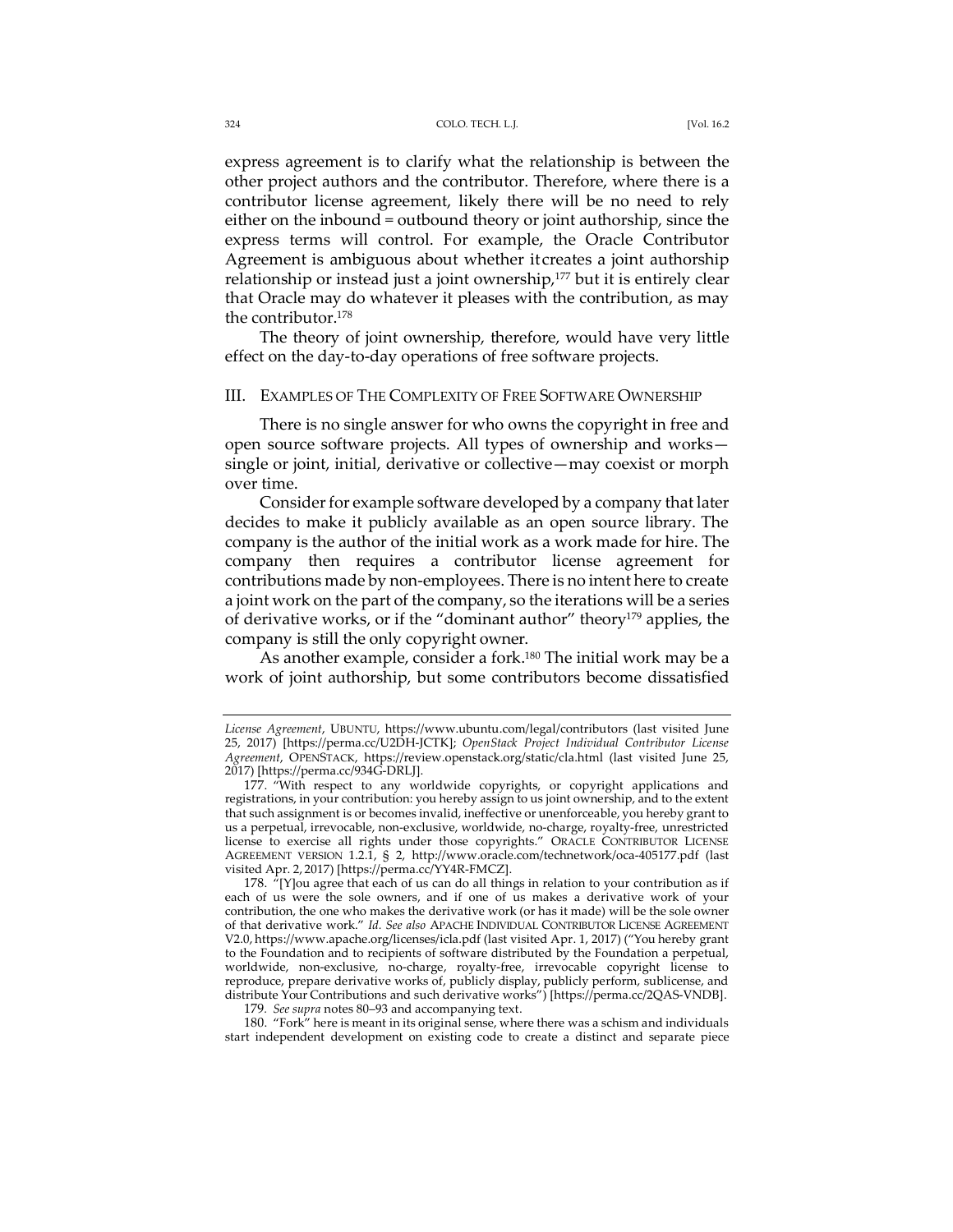express agreement is to clarify what the relationship is between the other project authors and the contributor. Therefore, where there is a contributor license agreement, likely there will be no need to rely either on the inbound = outbound theory or joint authorship, since the express terms will control. For example, the Oracle Contributor Agreement is ambiguous about whether itcreates a joint authorship relationship or instead just a joint ownership,[177] but it is entirely clear that Oracle may do whatever it pleases with the contribution, as may the contributor.[178]

The theory of joint ownership, therefore, would have very little effect on the day-to-day operations of free software projects.

## III. EXAMPLES OF THE COMPLEXITY OF FREE SOFTWARE OWNERSHIP

There is no single answer for who owns the copyright in free and open source software projects. All types of ownership and works—single or joint, initial, derivative or collective—may coexist or morph over time.

Consider for example software developed by a company that later decides to make it publicly available as an open source library. The company is the author of the initial work as a work made for hire. The company then requires a contributor license agreement for contributions made by non-employees. There is no intent here to create a joint work on the part of the company, so the iterations will be a series of derivative works, or if the "dominant author" theory[179] applies, the company is still the only copyright owner.

As another example, consider a fork.[180] The initial work may be a work of joint authorship, but some contributors become dissatisfied

---

*License Agreement*, UBUNTU, https://www.ubuntu.com/legal/contributors (last visited June 25, 2017) [https://perma.cc/U2DH-JCTK]; *OpenStack Project Individual Contributor License Agreement*, OPENSTACK, https://review.openstack.org/static/cla.html (last visited June 25, 2017) [https://perma.cc/934G-DRLJ].

177. "With respect to any worldwide copyrights, or copyright applications and registrations, in your contribution: you hereby assign to us joint ownership, and to the extent that such assignment is or becomes invalid, ineffective or unenforceable, you hereby grant to us a perpetual, irrevocable, non-exclusive, worldwide, no-charge, royalty-free, unrestricted license to exercise all rights under those copyrights." ORACLE CONTRIBUTOR LICENSE AGREEMENT VERSION 1.2.1, § 2, http://www.oracle.com/technetwork/oca-405177.pdf (last visited Apr. 2, 2017) [https://perma.cc/YY4R-FMCZ].

178. "[Y]ou agree that each of us can do all things in relation to your contribution as if each of us were the sole owners, and if one of us makes a derivative work of your contribution, the one who makes the derivative work (or has it made) will be the sole owner of that derivative work." *Id. See also* APACHE INDIVIDUAL CONTRIBUTOR LICENSE AGREEMENT V2.0, https://www.apache.org/licenses/icla.pdf (last visited Apr. 1, 2017) ("You hereby grant to the Foundation and to recipients of software distributed by the Foundation a perpetual, worldwide, non-exclusive, no-charge, royalty-free, irrevocable copyright license to reproduce, prepare derivative works of, publicly display, publicly perform, sublicense, and distribute Your Contributions and such derivative works") [https://perma.cc/2QAS-VNDB].

179. *See supra* notes 80–93 and accompanying text.

180. "Fork" here is meant in its original sense, where there was a schism and individuals start independent development on existing code to create a distinct and separate piece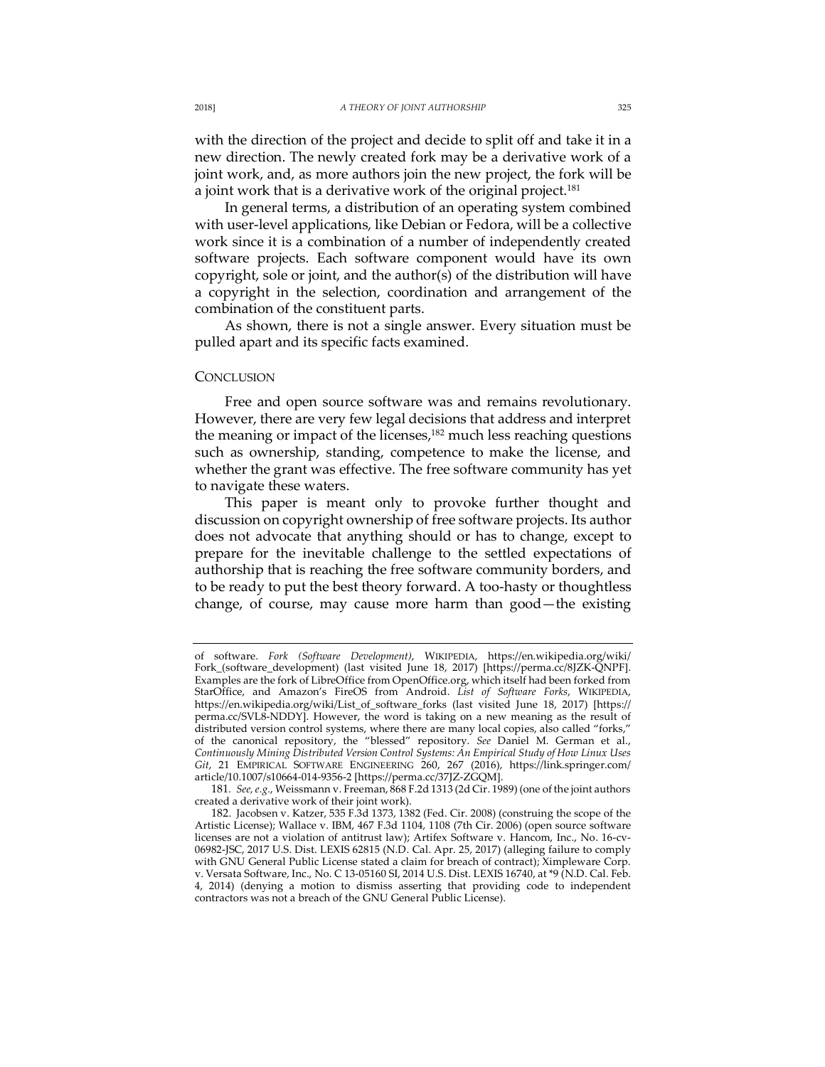with the direction of the project and decide to split off and take it in a new direction. The newly created fork may be a derivative work of a joint work, and, as more authors join the new project, the fork will be a joint work that is a derivative work of the original project.[181]

In general terms, a distribution of an operating system combined with user-level applications, like Debian or Fedora, will be a collective work since it is a combination of a number of independently created software projects. Each software component would have its own copyright, sole or joint, and the author(s) of the distribution will have a copyright in the selection, coordination and arrangement of the combination of the constituent parts.

As shown, there is not a single answer. Every situation must be pulled apart and its specific facts examined.

## CONCLUSION

Free and open source software was and remains revolutionary. However, there are very few legal decisions that address and interpret the meaning or impact of the licenses,[182] much less reaching questions such as ownership, standing, competence to make the license, and whether the grant was effective. The free software community has yet to navigate these waters.

This paper is meant only to provoke further thought and discussion on copyright ownership of free software projects. Its author does not advocate that anything should or has to change, except to prepare for the inevitable challenge to the settled expectations of authorship that is reaching the free software community borders, and to be ready to put the best theory forward. A too-hasty or thoughtless change, of course, may cause more harm than good—the existing

---

of software. *Fork (Software Development)*, WIKIPEDIA, https://en.wikipedia.org/wiki/Fork_(software_development) (last visited June 18, 2017) [https://perma.cc/8JZK-QNPF]. Examples are the fork of LibreOffice from OpenOffice.org, which itself had been forked from StarOffice, and Amazon's FireOS from Android. *List of Software Forks*, WIKIPEDIA, https://en.wikipedia.org/wiki/List_of_software_forks (last visited June 18, 2017) [https://perma.cc/SVL8-NDDY]. However, the word is taking on a new meaning as the result of distributed version control systems, where there are many local copies, also called "forks," of the canonical repository, the "blessed" repository. *See* Daniel M. German et al., *Continuously Mining Distributed Version Control Systems: An Empirical Study of How Linux Uses Git*, 21 EMPIRICAL SOFTWARE ENGINEERING 260, 267 (2016), https://link.springer.com/article/10.1007/s10664-014-9356-2 [https://perma.cc/37JZ-ZGQM].

181. *See, e.g.*, Weissmann v. Freeman, 868 F.2d 1313 (2d Cir. 1989) (one of the joint authors created a derivative work of their joint work).

182. Jacobsen v. Katzer, 535 F.3d 1373, 1382 (Fed. Cir. 2008) (construing the scope of the Artistic License); Wallace v. IBM, 467 F.3d 1104, 1108 (7th Cir. 2006) (open source software licenses are not a violation of antitrust law); Artifex Software v. Hancom, Inc., No. 16-cv-06982-JSC, 2017 U.S. Dist. LEXIS 62815 (N.D. Cal. Apr. 25, 2017) (alleging failure to comply with GNU General Public License stated a claim for breach of contract); Ximpleware Corp. v. Versata Software, Inc., No. C 13-05160 SI, 2014 U.S. Dist. LEXIS 16740, at *9 (N.D. Cal. Feb. 4, 2014) (denying a motion to dismiss asserting that providing code to independent contractors was not a breach of the GNU General Public License).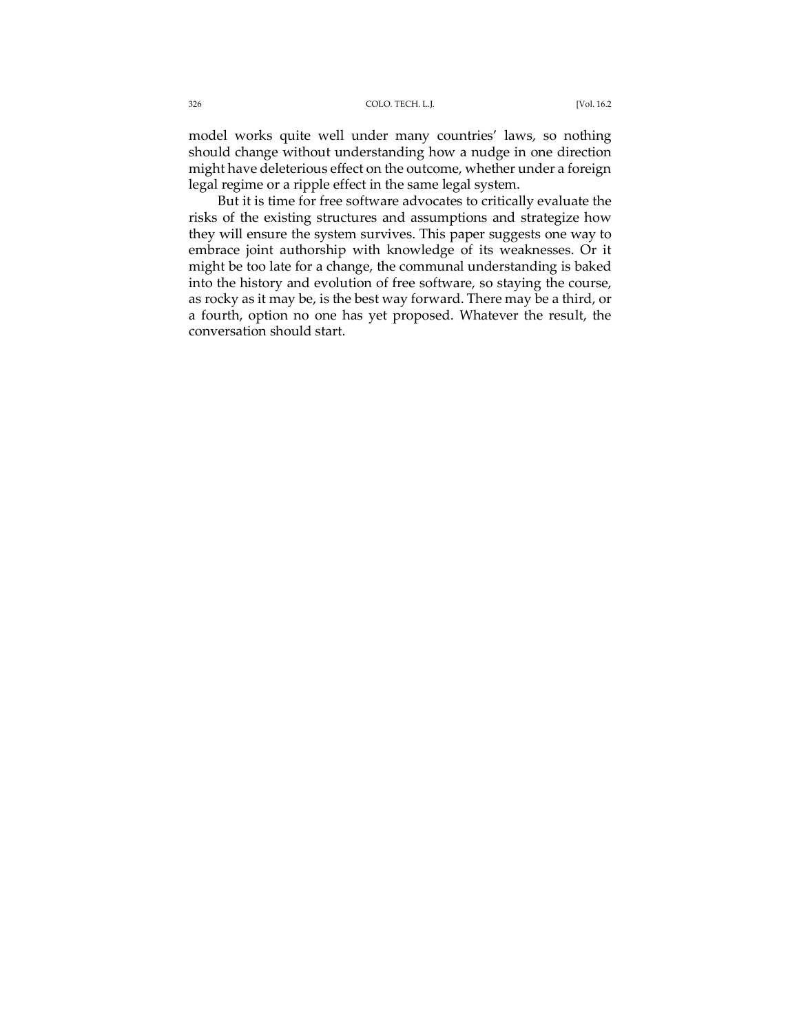model works quite well under many countries' laws, so nothing should change without understanding how a nudge in one direction might have deleterious effect on the outcome, whether under a foreign legal regime or a ripple effect in the same legal system.

But it is time for free software advocates to critically evaluate the risks of the existing structures and assumptions and strategize how they will ensure the system survives. This paper suggests one way to embrace joint authorship with knowledge of its weaknesses. Or it might be too late for a change, the communal understanding is baked into the history and evolution of free software, so staying the course, as rocky as it may be, is the best way forward. There may be a third, or a fourth, option no one has yet proposed. Whatever the result, the conversation should start.